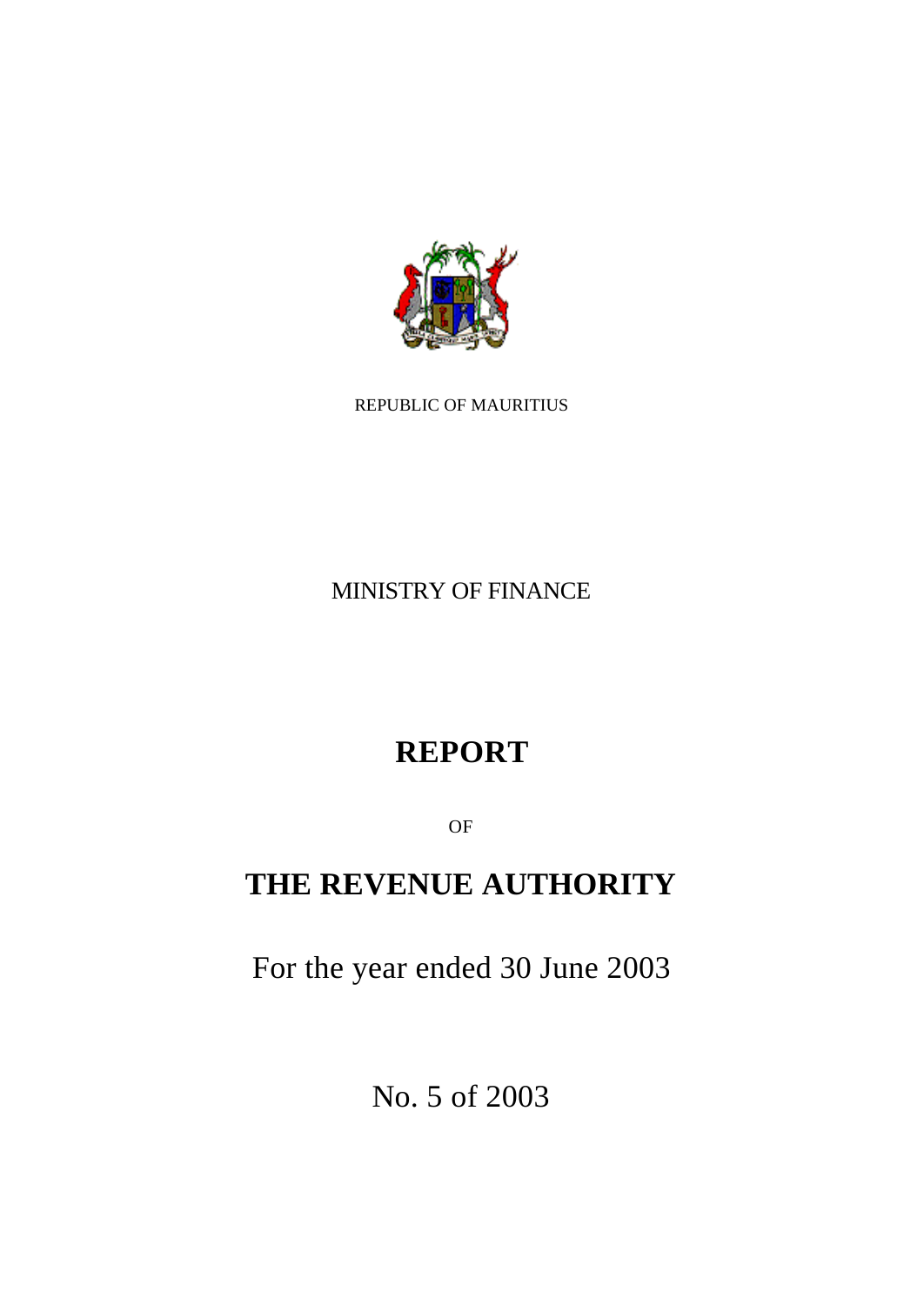REPUBLIC OF MAURITIUS

MINISTRY OF FINANCE

# REPORT

OF

# THE REVENUE AUTHORITY

For the year ended 30 June 2003

No. 5 of 2003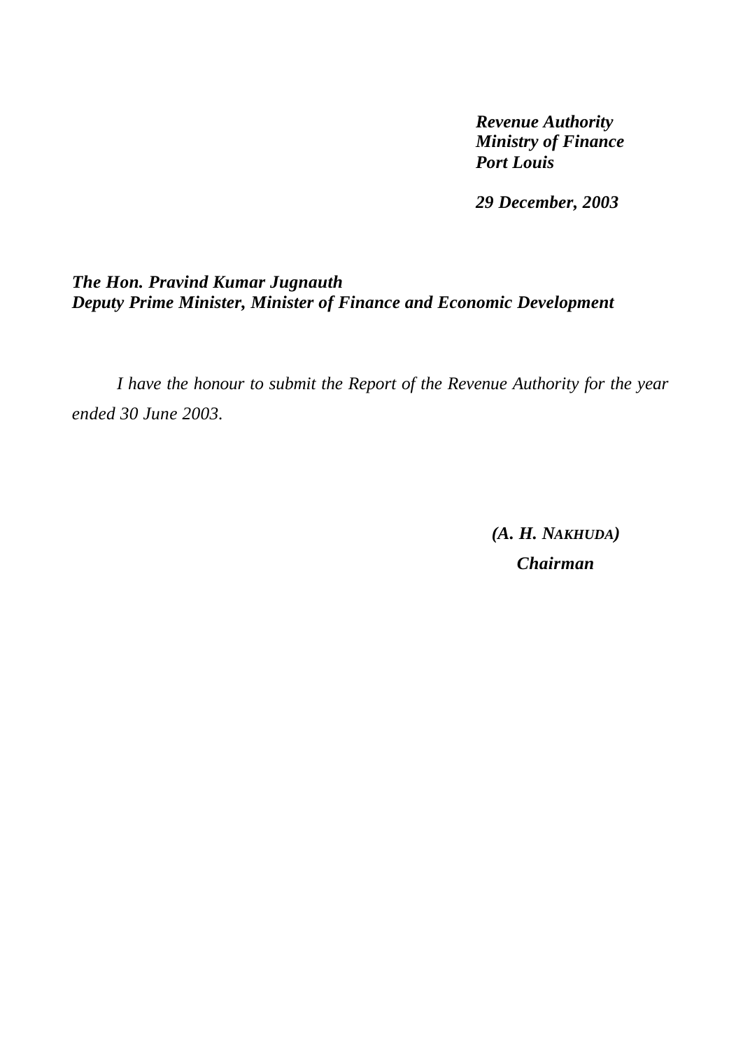***Revenue Authority***
***Ministry of Finance***
***Port Louis***

***29 December, 2003***

***The Hon. Pravind Kumar Jugnauth***
***Deputy Prime Minister, Minister of Finance and Economic Development***

*I have the honour to submit the Report of the Revenue Authority for the year ended 30 June 2003.*

***(A. H. NAKHUDA)***
***Chairman***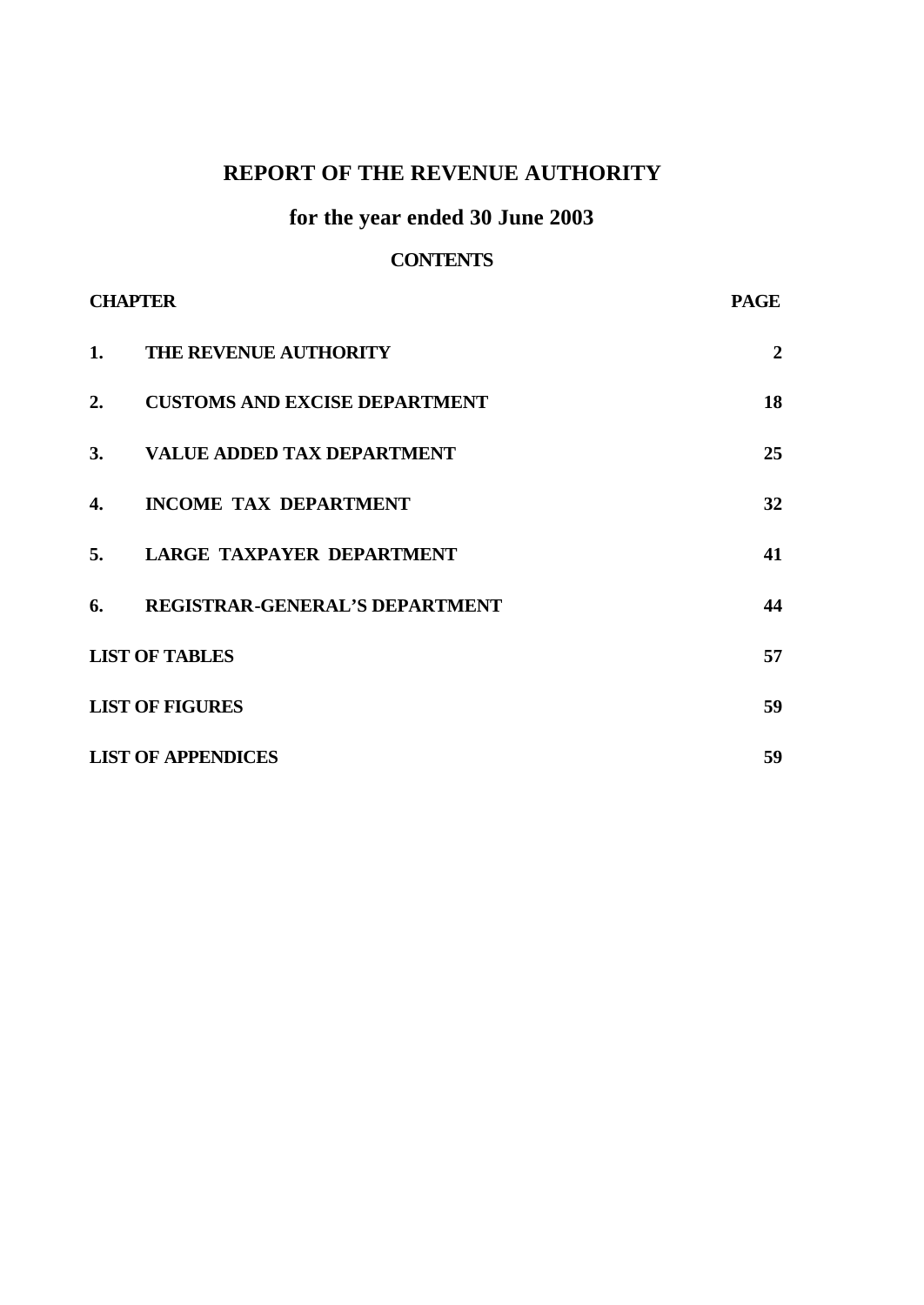# REPORT OF THE REVENUE AUTHORITY

## for the year ended 30 June 2003

### CONTENTS

| CHAPTER | | PAGE |
|---|---|---|
| **1.** | **THE REVENUE AUTHORITY** | **2** |
| **2.** | **CUSTOMS AND EXCISE DEPARTMENT** | **18** |
| **3.** | **VALUE ADDED TAX DEPARTMENT** | **25** |
| **4.** | **INCOME TAX DEPARTMENT** | **32** |
| **5.** | **LARGE TAXPAYER DEPARTMENT** | **41** |
| **6.** | **REGISTRAR-GENERAL'S DEPARTMENT** | **44** |
| **LIST OF TABLES** | | **57** |
| **LIST OF FIGURES** | | **59** |
| **LIST OF APPENDICES** | | **59** |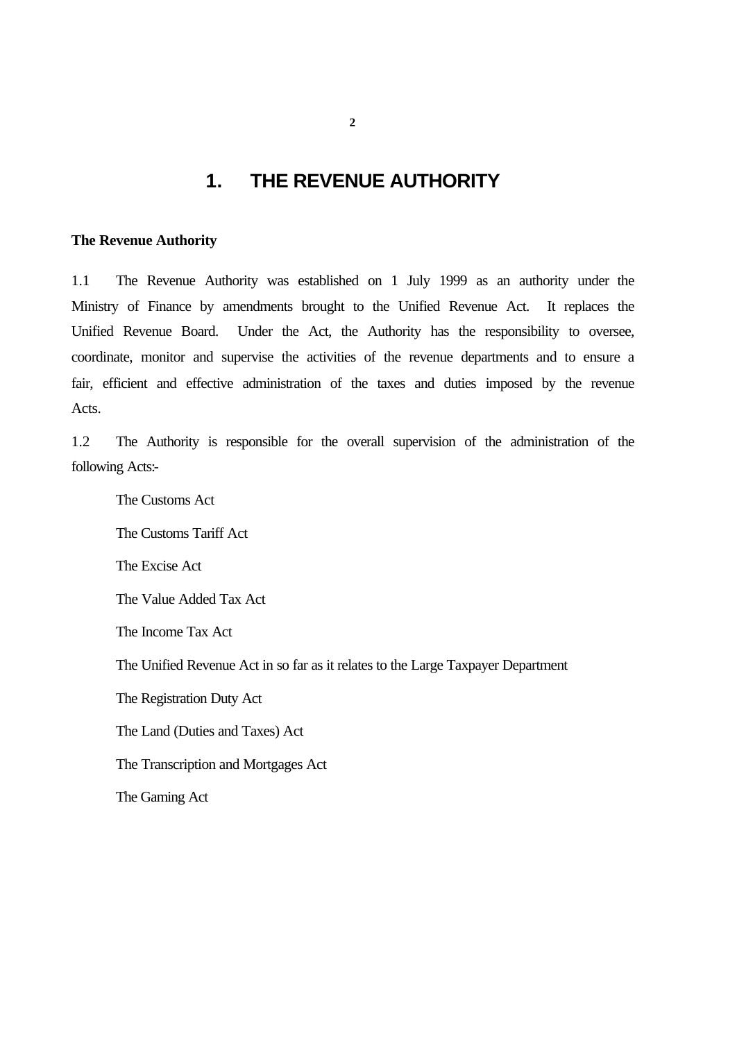# 1. THE REVENUE AUTHORITY

**The Revenue Authority**

1.1 The Revenue Authority was established on 1 July 1999 as an authority under the Ministry of Finance by amendments brought to the Unified Revenue Act. It replaces the Unified Revenue Board. Under the Act, the Authority has the responsibility to oversee, coordinate, monitor and supervise the activities of the revenue departments and to ensure a fair, efficient and effective administration of the taxes and duties imposed by the revenue Acts.

1.2 The Authority is responsible for the overall supervision of the administration of the following Acts:-

The Customs Act

The Customs Tariff Act

The Excise Act

The Value Added Tax Act

The Income Tax Act

The Unified Revenue Act in so far as it relates to the Large Taxpayer Department

The Registration Duty Act

The Land (Duties and Taxes) Act

The Transcription and Mortgages Act

The Gaming Act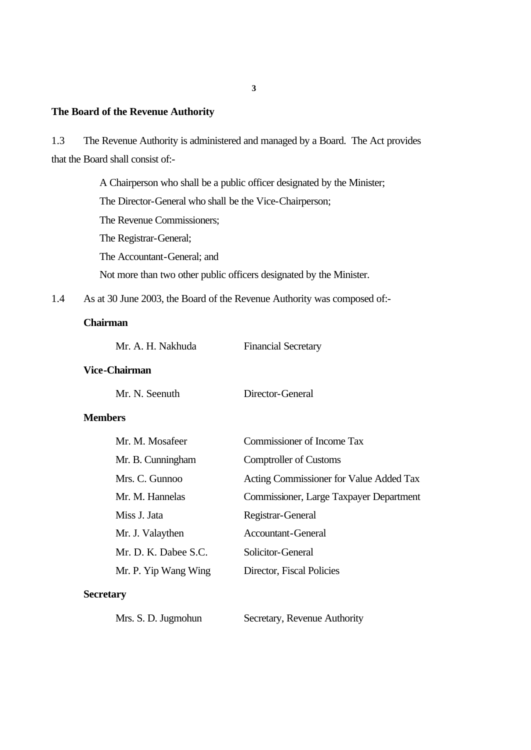**The Board of the Revenue Authority**

1.3 The Revenue Authority is administered and managed by a Board. The Act provides that the Board shall consist of:-

A Chairperson who shall be a public officer designated by the Minister;
The Director-General who shall be the Vice-Chairperson;
The Revenue Commissioners;
The Registrar-General;
The Accountant-General; and
Not more than two other public officers designated by the Minister.

1.4 As at 30 June 2003, the Board of the Revenue Authority was composed of:-

**Chairman**

| | |
|---|---|
| Mr. A. H. Nakhuda | Financial Secretary |

**Vice-Chairman**

| | |
|---|---|
| Mr. N. Seenuth | Director-General |

**Members**

| | |
|---|---|
| Mr. M. Mosafeer | Commissioner of Income Tax |
| Mr. B. Cunningham | Comptroller of Customs |
| Mrs. C. Gunnoo | Acting Commissioner for Value Added Tax |
| Mr. M. Hannelas | Commissioner, Large Taxpayer Department |
| Miss J. Jata | Registrar-General |
| Mr. J. Valaythen | Accountant-General |
| Mr. D. K. Dabee S.C. | Solicitor-General |
| Mr. P. Yip Wang Wing | Director, Fiscal Policies |

**Secretary**

| | |
|---|---|
| Mrs. S. D. Jugmohun | Secretary, Revenue Authority |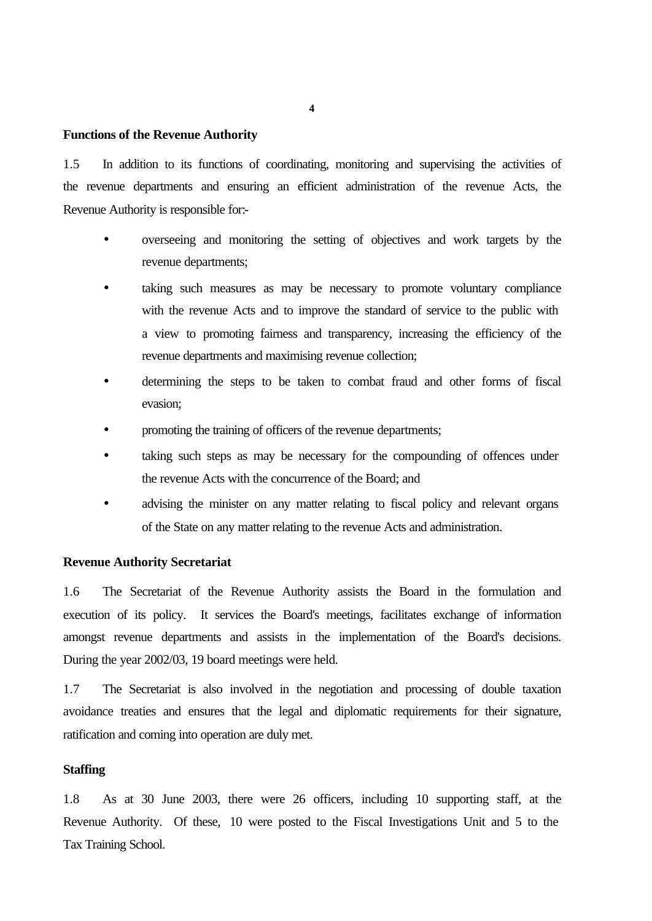### Functions of the Revenue Authority

1.5 In addition to its functions of coordinating, monitoring and supervising the activities of the revenue departments and ensuring an efficient administration of the revenue Acts, the Revenue Authority is responsible for:-

- overseeing and monitoring the setting of objectives and work targets by the revenue departments;
- taking such measures as may be necessary to promote voluntary compliance with the revenue Acts and to improve the standard of service to the public with a view to promoting fairness and transparency, increasing the efficiency of the revenue departments and maximising revenue collection;
- determining the steps to be taken to combat fraud and other forms of fiscal evasion;
- promoting the training of officers of the revenue departments;
- taking such steps as may be necessary for the compounding of offences under the revenue Acts with the concurrence of the Board; and
- advising the minister on any matter relating to fiscal policy and relevant organs of the State on any matter relating to the revenue Acts and administration.

### Revenue Authority Secretariat

1.6 The Secretariat of the Revenue Authority assists the Board in the formulation and execution of its policy. It services the Board's meetings, facilitates exchange of information amongst revenue departments and assists in the implementation of the Board's decisions. During the year 2002/03, 19 board meetings were held.

1.7 The Secretariat is also involved in the negotiation and processing of double taxation avoidance treaties and ensures that the legal and diplomatic requirements for their signature, ratification and coming into operation are duly met.

### Staffing

1.8 As at 30 June 2003, there were 26 officers, including 10 supporting staff, at the Revenue Authority. Of these, 10 were posted to the Fiscal Investigations Unit and 5 to the Tax Training School.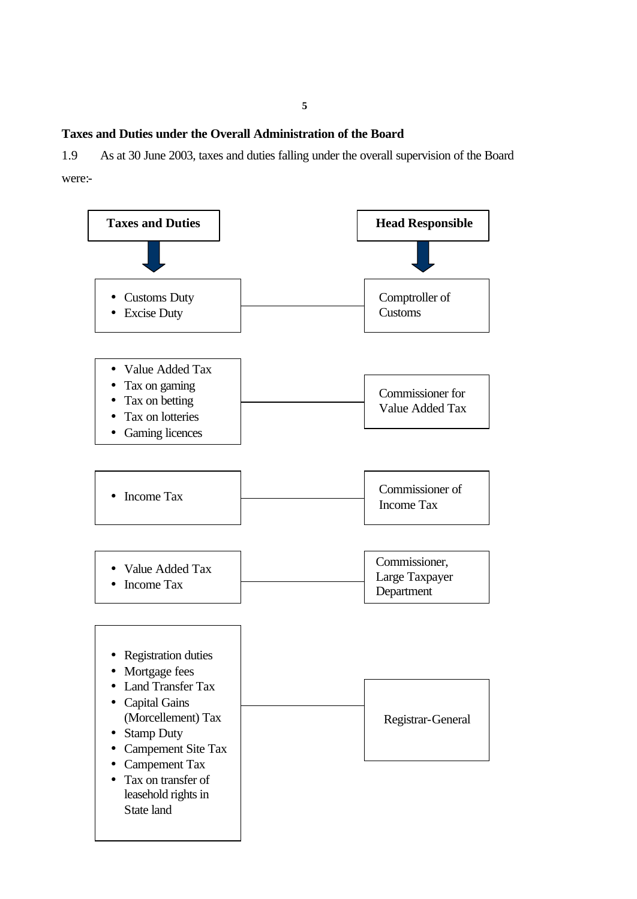**Taxes and Duties under the Overall Administration of the Board**

1.9 As at 30 June 2003, taxes and duties falling under the overall supervision of the Board were:-

| Taxes and Duties | Head Responsible |
| --- | --- |
| • Customs Duty<br>• Excise Duty | Comptroller of Customs |
| • Value Added Tax<br>• Tax on gaming<br>• Tax on betting<br>• Tax on lotteries<br>• Gaming licences | Commissioner for Value Added Tax |
| • Income Tax | Commissioner of Income Tax |
| • Value Added Tax<br>• Income Tax | Commissioner, Large Taxpayer Department |
| • Registration duties<br>• Mortgage fees<br>• Land Transfer Tax<br>• Capital Gains (Morcellement) Tax<br>• Stamp Duty<br>• Campement Site Tax<br>• Campement Tax<br>• Tax on transfer of leasehold rights in State land | Registrar-General |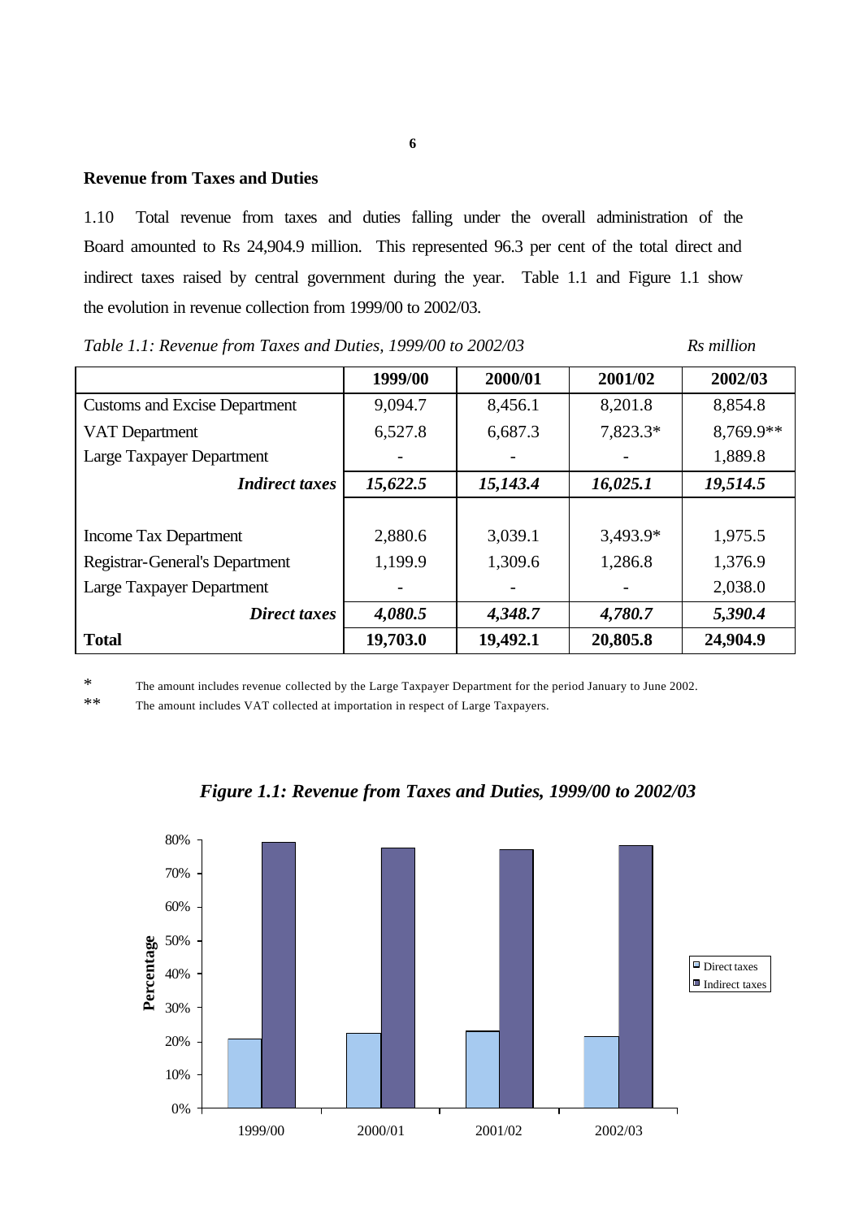## Revenue from Taxes and Duties

1.10 Total revenue from taxes and duties falling under the overall administration of the Board amounted to Rs 24,904.9 million. This represented 96.3 per cent of the total direct and indirect taxes raised by central government during the year. Table 1.1 and Figure 1.1 show the evolution in revenue collection from 1999/00 to 2002/03.

*Table 1.1: Revenue from Taxes and Duties, 1999/00 to 2002/03* — *Rs million*

| | 1999/00 | 2000/01 | 2001/02 | 2002/03 |
|---|---|---|---|---|
| Customs and Excise Department | 9,094.7 | 8,456.1 | 8,201.8 | 8,854.8 |
| VAT Department | 6,527.8 | 6,687.3 | 7,823.3* | 8,769.9** |
| Large Taxpayer Department | - | - | - | 1,889.8 |
| ***Indirect taxes*** | ***15,622.5*** | ***15,143.4*** | ***16,025.1*** | ***19,514.5*** |
| | | | | |
| Income Tax Department | 2,880.6 | 3,039.1 | 3,493.9* | 1,975.5 |
| Registrar-General's Department | 1,199.9 | 1,309.6 | 1,286.8 | 1,376.9 |
| Large Taxpayer Department | - | - | - | 2,038.0 |
| ***Direct taxes*** | ***4,080.5*** | ***4,348.7*** | ***4,780.7*** | ***5,390.4*** |
| **Total** | **19,703.0** | **19,492.1** | **20,805.8** | **24,904.9** |

\* The amount includes revenue collected by the Large Taxpayer Department for the period January to June 2002.

\** The amount includes VAT collected at importation in respect of Large Taxpayers.

***Figure 1.1: Revenue from Taxes and Duties, 1999/00 to 2002/03***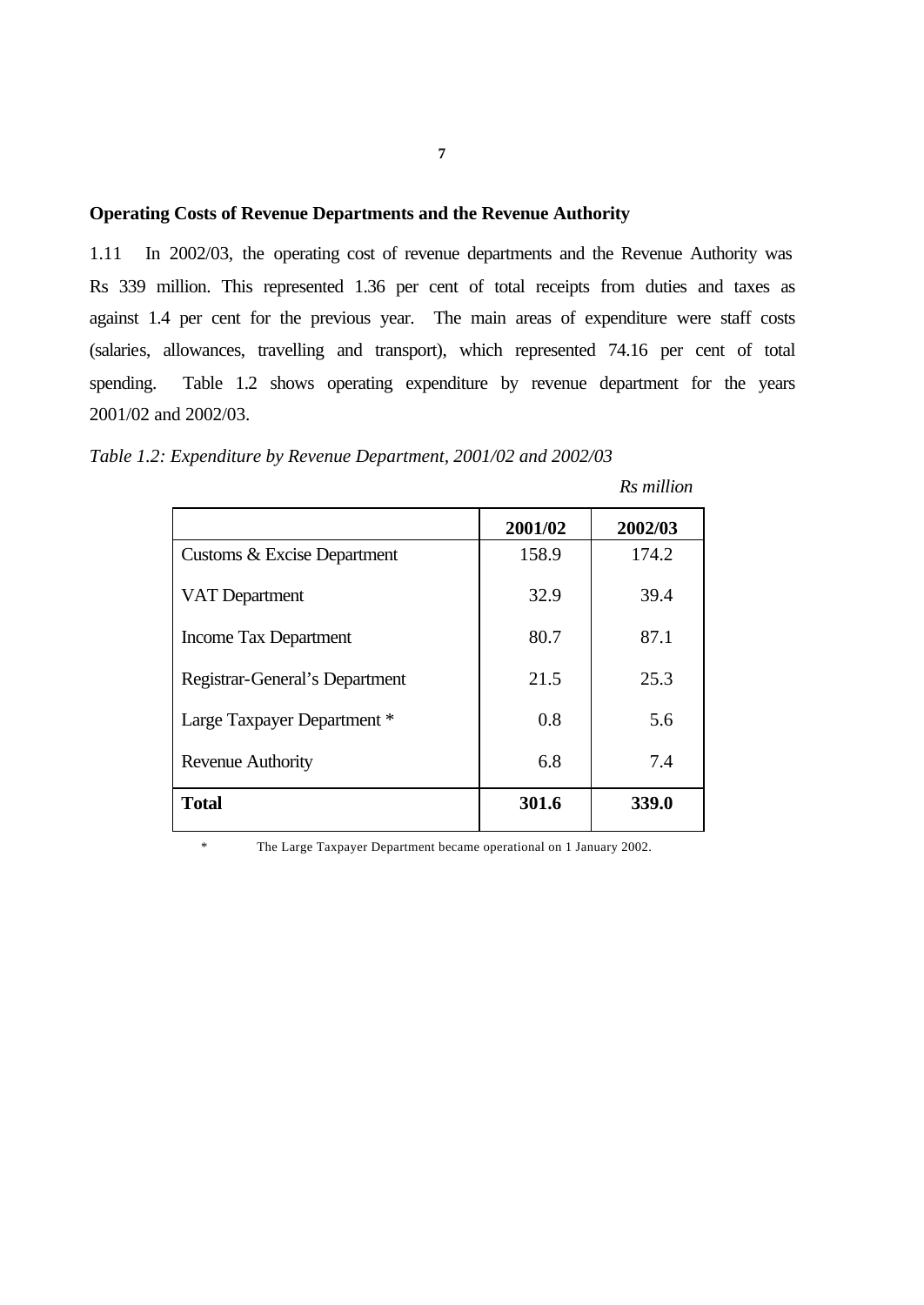## Operating Costs of Revenue Departments and the Revenue Authority

1.11 In 2002/03, the operating cost of revenue departments and the Revenue Authority was Rs 339 million. This represented 1.36 per cent of total receipts from duties and taxes as against 1.4 per cent for the previous year. The main areas of expenditure were staff costs (salaries, allowances, travelling and transport), which represented 74.16 per cent of total spending. Table 1.2 shows operating expenditure by revenue department for the years 2001/02 and 2002/03.

*Table 1.2: Expenditure by Revenue Department, 2001/02 and 2002/03*

*Rs million*

| | 2001/02 | 2002/03 |
|---|---|---|
| Customs & Excise Department | 158.9 | 174.2 |
| VAT Department | 32.9 | 39.4 |
| Income Tax Department | 80.7 | 87.1 |
| Registrar-General's Department | 21.5 | 25.3 |
| Large Taxpayer Department * | 0.8 | 5.6 |
| Revenue Authority | 6.8 | 7.4 |
| **Total** | **301.6** | **339.0** |

\* The Large Taxpayer Department became operational on 1 January 2002.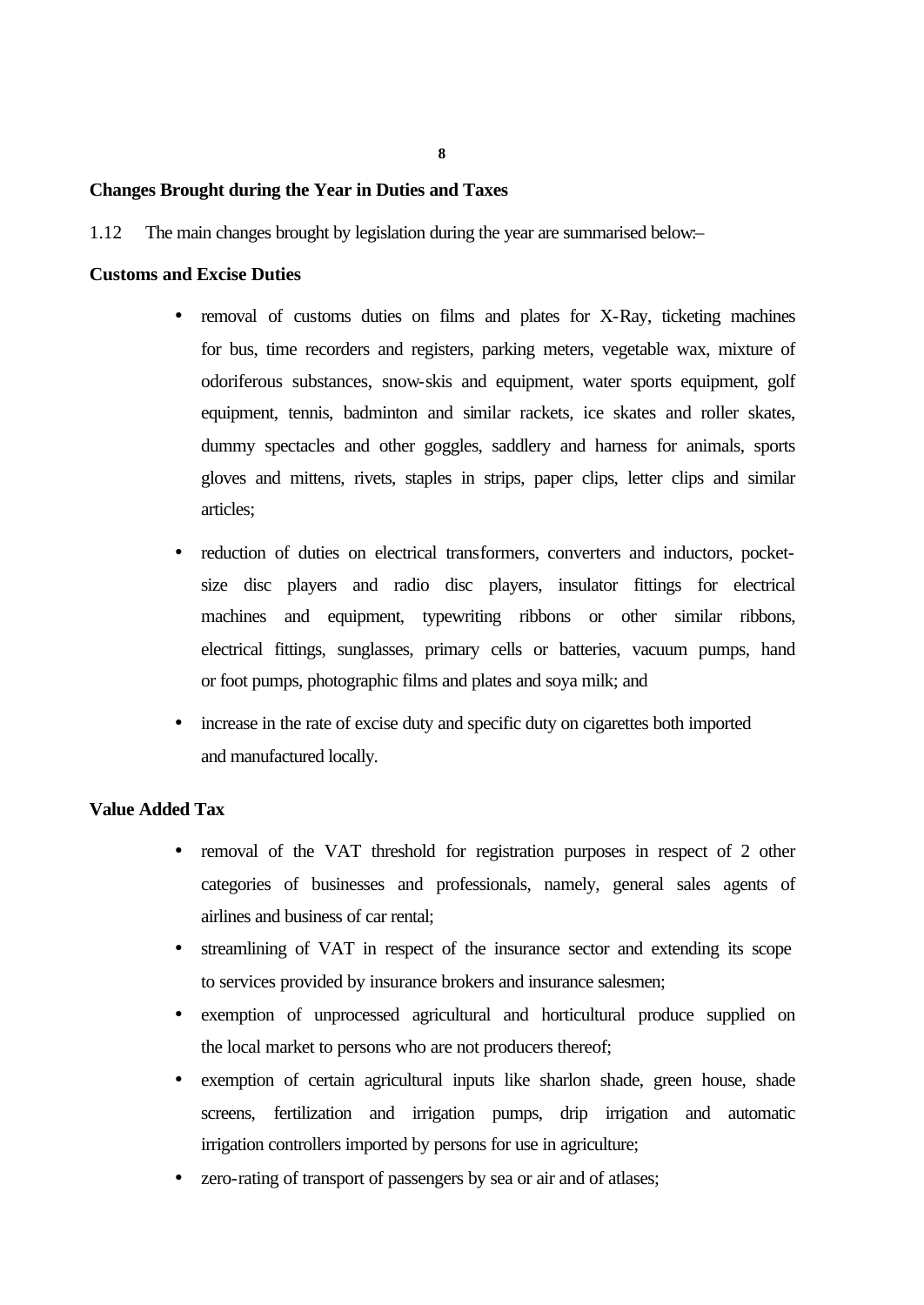## Changes Brought during the Year in Duties and Taxes

1.12 The main changes brought by legislation during the year are summarised below:–

### Customs and Excise Duties

- removal of customs duties on films and plates for X-Ray, ticketing machines for bus, time recorders and registers, parking meters, vegetable wax, mixture of odoriferous substances, snow-skis and equipment, water sports equipment, golf equipment, tennis, badminton and similar rackets, ice skates and roller skates, dummy spectacles and other goggles, saddlery and harness for animals, sports gloves and mittens, rivets, staples in strips, paper clips, letter clips and similar articles;
- reduction of duties on electrical transformers, converters and inductors, pocket-size disc players and radio disc players, insulator fittings for electrical machines and equipment, typewriting ribbons or other similar ribbons, electrical fittings, sunglasses, primary cells or batteries, vacuum pumps, hand or foot pumps, photographic films and plates and soya milk; and
- increase in the rate of excise duty and specific duty on cigarettes both imported and manufactured locally.

### Value Added Tax

- removal of the VAT threshold for registration purposes in respect of 2 other categories of businesses and professionals, namely, general sales agents of airlines and business of car rental;
- streamlining of VAT in respect of the insurance sector and extending its scope to services provided by insurance brokers and insurance salesmen;
- exemption of unprocessed agricultural and horticultural produce supplied on the local market to persons who are not producers thereof;
- exemption of certain agricultural inputs like sharlon shade, green house, shade screens, fertilization and irrigation pumps, drip irrigation and automatic irrigation controllers imported by persons for use in agriculture;
- zero-rating of transport of passengers by sea or air and of atlases;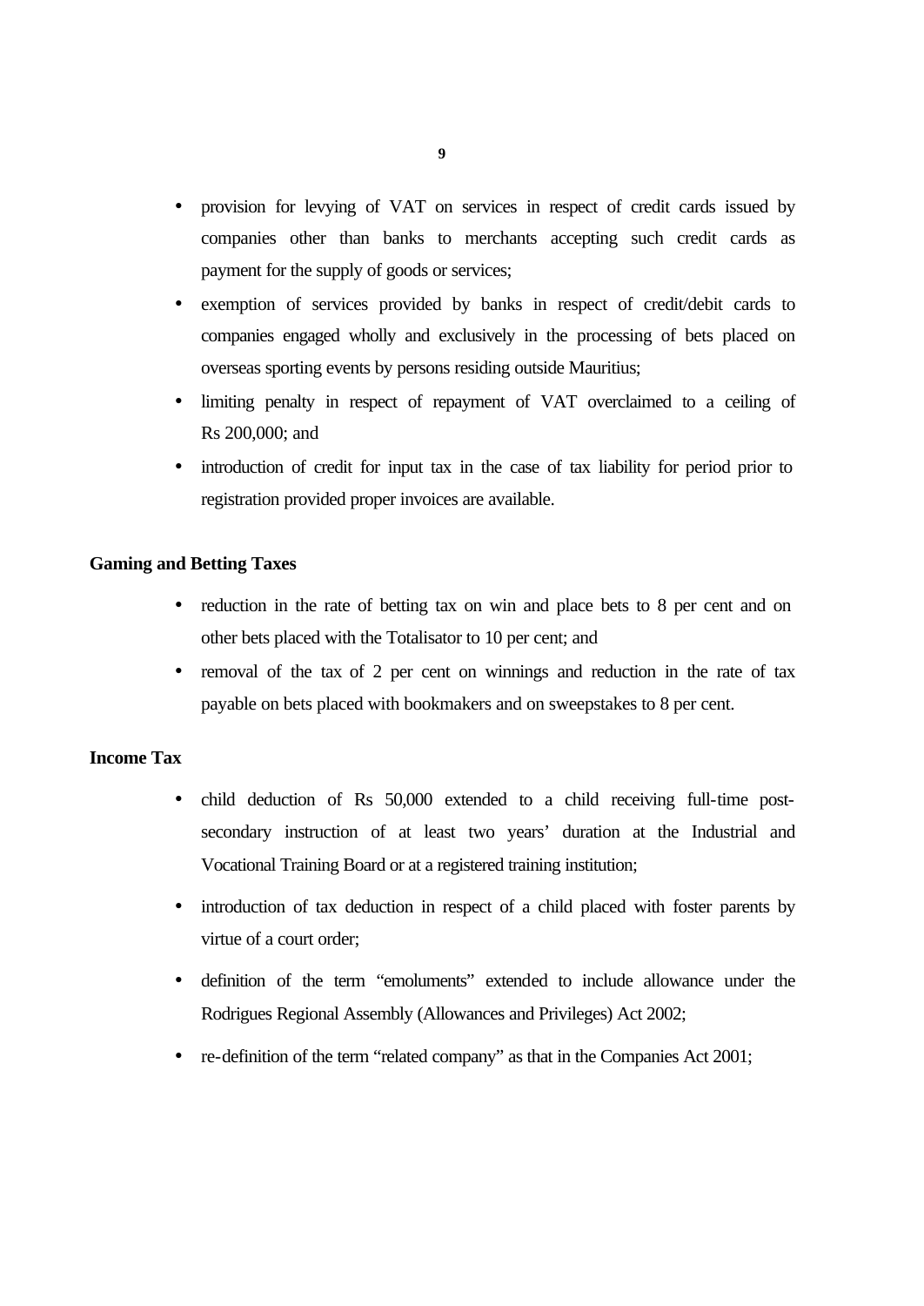- provision for levying of VAT on services in respect of credit cards issued by companies other than banks to merchants accepting such credit cards as payment for the supply of goods or services;
- exemption of services provided by banks in respect of credit/debit cards to companies engaged wholly and exclusively in the processing of bets placed on overseas sporting events by persons residing outside Mauritius;
- limiting penalty in respect of repayment of VAT overclaimed to a ceiling of Rs 200,000; and
- introduction of credit for input tax in the case of tax liability for period prior to registration provided proper invoices are available.

**Gaming and Betting Taxes**

- reduction in the rate of betting tax on win and place bets to 8 per cent and on other bets placed with the Totalisator to 10 per cent; and
- removal of the tax of 2 per cent on winnings and reduction in the rate of tax payable on bets placed with bookmakers and on sweepstakes to 8 per cent.

**Income Tax**

- child deduction of Rs 50,000 extended to a child receiving full-time post-secondary instruction of at least two years' duration at the Industrial and Vocational Training Board or at a registered training institution;
- introduction of tax deduction in respect of a child placed with foster parents by virtue of a court order;
- definition of the term "emoluments" extended to include allowance under the Rodrigues Regional Assembly (Allowances and Privileges) Act 2002;
- re-definition of the term "related company" as that in the Companies Act 2001;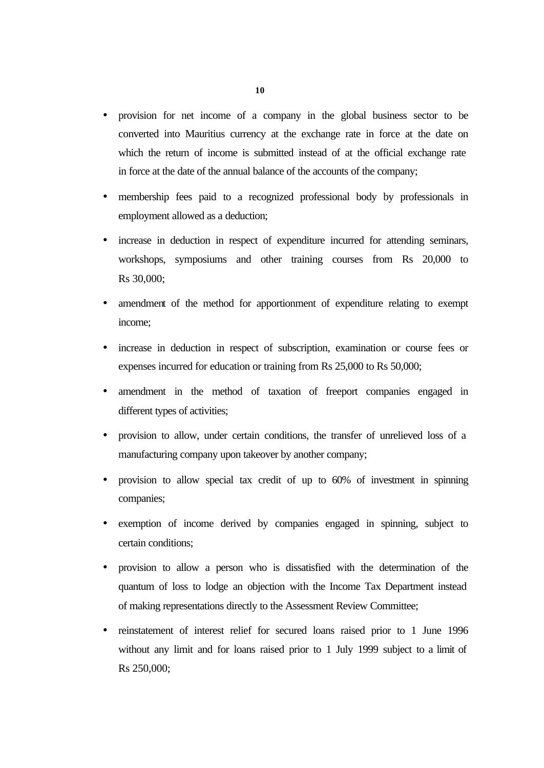- provision for net income of a company in the global business sector to be converted into Mauritius currency at the exchange rate in force at the date on which the return of income is submitted instead of at the official exchange rate in force at the date of the annual balance of the accounts of the company;

- membership fees paid to a recognized professional body by professionals in employment allowed as a deduction;

- increase in deduction in respect of expenditure incurred for attending seminars, workshops, symposiums and other training courses from Rs 20,000 to Rs 30,000;

- amendment of the method for apportionment of expenditure relating to exempt income;

- increase in deduction in respect of subscription, examination or course fees or expenses incurred for education or training from Rs 25,000 to Rs 50,000;

- amendment in the method of taxation of freeport companies engaged in different types of activities;

- provision to allow, under certain conditions, the transfer of unrelieved loss of a manufacturing company upon takeover by another company;

- provision to allow special tax credit of up to 60% of investment in spinning companies;

- exemption of income derived by companies engaged in spinning, subject to certain conditions;

- provision to allow a person who is dissatisfied with the determination of the quantum of loss to lodge an objection with the Income Tax Department instead of making representations directly to the Assessment Review Committee;

- reinstatement of interest relief for secured loans raised prior to 1 June 1996 without any limit and for loans raised prior to 1 July 1999 subject to a limit of Rs 250,000;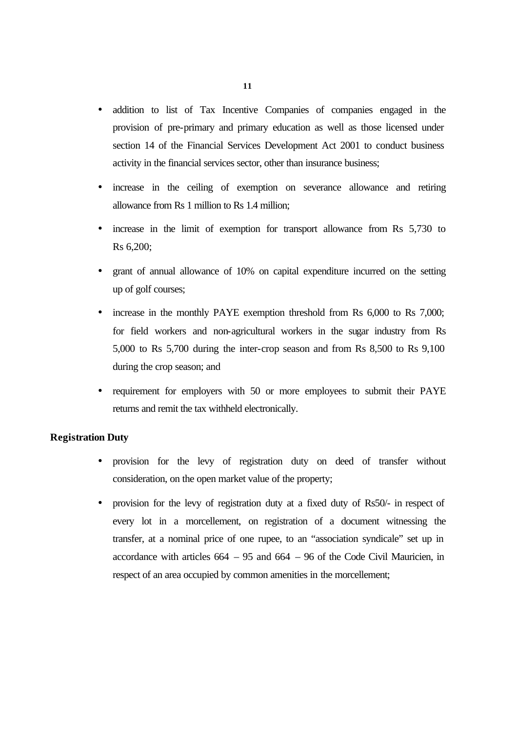- addition to list of Tax Incentive Companies of companies engaged in the provision of pre-primary and primary education as well as those licensed under section 14 of the Financial Services Development Act 2001 to conduct business activity in the financial services sector, other than insurance business;

- increase in the ceiling of exemption on severance allowance and retiring allowance from Rs 1 million to Rs 1.4 million;

- increase in the limit of exemption for transport allowance from Rs 5,730 to Rs 6,200;

- grant of annual allowance of 10% on capital expenditure incurred on the setting up of golf courses;

- increase in the monthly PAYE exemption threshold from Rs 6,000 to Rs 7,000; for field workers and non-agricultural workers in the sugar industry from Rs 5,000 to Rs 5,700 during the inter-crop season and from Rs 8,500 to Rs 9,100 during the crop season; and

- requirement for employers with 50 or more employees to submit their PAYE returns and remit the tax withheld electronically.

**Registration Duty**

- provision for the levy of registration duty on deed of transfer without consideration, on the open market value of the property;

- provision for the levy of registration duty at a fixed duty of Rs50/- in respect of every lot in a morcellement, on registration of a document witnessing the transfer, at a nominal price of one rupee, to an "association syndicale" set up in accordance with articles 664 – 95 and 664 – 96 of the Code Civil Mauricien, in respect of an area occupied by common amenities in the morcellement;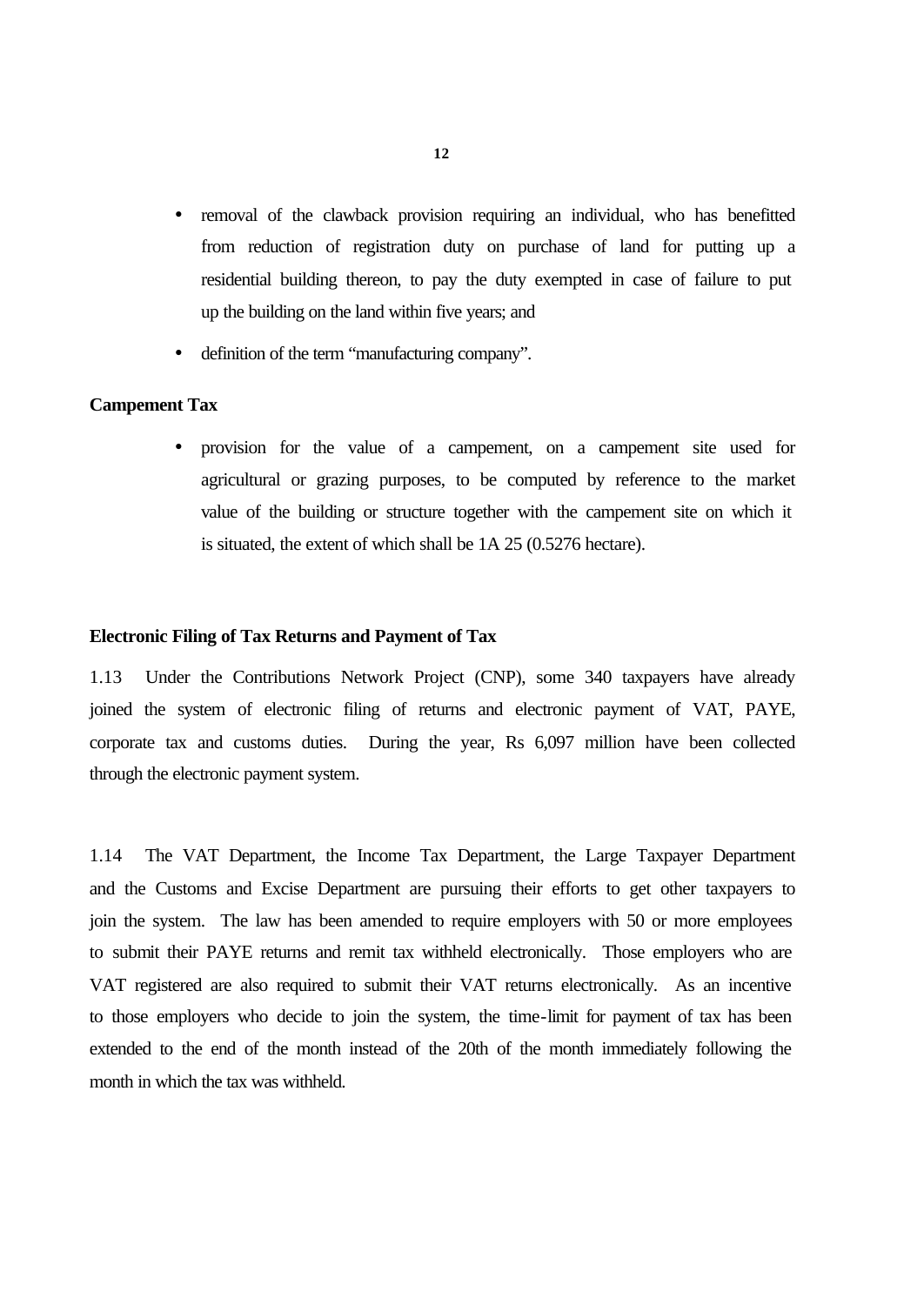- removal of the clawback provision requiring an individual, who has benefitted from reduction of registration duty on purchase of land for putting up a residential building thereon, to pay the duty exempted in case of failure to put up the building on the land within five years; and
- definition of the term "manufacturing company".

**Campement Tax**

- provision for the value of a campement, on a campement site used for agricultural or grazing purposes, to be computed by reference to the market value of the building or structure together with the campement site on which it is situated, the extent of which shall be 1A 25 (0.5276 hectare).

**Electronic Filing of Tax Returns and Payment of Tax**

1.13 Under the Contributions Network Project (CNP), some 340 taxpayers have already joined the system of electronic filing of returns and electronic payment of VAT, PAYE, corporate tax and customs duties. During the year, Rs 6,097 million have been collected through the electronic payment system.

1.14 The VAT Department, the Income Tax Department, the Large Taxpayer Department and the Customs and Excise Department are pursuing their efforts to get other taxpayers to join the system. The law has been amended to require employers with 50 or more employees to submit their PAYE returns and remit tax withheld electronically. Those employers who are VAT registered are also required to submit their VAT returns electronically. As an incentive to those employers who decide to join the system, the time-limit for payment of tax has been extended to the end of the month instead of the 20th of the month immediately following the month in which the tax was withheld.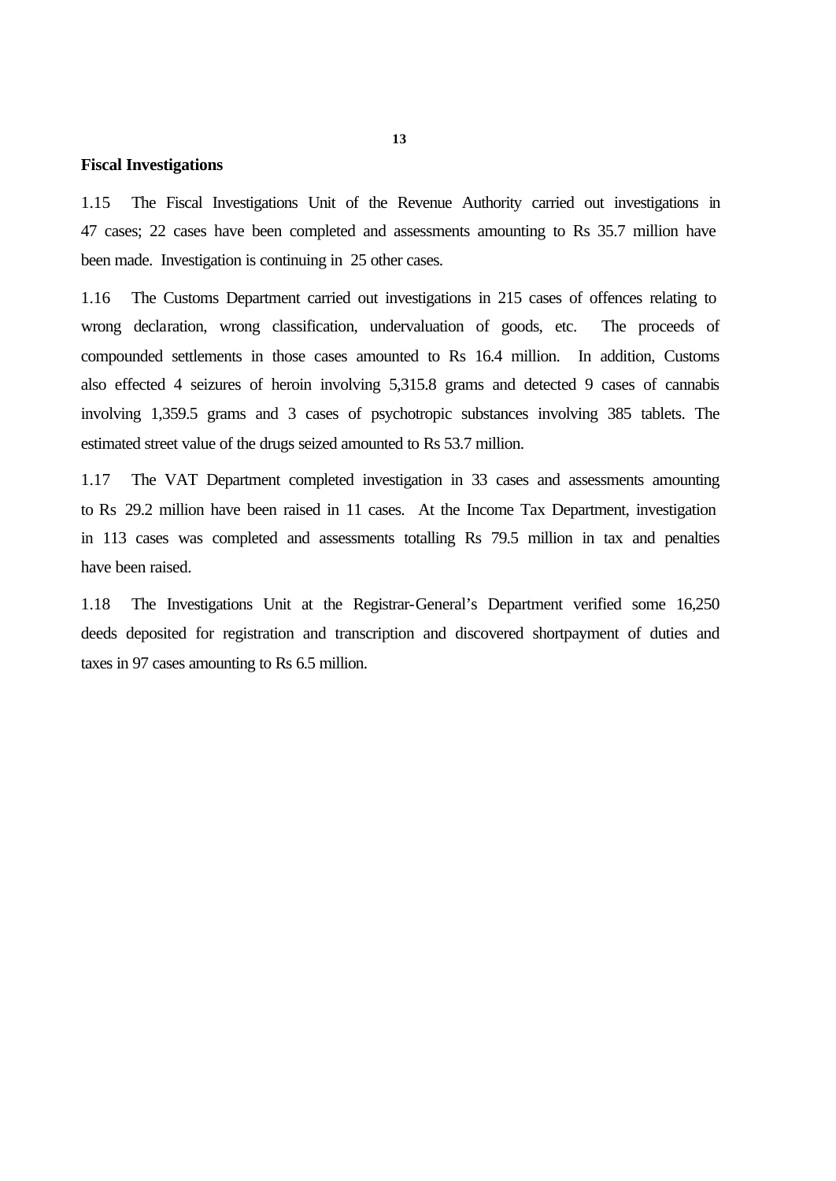## Fiscal Investigations

1.15 The Fiscal Investigations Unit of the Revenue Authority carried out investigations in 47 cases; 22 cases have been completed and assessments amounting to Rs 35.7 million have been made. Investigation is continuing in 25 other cases.

1.16 The Customs Department carried out investigations in 215 cases of offences relating to wrong declaration, wrong classification, undervaluation of goods, etc. The proceeds of compounded settlements in those cases amounted to Rs 16.4 million. In addition, Customs also effected 4 seizures of heroin involving 5,315.8 grams and detected 9 cases of cannabis involving 1,359.5 grams and 3 cases of psychotropic substances involving 385 tablets. The estimated street value of the drugs seized amounted to Rs 53.7 million.

1.17 The VAT Department completed investigation in 33 cases and assessments amounting to Rs 29.2 million have been raised in 11 cases. At the Income Tax Department, investigation in 113 cases was completed and assessments totalling Rs 79.5 million in tax and penalties have been raised.

1.18 The Investigations Unit at the Registrar-General's Department verified some 16,250 deeds deposited for registration and transcription and discovered shortpayment of duties and taxes in 97 cases amounting to Rs 6.5 million.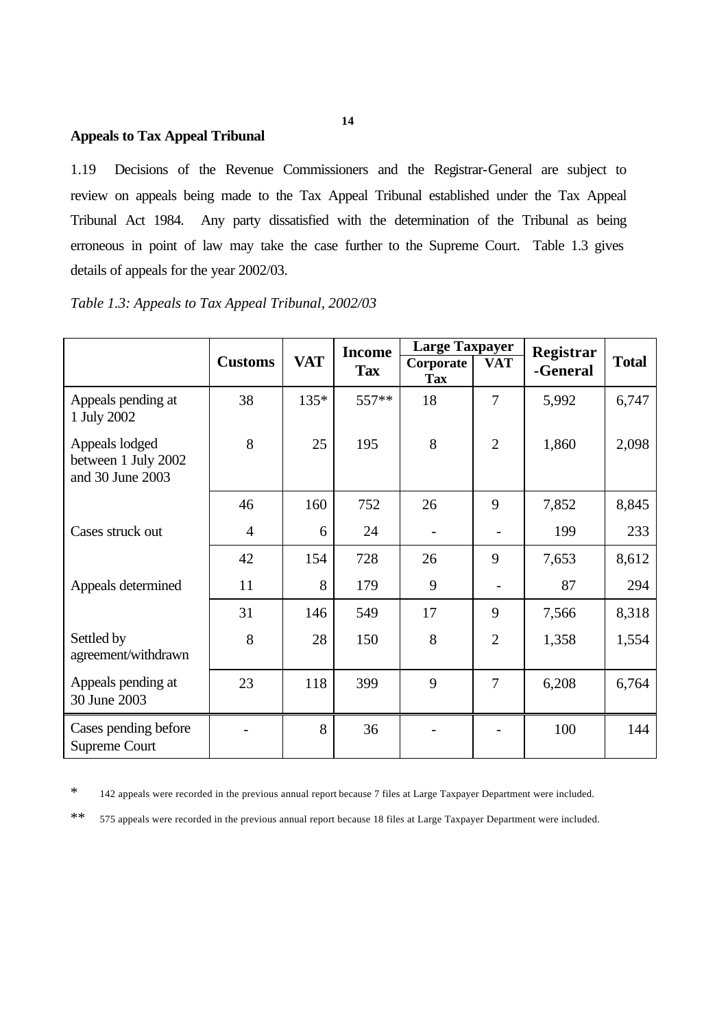**Appeals to Tax Appeal Tribunal**

1.19 Decisions of the Revenue Commissioners and the Registrar-General are subject to review on appeals being made to the Tax Appeal Tribunal established under the Tax Appeal Tribunal Act 1984. Any party dissatisfied with the determination of the Tribunal as being erroneous in point of law may take the case further to the Supreme Court. Table 1.3 gives details of appeals for the year 2002/03.

*Table 1.3: Appeals to Tax Appeal Tribunal, 2002/03*

| | Customs | VAT | Income Tax | Large Taxpayer | | Registrar -General | Total |
|---|---|---|---|---|---|---|---|
| | | | | Corporate Tax | VAT | | |
| Appeals pending at 1 July 2002 | 38 | 135* | 557** | 18 | 7 | 5,992 | 6,747 |
| Appeals lodged between 1 July 2002 and 30 June 2003 | 8 | 25 | 195 | 8 | 2 | 1,860 | 2,098 |
| | 46 | 160 | 752 | 26 | 9 | 7,852 | 8,845 |
| Cases struck out | 4 | 6 | 24 | - | - | 199 | 233 |
| | 42 | 154 | 728 | 26 | 9 | 7,653 | 8,612 |
| Appeals determined | 11 | 8 | 179 | 9 | - | 87 | 294 |
| | 31 | 146 | 549 | 17 | 9 | 7,566 | 8,318 |
| Settled by agreement/withdrawn | 8 | 28 | 150 | 8 | 2 | 1,358 | 1,554 |
| Appeals pending at 30 June 2003 | 23 | 118 | 399 | 9 | 7 | 6,208 | 6,764 |
| Cases pending before Supreme Court | - | 8 | 36 | - | - | 100 | 144 |

\* 142 appeals were recorded in the previous annual report because 7 files at Large Taxpayer Department were included.

\*\* 575 appeals were recorded in the previous annual report because 18 files at Large Taxpayer Department were included.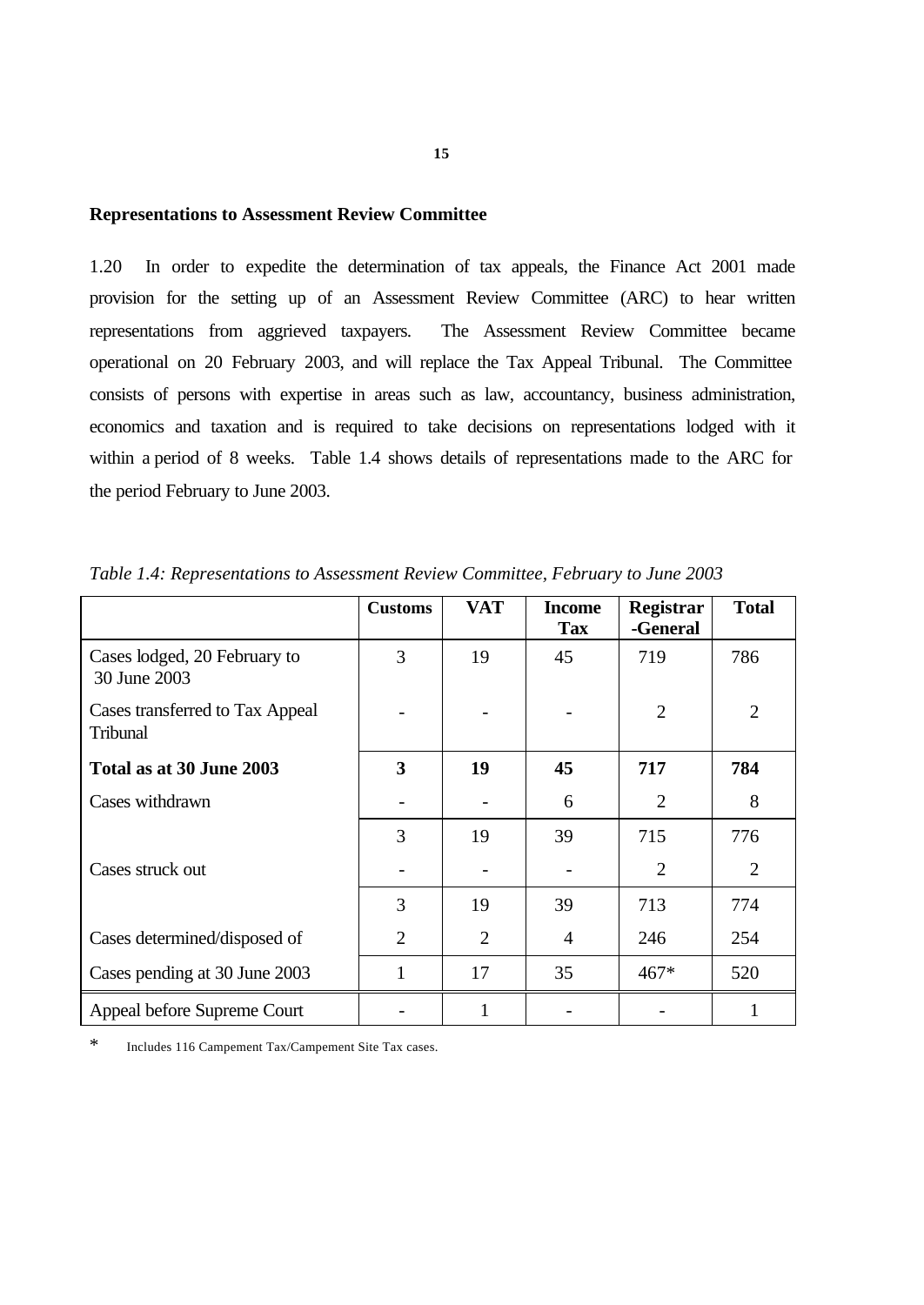**Representations to Assessment Review Committee**

1.20 In order to expedite the determination of tax appeals, the Finance Act 2001 made provision for the setting up of an Assessment Review Committee (ARC) to hear written representations from aggrieved taxpayers. The Assessment Review Committee became operational on 20 February 2003, and will replace the Tax Appeal Tribunal. The Committee consists of persons with expertise in areas such as law, accountancy, business administration, economics and taxation and is required to take decisions on representations lodged with it within a period of 8 weeks. Table 1.4 shows details of representations made to the ARC for the period February to June 2003.

*Table 1.4: Representations to Assessment Review Committee, February to June 2003*

| | **Customs** | **VAT** | **Income Tax** | **Registrar -General** | **Total** |
|---|---|---|---|---|---|
| Cases lodged, 20 February to 30 June 2003 | 3 | 19 | 45 | 719 | 786 |
| Cases transferred to Tax Appeal Tribunal | - | - | - | 2 | 2 |
| **Total as at 30 June 2003** | **3** | **19** | **45** | **717** | **784** |
| Cases withdrawn | - | - | 6 | 2 | 8 |
| | 3 | 19 | 39 | 715 | 776 |
| Cases struck out | - | - | - | 2 | 2 |
| | 3 | 19 | 39 | 713 | 774 |
| Cases determined/disposed of | 2 | 2 | 4 | 246 | 254 |
| Cases pending at 30 June 2003 | 1 | 17 | 35 | 467* | 520 |
| Appeal before Supreme Court | - | 1 | - | - | 1 |

\* Includes 116 Campement Tax/Campement Site Tax cases.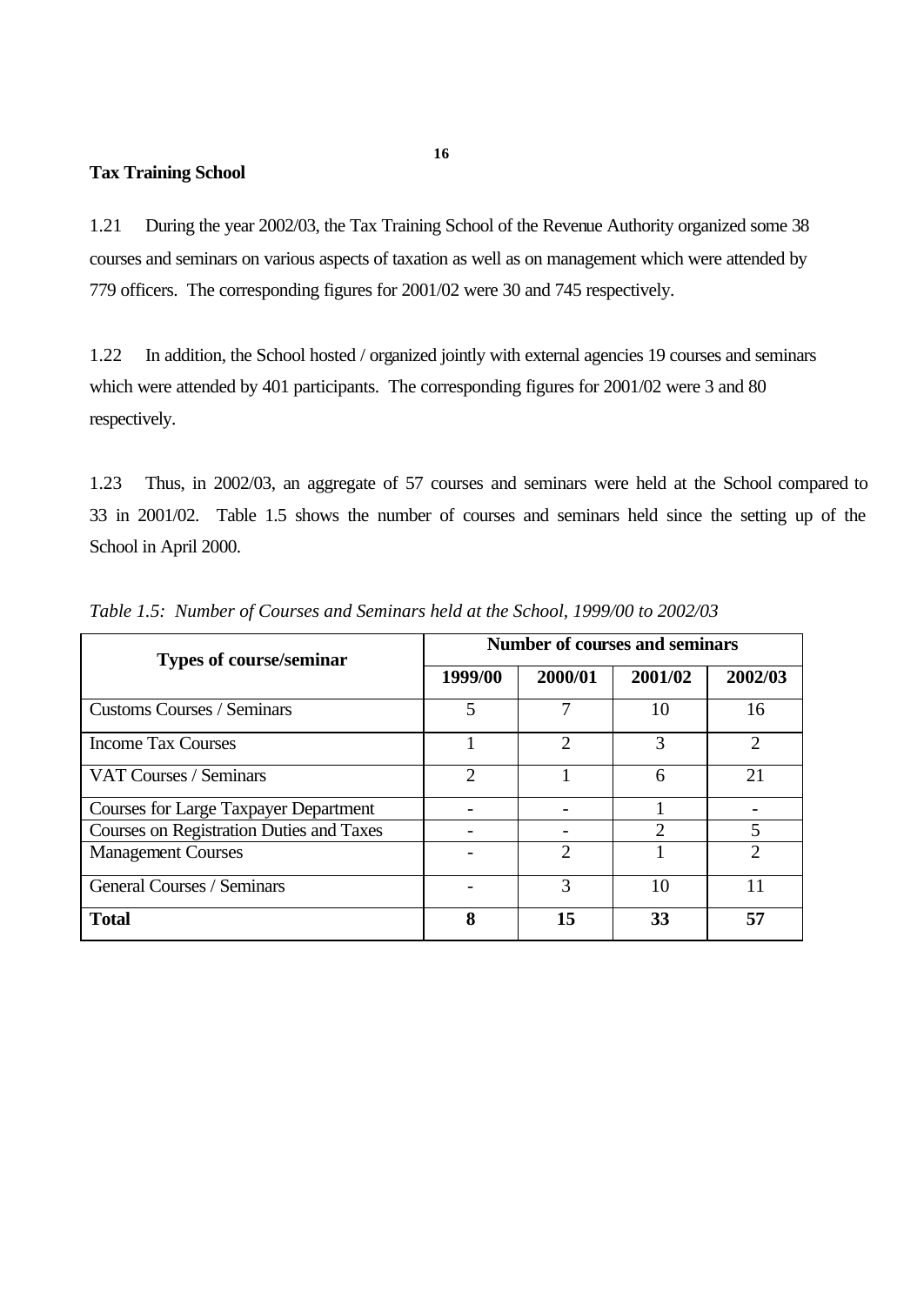## Tax Training School

1.21 During the year 2002/03, the Tax Training School of the Revenue Authority organized some 38 courses and seminars on various aspects of taxation as well as on management which were attended by 779 officers. The corresponding figures for 2001/02 were 30 and 745 respectively.

1.22 In addition, the School hosted / organized jointly with external agencies 19 courses and seminars which were attended by 401 participants. The corresponding figures for 2001/02 were 3 and 80 respectively.

1.23 Thus, in 2002/03, an aggregate of 57 courses and seminars were held at the School compared to 33 in 2001/02. Table 1.5 shows the number of courses and seminars held since the setting up of the School in April 2000.

*Table 1.5: Number of Courses and Seminars held at the School, 1999/00 to 2002/03*

| Types of course/seminar | Number of courses and seminars | | | |
|---|---|---|---|---|
| | **1999/00** | **2000/01** | **2001/02** | **2002/03** |
| Customs Courses / Seminars | 5 | 7 | 10 | 16 |
| Income Tax Courses | 1 | 2 | 3 | 2 |
| VAT Courses / Seminars | 2 | 1 | 6 | 21 |
| Courses for Large Taxpayer Department | - | - | 1 | - |
| Courses on Registration Duties and Taxes | - | - | 2 | 5 |
| Management Courses | - | 2 | 1 | 2 |
| General Courses / Seminars | - | 3 | 10 | 11 |
| **Total** | **8** | **15** | **33** | **57** |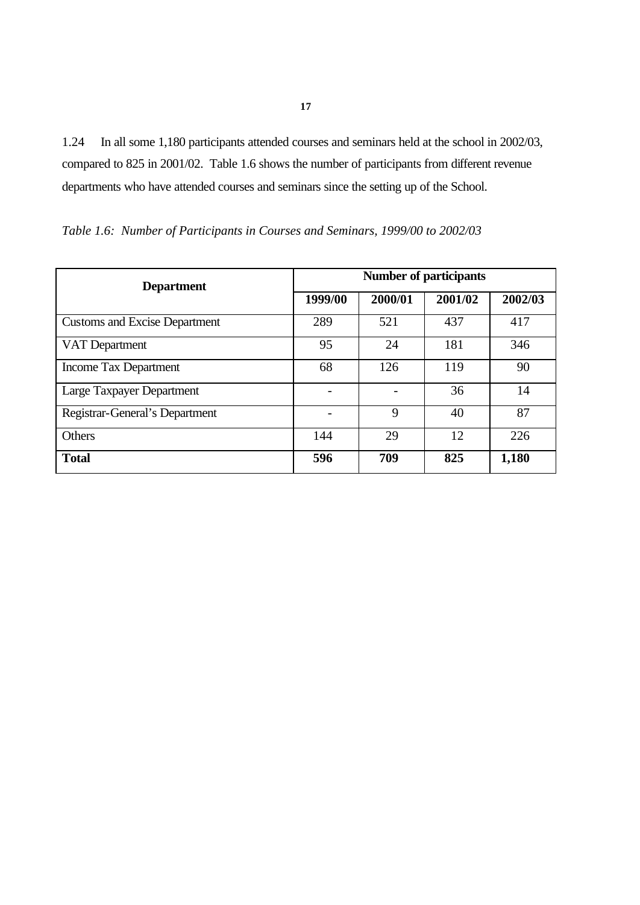1.24 In all some 1,180 participants attended courses and seminars held at the school in 2002/03, compared to 825 in 2001/02. Table 1.6 shows the number of participants from different revenue departments who have attended courses and seminars since the setting up of the School.

*Table 1.6: Number of Participants in Courses and Seminars, 1999/00 to 2002/03*

| Department | Number of participants | | | |
|---|---|---|---|---|
| | 1999/00 | 2000/01 | 2001/02 | 2002/03 |
| Customs and Excise Department | 289 | 521 | 437 | 417 |
| VAT Department | 95 | 24 | 181 | 346 |
| Income Tax Department | 68 | 126 | 119 | 90 |
| Large Taxpayer Department | - | - | 36 | 14 |
| Registrar-General's Department | - | 9 | 40 | 87 |
| Others | 144 | 29 | 12 | 226 |
| **Total** | **596** | **709** | **825** | **1,180** |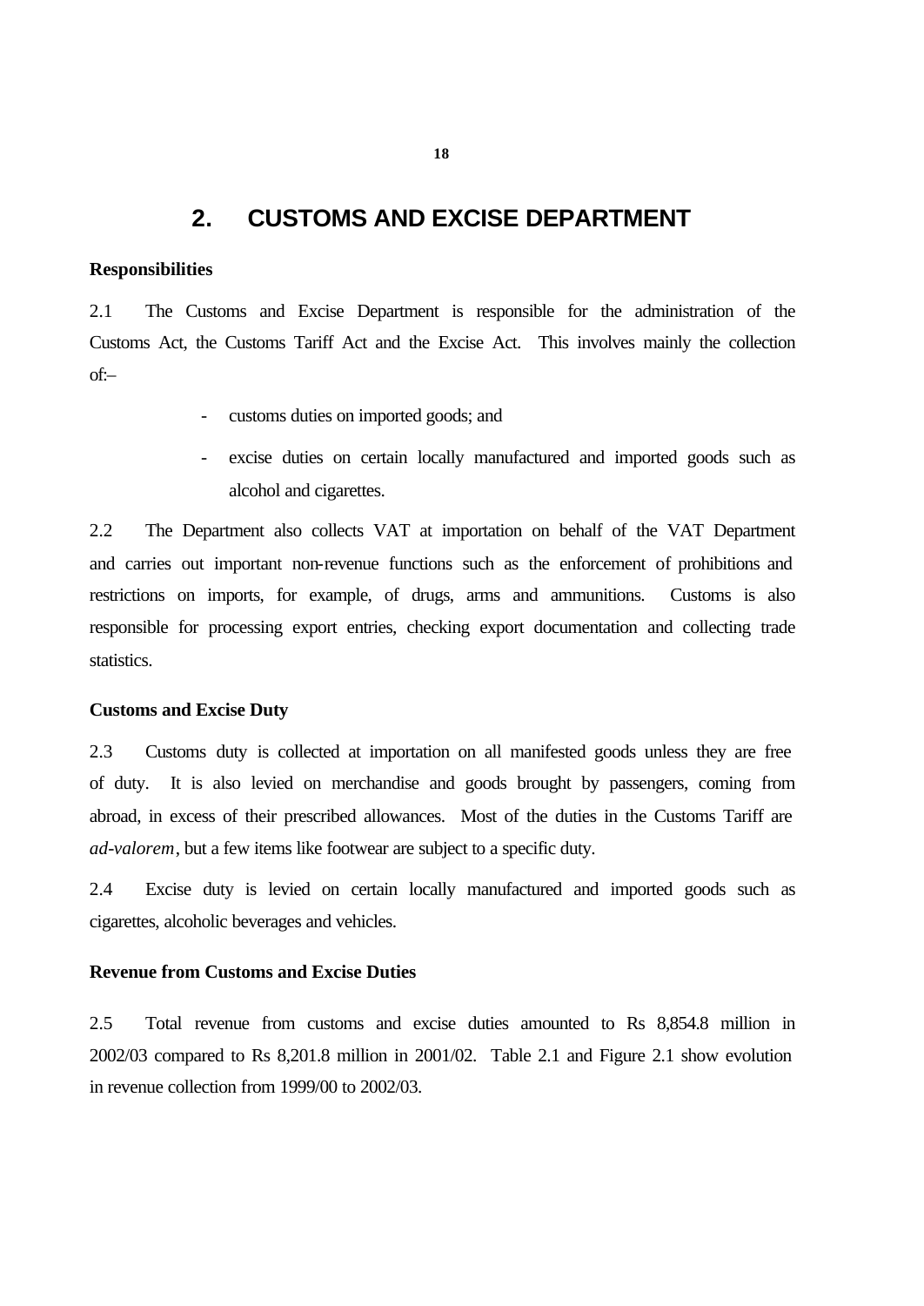# 2. CUSTOMS AND EXCISE DEPARTMENT

**Responsibilities**

2.1 The Customs and Excise Department is responsible for the administration of the Customs Act, the Customs Tariff Act and the Excise Act. This involves mainly the collection of:–

- customs duties on imported goods; and
- excise duties on certain locally manufactured and imported goods such as alcohol and cigarettes.

2.2 The Department also collects VAT at importation on behalf of the VAT Department and carries out important non-revenue functions such as the enforcement of prohibitions and restrictions on imports, for example, of drugs, arms and ammunitions. Customs is also responsible for processing export entries, checking export documentation and collecting trade statistics.

**Customs and Excise Duty**

2.3 Customs duty is collected at importation on all manifested goods unless they are free of duty. It is also levied on merchandise and goods brought by passengers, coming from abroad, in excess of their prescribed allowances. Most of the duties in the Customs Tariff are *ad-valorem*, but a few items like footwear are subject to a specific duty.

2.4 Excise duty is levied on certain locally manufactured and imported goods such as cigarettes, alcoholic beverages and vehicles.

**Revenue from Customs and Excise Duties**

2.5 Total revenue from customs and excise duties amounted to Rs 8,854.8 million in 2002/03 compared to Rs 8,201.8 million in 2001/02. Table 2.1 and Figure 2.1 show evolution in revenue collection from 1999/00 to 2002/03.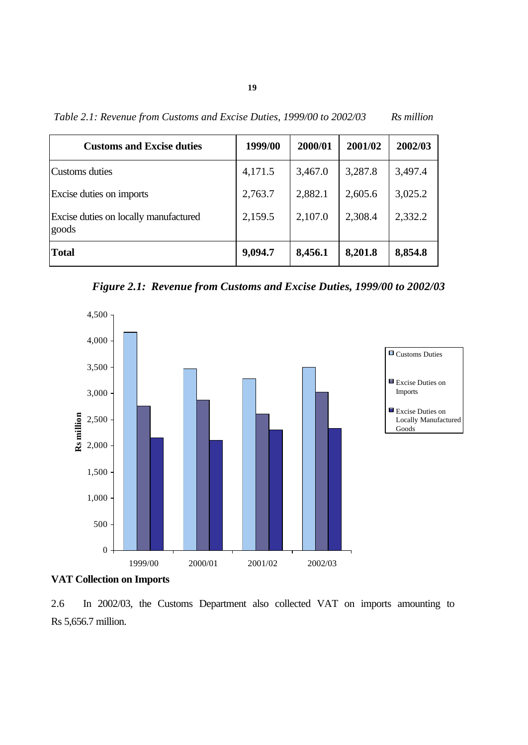*Table 2.1: Revenue from Customs and Excise Duties, 1999/00 to 2002/03* *Rs million*

| Customs and Excise duties | 1999/00 | 2000/01 | 2001/02 | 2002/03 |
|---|---|---|---|---|
| Customs duties | 4,171.5 | 3,467.0 | 3,287.8 | 3,497.4 |
| Excise duties on imports | 2,763.7 | 2,882.1 | 2,605.6 | 3,025.2 |
| Excise duties on locally manufactured goods | 2,159.5 | 2,107.0 | 2,308.4 | 2,332.2 |
| **Total** | **9,094.7** | **8,456.1** | **8,201.8** | **8,854.8** |

***Figure 2.1: Revenue from Customs and Excise Duties, 1999/00 to 2002/03***

**VAT Collection on Imports**

2.6 In 2002/03, the Customs Department also collected VAT on imports amounting to Rs 5,656.7 million.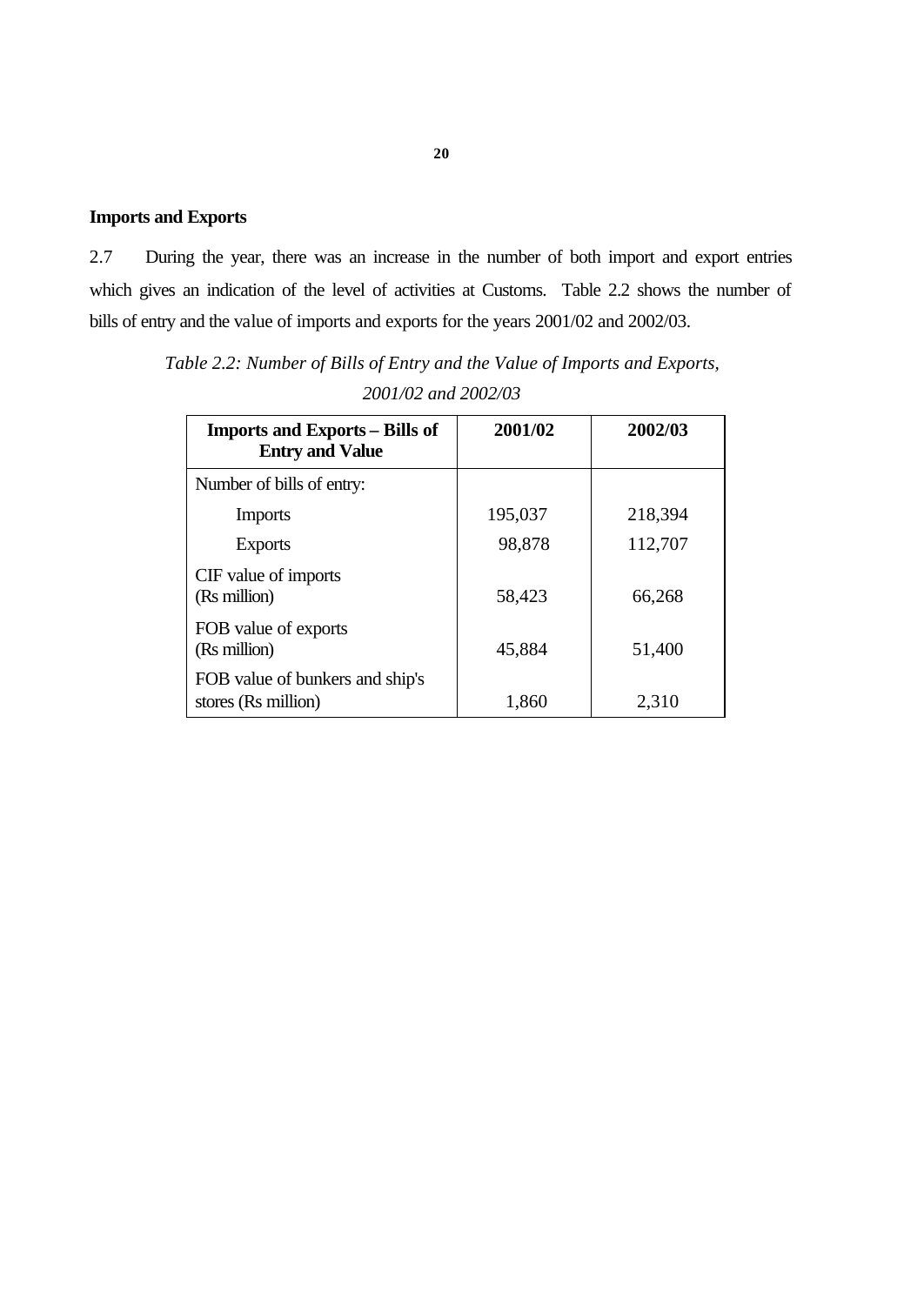## Imports and Exports

2.7 During the year, there was an increase in the number of both import and export entries which gives an indication of the level of activities at Customs. Table 2.2 shows the number of bills of entry and the value of imports and exports for the years 2001/02 and 2002/03.

*Table 2.2: Number of Bills of Entry and the Value of Imports and Exports, 2001/02 and 2002/03*

| Imports and Exports – Bills of Entry and Value | 2001/02 | 2002/03 |
|---|---|---|
| Number of bills of entry: | | |
| Imports | 195,037 | 218,394 |
| Exports | 98,878 | 112,707 |
| CIF value of imports (Rs million) | 58,423 | 66,268 |
| FOB value of exports (Rs million) | 45,884 | 51,400 |
| FOB value of bunkers and ship's stores (Rs million) | 1,860 | 2,310 |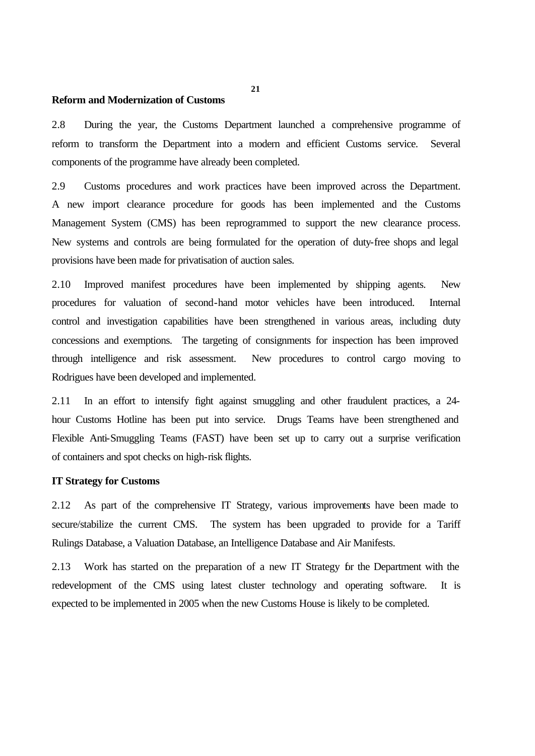**Reform and Modernization of Customs**

2.8 During the year, the Customs Department launched a comprehensive programme of reform to transform the Department into a modern and efficient Customs service. Several components of the programme have already been completed.

2.9 Customs procedures and work practices have been improved across the Department. A new import clearance procedure for goods has been implemented and the Customs Management System (CMS) has been reprogrammed to support the new clearance process. New systems and controls are being formulated for the operation of duty-free shops and legal provisions have been made for privatisation of auction sales.

2.10 Improved manifest procedures have been implemented by shipping agents. New procedures for valuation of second-hand motor vehicles have been introduced. Internal control and investigation capabilities have been strengthened in various areas, including duty concessions and exemptions. The targeting of consignments for inspection has been improved through intelligence and risk assessment. New procedures to control cargo moving to Rodrigues have been developed and implemented.

2.11 In an effort to intensify fight against smuggling and other fraudulent practices, a 24-hour Customs Hotline has been put into service. Drugs Teams have been strengthened and Flexible Anti-Smuggling Teams (FAST) have been set up to carry out a surprise verification of containers and spot checks on high-risk flights.

**IT Strategy for Customs**

2.12 As part of the comprehensive IT Strategy, various improvements have been made to secure/stabilize the current CMS. The system has been upgraded to provide for a Tariff Rulings Database, a Valuation Database, an Intelligence Database and Air Manifests.

2.13 Work has started on the preparation of a new IT Strategy for the Department with the redevelopment of the CMS using latest cluster technology and operating software. It is expected to be implemented in 2005 when the new Customs House is likely to be completed.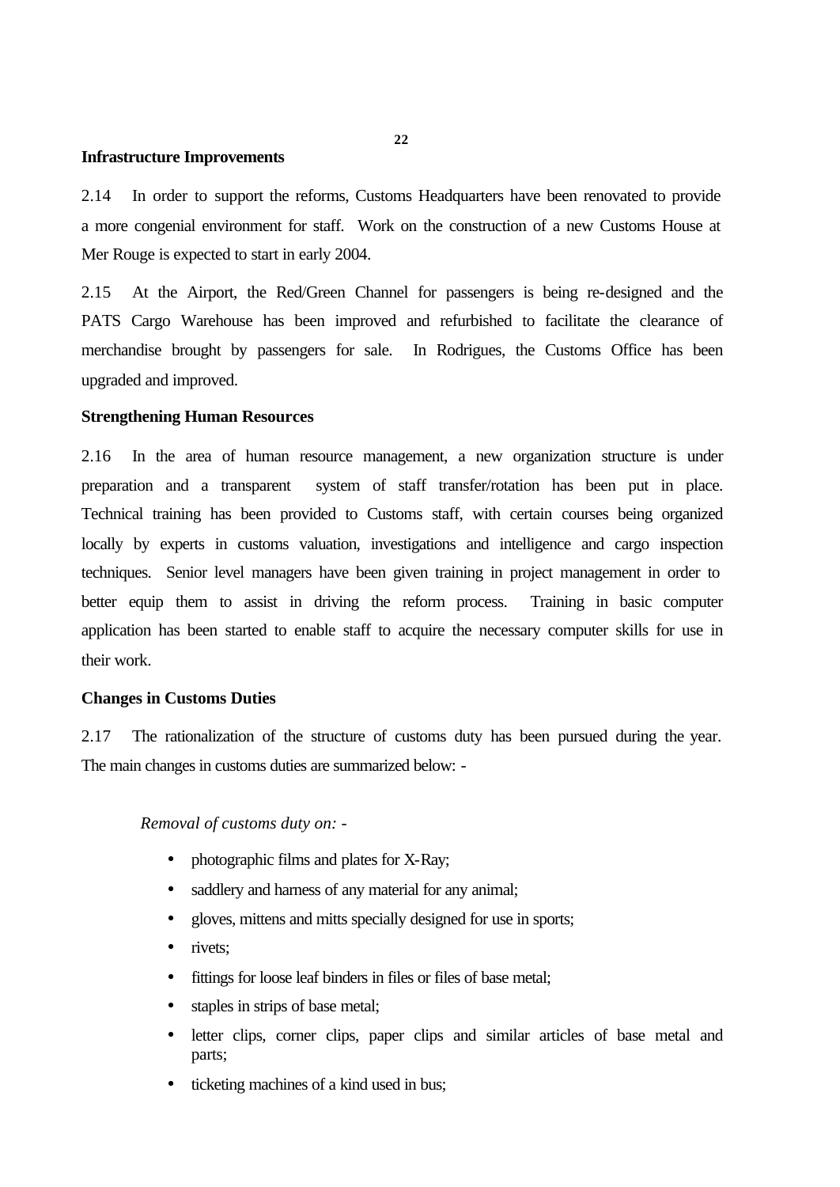**Infrastructure Improvements**

2.14 In order to support the reforms, Customs Headquarters have been renovated to provide a more congenial environment for staff. Work on the construction of a new Customs House at Mer Rouge is expected to start in early 2004.

2.15 At the Airport, the Red/Green Channel for passengers is being re-designed and the PATS Cargo Warehouse has been improved and refurbished to facilitate the clearance of merchandise brought by passengers for sale. In Rodrigues, the Customs Office has been upgraded and improved.

**Strengthening Human Resources**

2.16 In the area of human resource management, a new organization structure is under preparation and a transparent system of staff transfer/rotation has been put in place. Technical training has been provided to Customs staff, with certain courses being organized locally by experts in customs valuation, investigations and intelligence and cargo inspection techniques. Senior level managers have been given training in project management in order to better equip them to assist in driving the reform process. Training in basic computer application has been started to enable staff to acquire the necessary computer skills for use in their work.

**Changes in Customs Duties**

2.17 The rationalization of the structure of customs duty has been pursued during the year. The main changes in customs duties are summarized below: -

*Removal of customs duty on: -*

- photographic films and plates for X-Ray;
- saddlery and harness of any material for any animal;
- gloves, mittens and mitts specially designed for use in sports;
- rivets;
- fittings for loose leaf binders in files or files of base metal;
- staples in strips of base metal;
- letter clips, corner clips, paper clips and similar articles of base metal and parts;
- ticketing machines of a kind used in bus;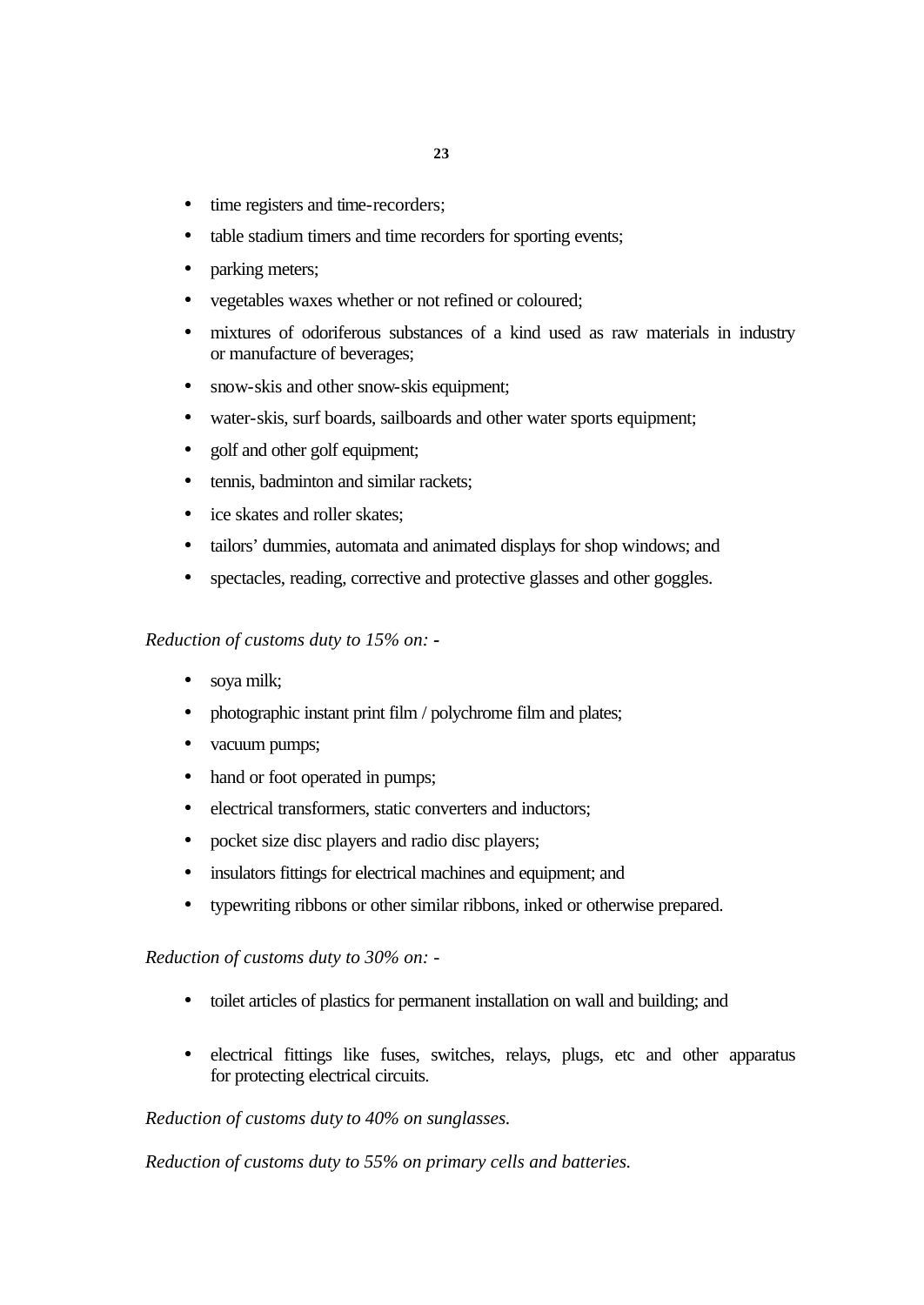- time registers and time-recorders;
- table stadium timers and time recorders for sporting events;
- parking meters;
- vegetables waxes whether or not refined or coloured;
- mixtures of odoriferous substances of a kind used as raw materials in industry or manufacture of beverages;
- snow-skis and other snow-skis equipment;
- water-skis, surf boards, sailboards and other water sports equipment;
- golf and other golf equipment;
- tennis, badminton and similar rackets;
- ice skates and roller skates;
- tailors' dummies, automata and animated displays for shop windows; and
- spectacles, reading, corrective and protective glasses and other goggles.

*Reduction of customs duty to 15% on: -*

- soya milk;
- photographic instant print film / polychrome film and plates;
- vacuum pumps;
- hand or foot operated in pumps;
- electrical transformers, static converters and inductors;
- pocket size disc players and radio disc players;
- insulators fittings for electrical machines and equipment; and
- typewriting ribbons or other similar ribbons, inked or otherwise prepared.

*Reduction of customs duty to 30% on: -*

- toilet articles of plastics for permanent installation on wall and building; and
- electrical fittings like fuses, switches, relays, plugs, etc and other apparatus for protecting electrical circuits.

*Reduction of customs duty to 40% on sunglasses.*

*Reduction of customs duty to 55% on primary cells and batteries.*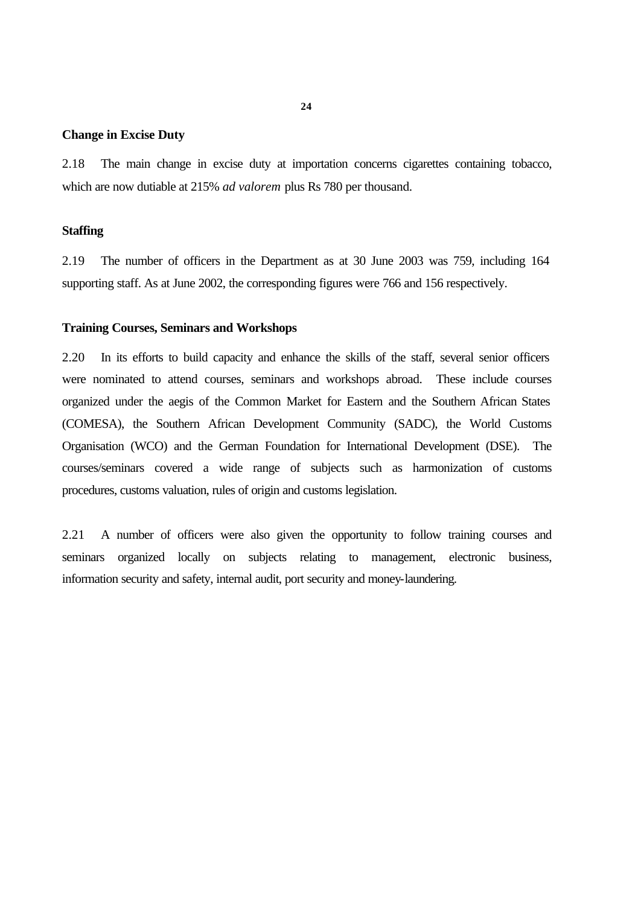**Change in Excise Duty**

2.18 The main change in excise duty at importation concerns cigarettes containing tobacco, which are now dutiable at 215% *ad valorem* plus Rs 780 per thousand.

**Staffing**

2.19 The number of officers in the Department as at 30 June 2003 was 759, including 164 supporting staff. As at June 2002, the corresponding figures were 766 and 156 respectively.

**Training Courses, Seminars and Workshops**

2.20 In its efforts to build capacity and enhance the skills of the staff, several senior officers were nominated to attend courses, seminars and workshops abroad. These include courses organized under the aegis of the Common Market for Eastern and the Southern African States (COMESA), the Southern African Development Community (SADC), the World Customs Organisation (WCO) and the German Foundation for International Development (DSE). The courses/seminars covered a wide range of subjects such as harmonization of customs procedures, customs valuation, rules of origin and customs legislation.

2.21 A number of officers were also given the opportunity to follow training courses and seminars organized locally on subjects relating to management, electronic business, information security and safety, internal audit, port security and money-laundering.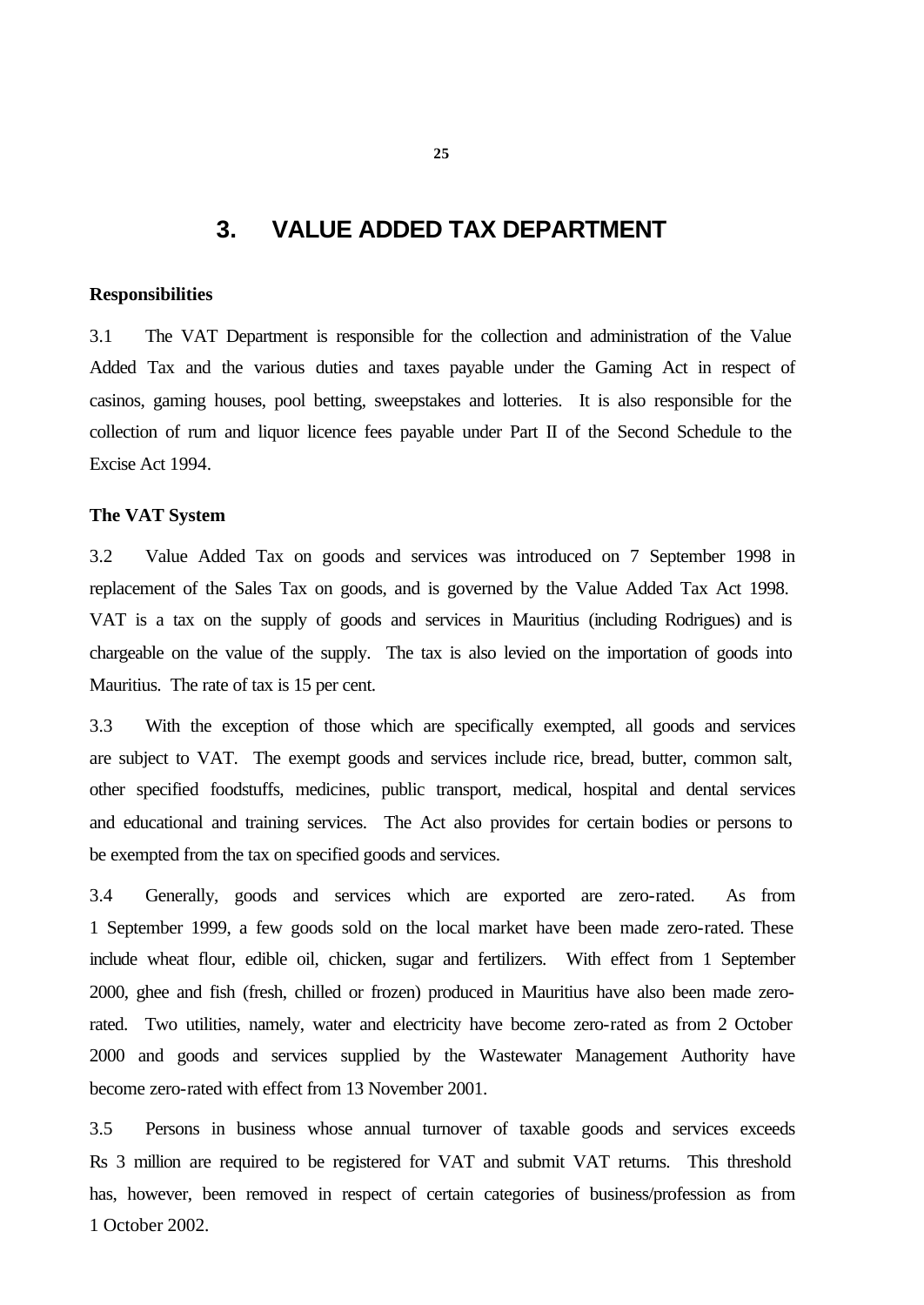# 3. VALUE ADDED TAX DEPARTMENT

**Responsibilities**

3.1 The VAT Department is responsible for the collection and administration of the Value Added Tax and the various duties and taxes payable under the Gaming Act in respect of casinos, gaming houses, pool betting, sweepstakes and lotteries. It is also responsible for the collection of rum and liquor licence fees payable under Part II of the Second Schedule to the Excise Act 1994.

**The VAT System**

3.2 Value Added Tax on goods and services was introduced on 7 September 1998 in replacement of the Sales Tax on goods, and is governed by the Value Added Tax Act 1998. VAT is a tax on the supply of goods and services in Mauritius (including Rodrigues) and is chargeable on the value of the supply. The tax is also levied on the importation of goods into Mauritius. The rate of tax is 15 per cent.

3.3 With the exception of those which are specifically exempted, all goods and services are subject to VAT. The exempt goods and services include rice, bread, butter, common salt, other specified foodstuffs, medicines, public transport, medical, hospital and dental services and educational and training services. The Act also provides for certain bodies or persons to be exempted from the tax on specified goods and services.

3.4 Generally, goods and services which are exported are zero-rated. As from 1 September 1999, a few goods sold on the local market have been made zero-rated. These include wheat flour, edible oil, chicken, sugar and fertilizers. With effect from 1 September 2000, ghee and fish (fresh, chilled or frozen) produced in Mauritius have also been made zero-rated. Two utilities, namely, water and electricity have become zero-rated as from 2 October 2000 and goods and services supplied by the Wastewater Management Authority have become zero-rated with effect from 13 November 2001.

3.5 Persons in business whose annual turnover of taxable goods and services exceeds Rs 3 million are required to be registered for VAT and submit VAT returns. This threshold has, however, been removed in respect of certain categories of business/profession as from 1 October 2002.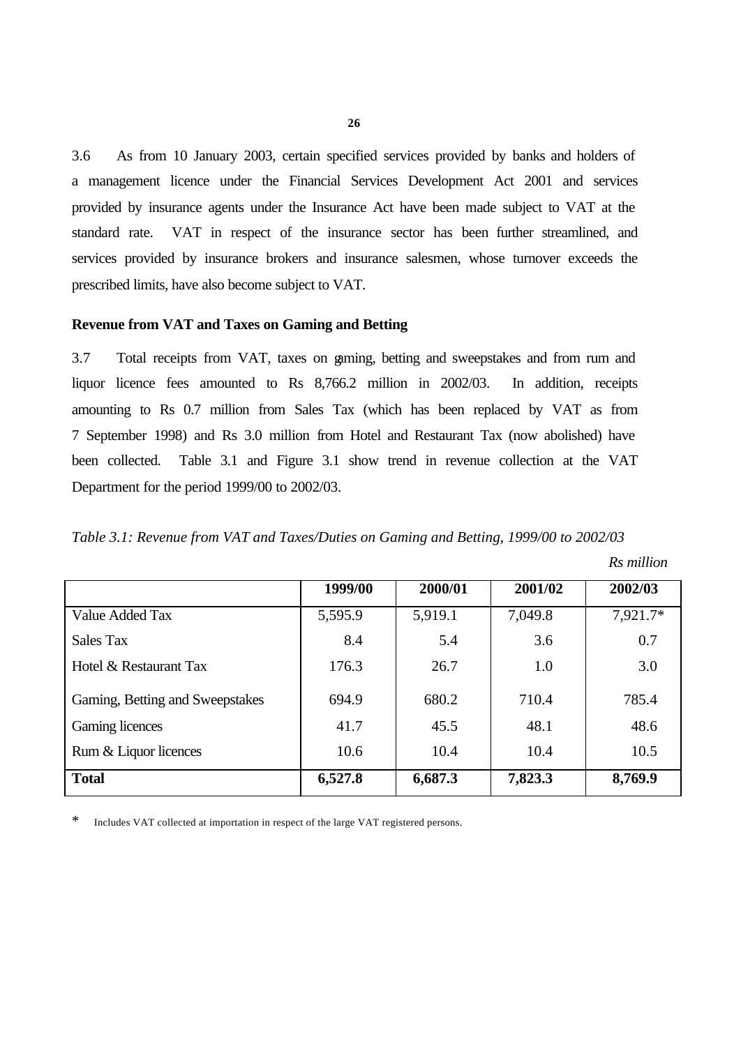3.6 As from 10 January 2003, certain specified services provided by banks and holders of a management licence under the Financial Services Development Act 2001 and services provided by insurance agents under the Insurance Act have been made subject to VAT at the standard rate. VAT in respect of the insurance sector has been further streamlined, and services provided by insurance brokers and insurance salesmen, whose turnover exceeds the prescribed limits, have also become subject to VAT.

**Revenue from VAT and Taxes on Gaming and Betting**

3.7 Total receipts from VAT, taxes on gaming, betting and sweepstakes and from rum and liquor licence fees amounted to Rs 8,766.2 million in 2002/03. In addition, receipts amounting to Rs 0.7 million from Sales Tax (which has been replaced by VAT as from 7 September 1998) and Rs 3.0 million from Hotel and Restaurant Tax (now abolished) have been collected. Table 3.1 and Figure 3.1 show trend in revenue collection at the VAT Department for the period 1999/00 to 2002/03.

*Table 3.1: Revenue from VAT and Taxes/Duties on Gaming and Betting, 1999/00 to 2002/03*

*Rs million*

| | **1999/00** | **2000/01** | **2001/02** | **2002/03** |
|---|---|---|---|---|
| Value Added Tax | 5,595.9 | 5,919.1 | 7,049.8 | 7,921.7* |
| Sales Tax | 8.4 | 5.4 | 3.6 | 0.7 |
| Hotel & Restaurant Tax | 176.3 | 26.7 | 1.0 | 3.0 |
| Gaming, Betting and Sweepstakes | 694.9 | 680.2 | 710.4 | 785.4 |
| Gaming licences | 41.7 | 45.5 | 48.1 | 48.6 |
| Rum & Liquor licences | 10.6 | 10.4 | 10.4 | 10.5 |
| **Total** | **6,527.8** | **6,687.3** | **7,823.3** | **8,769.9** |

\* Includes VAT collected at importation in respect of the large VAT registered persons.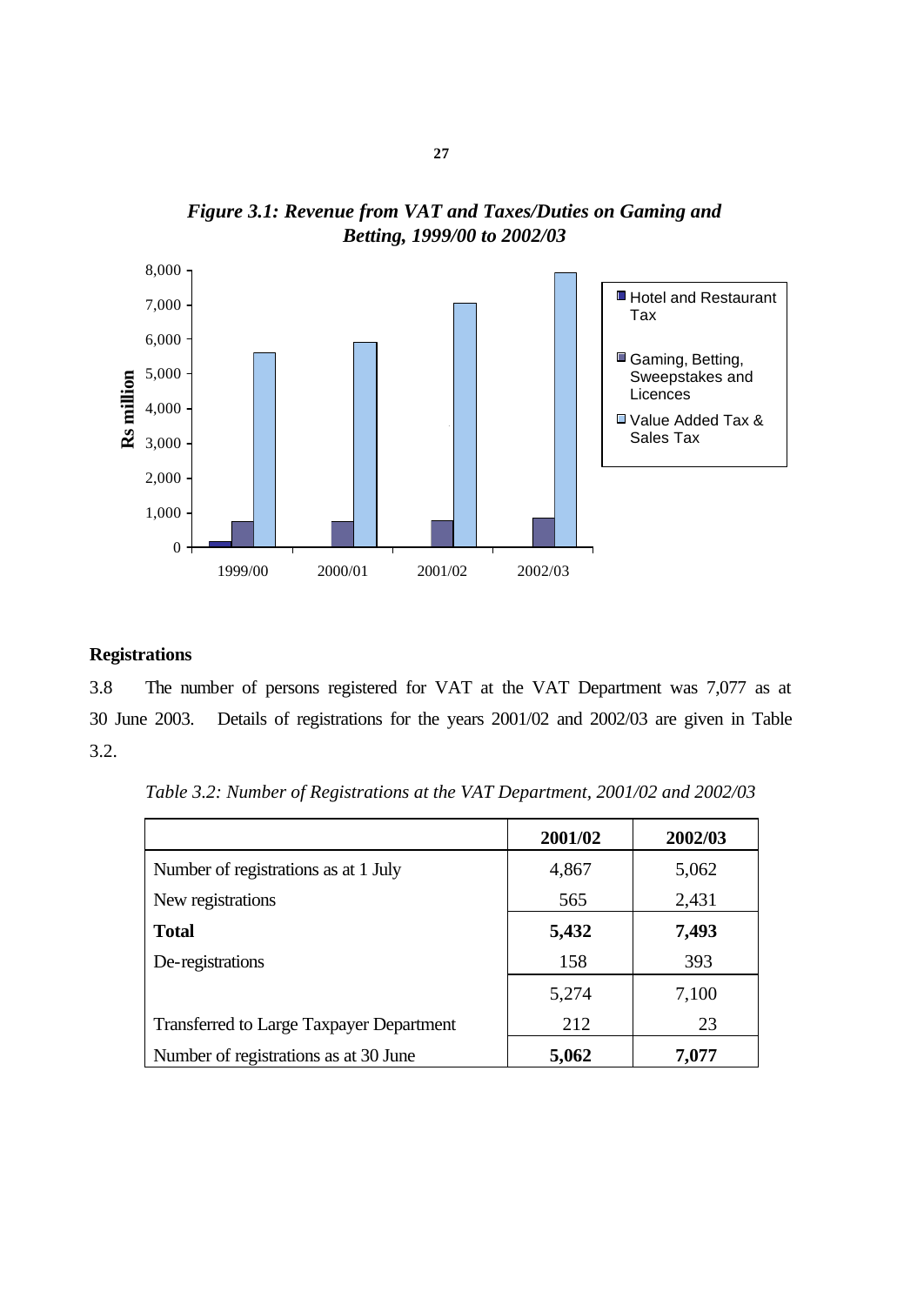*Figure 3.1: Revenue from VAT and Taxes/Duties on Gaming and Betting, 1999/00 to 2002/03*

### Registrations

3.8 The number of persons registered for VAT at the VAT Department was 7,077 as at 30 June 2003. Details of registrations for the years 2001/02 and 2002/03 are given in Table 3.2.

*Table 3.2: Number of Registrations at the VAT Department, 2001/02 and 2002/03*

| | 2001/02 | 2002/03 |
|---|---|---|
| Number of registrations as at 1 July | 4,867 | 5,062 |
| New registrations | 565 | 2,431 |
| **Total** | **5,432** | **7,493** |
| De-registrations | 158 | 393 |
| | 5,274 | 7,100 |
| Transferred to Large Taxpayer Department | 212 | 23 |
| Number of registrations as at 30 June | **5,062** | **7,077** |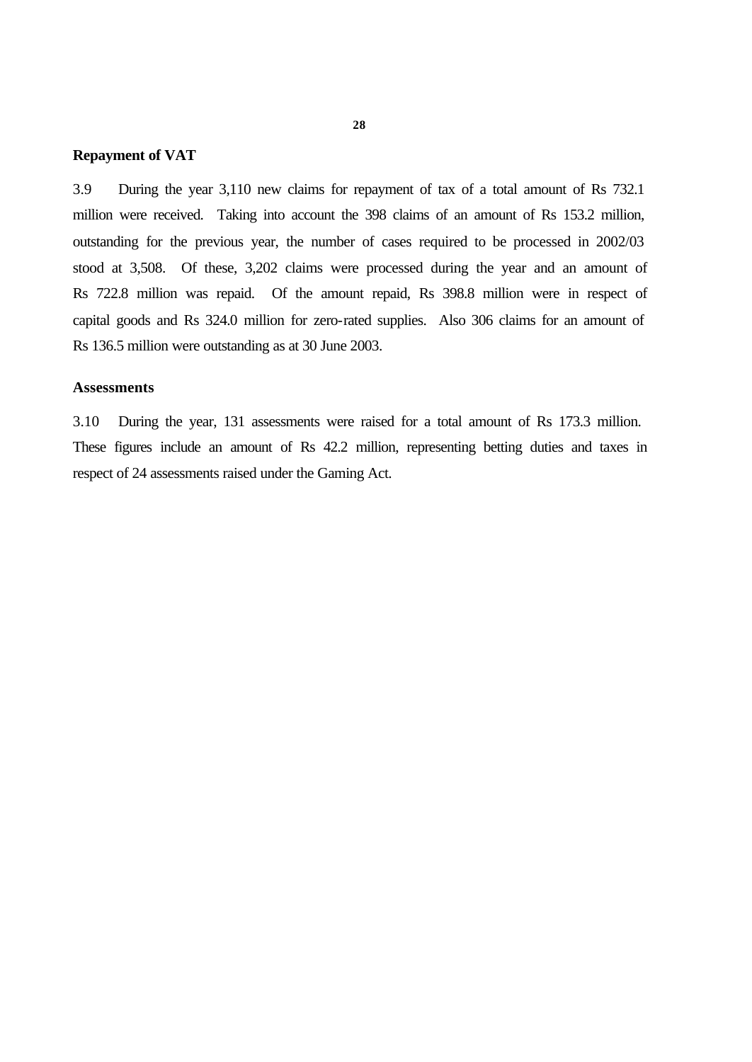## Repayment of VAT

3.9 During the year 3,110 new claims for repayment of tax of a total amount of Rs 732.1 million were received. Taking into account the 398 claims of an amount of Rs 153.2 million, outstanding for the previous year, the number of cases required to be processed in 2002/03 stood at 3,508. Of these, 3,202 claims were processed during the year and an amount of Rs 722.8 million was repaid. Of the amount repaid, Rs 398.8 million were in respect of capital goods and Rs 324.0 million for zero-rated supplies. Also 306 claims for an amount of Rs 136.5 million were outstanding as at 30 June 2003.

## Assessments

3.10 During the year, 131 assessments were raised for a total amount of Rs 173.3 million. These figures include an amount of Rs 42.2 million, representing betting duties and taxes in respect of 24 assessments raised under the Gaming Act.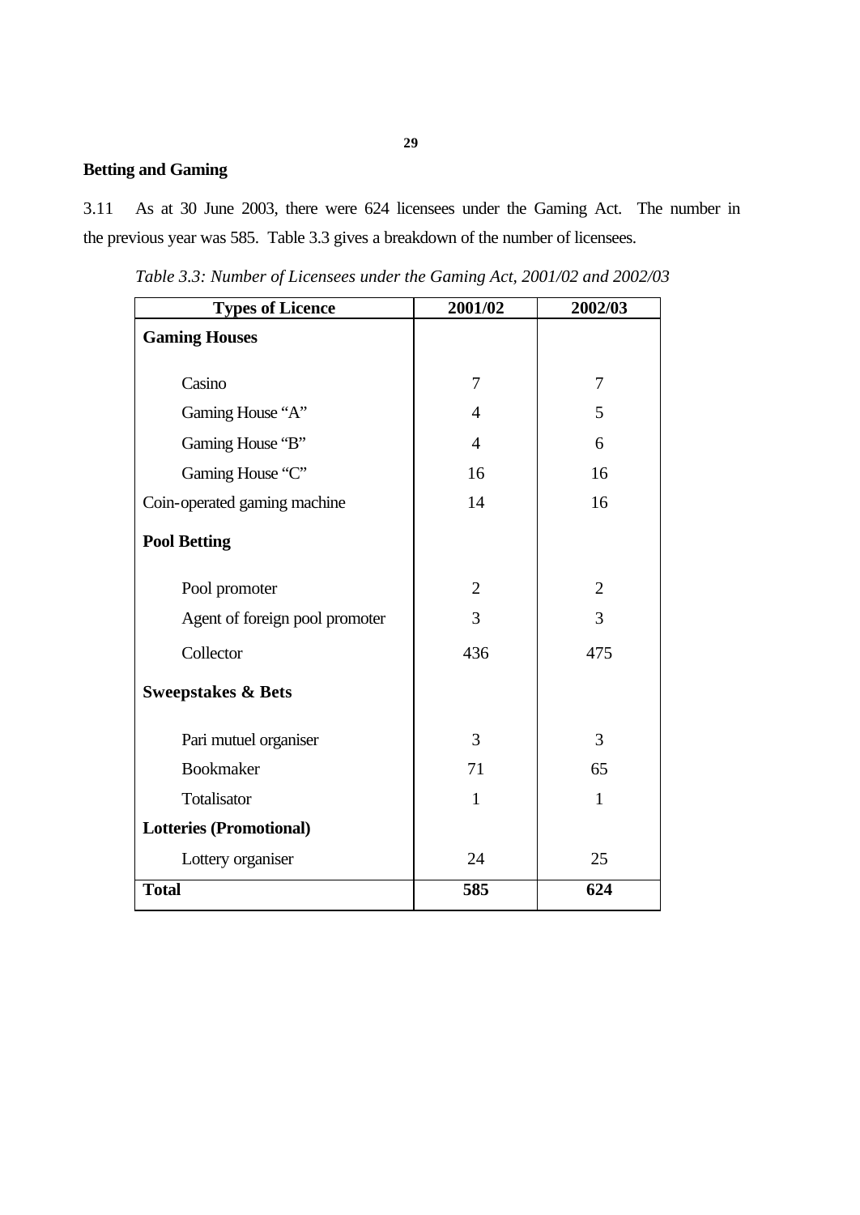## Betting and Gaming

3.11 As at 30 June 2003, there were 624 licensees under the Gaming Act. The number in the previous year was 585. Table 3.3 gives a breakdown of the number of licensees.

*Table 3.3: Number of Licensees under the Gaming Act, 2001/02 and 2002/03*

| Types of Licence | 2001/02 | 2002/03 |
|---|---|---|
| **Gaming Houses** | | |
| Casino | 7 | 7 |
| Gaming House "A" | 4 | 5 |
| Gaming House "B" | 4 | 6 |
| Gaming House "C" | 16 | 16 |
| Coin-operated gaming machine | 14 | 16 |
| **Pool Betting** | | |
| Pool promoter | 2 | 2 |
| Agent of foreign pool promoter | 3 | 3 |
| Collector | 436 | 475 |
| **Sweepstakes & Bets** | | |
| Pari mutuel organiser | 3 | 3 |
| Bookmaker | 71 | 65 |
| Totalisator | 1 | 1 |
| **Lotteries (Promotional)** | | |
| Lottery organiser | 24 | 25 |
| **Total** | **585** | **624** |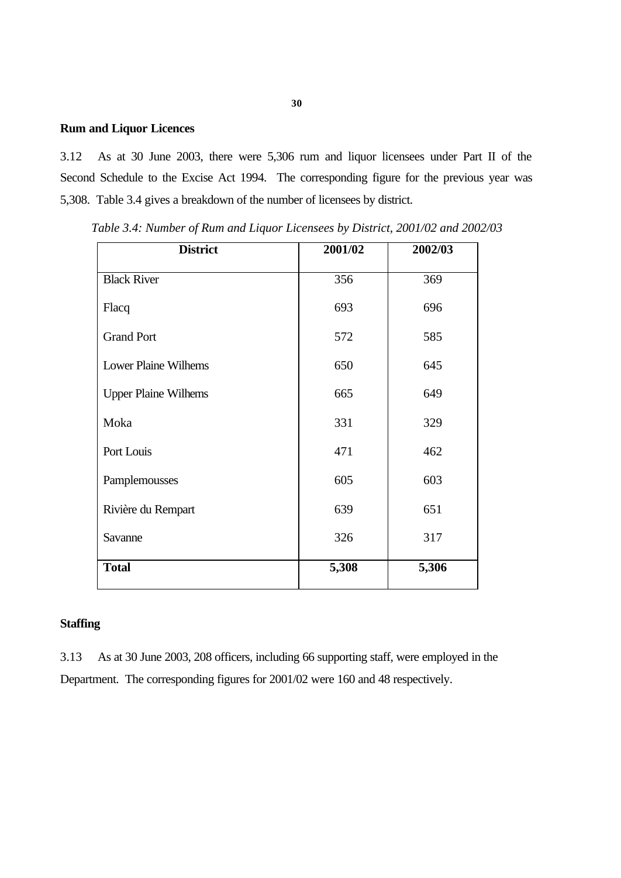## Rum and Liquor Licences

3.12 As at 30 June 2003, there were 5,306 rum and liquor licensees under Part II of the Second Schedule to the Excise Act 1994. The corresponding figure for the previous year was 5,308. Table 3.4 gives a breakdown of the number of licensees by district.

*Table 3.4: Number of Rum and Liquor Licensees by District, 2001/02 and 2002/03*

| District | 2001/02 | 2002/03 |
|---|---|---|
| Black River | 356 | 369 |
| Flacq | 693 | 696 |
| Grand Port | 572 | 585 |
| Lower Plaine Wilhems | 650 | 645 |
| Upper Plaine Wilhems | 665 | 649 |
| Moka | 331 | 329 |
| Port Louis | 471 | 462 |
| Pamplemousses | 605 | 603 |
| Rivière du Rempart | 639 | 651 |
| Savanne | 326 | 317 |
| **Total** | **5,308** | **5,306** |

## Staffing

3.13 As at 30 June 2003, 208 officers, including 66 supporting staff, were employed in the Department. The corresponding figures for 2001/02 were 160 and 48 respectively.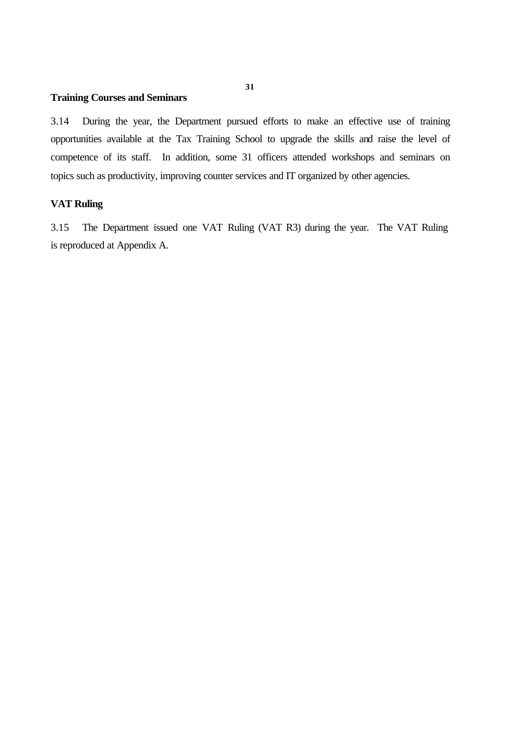**Training Courses and Seminars**

3.14 During the year, the Department pursued efforts to make an effective use of training opportunities available at the Tax Training School to upgrade the skills and raise the level of competence of its staff. In addition, some 31 officers attended workshops and seminars on topics such as productivity, improving counter services and IT organized by other agencies.

**VAT Ruling**

3.15 The Department issued one VAT Ruling (VAT R3) during the year. The VAT Ruling is reproduced at Appendix A.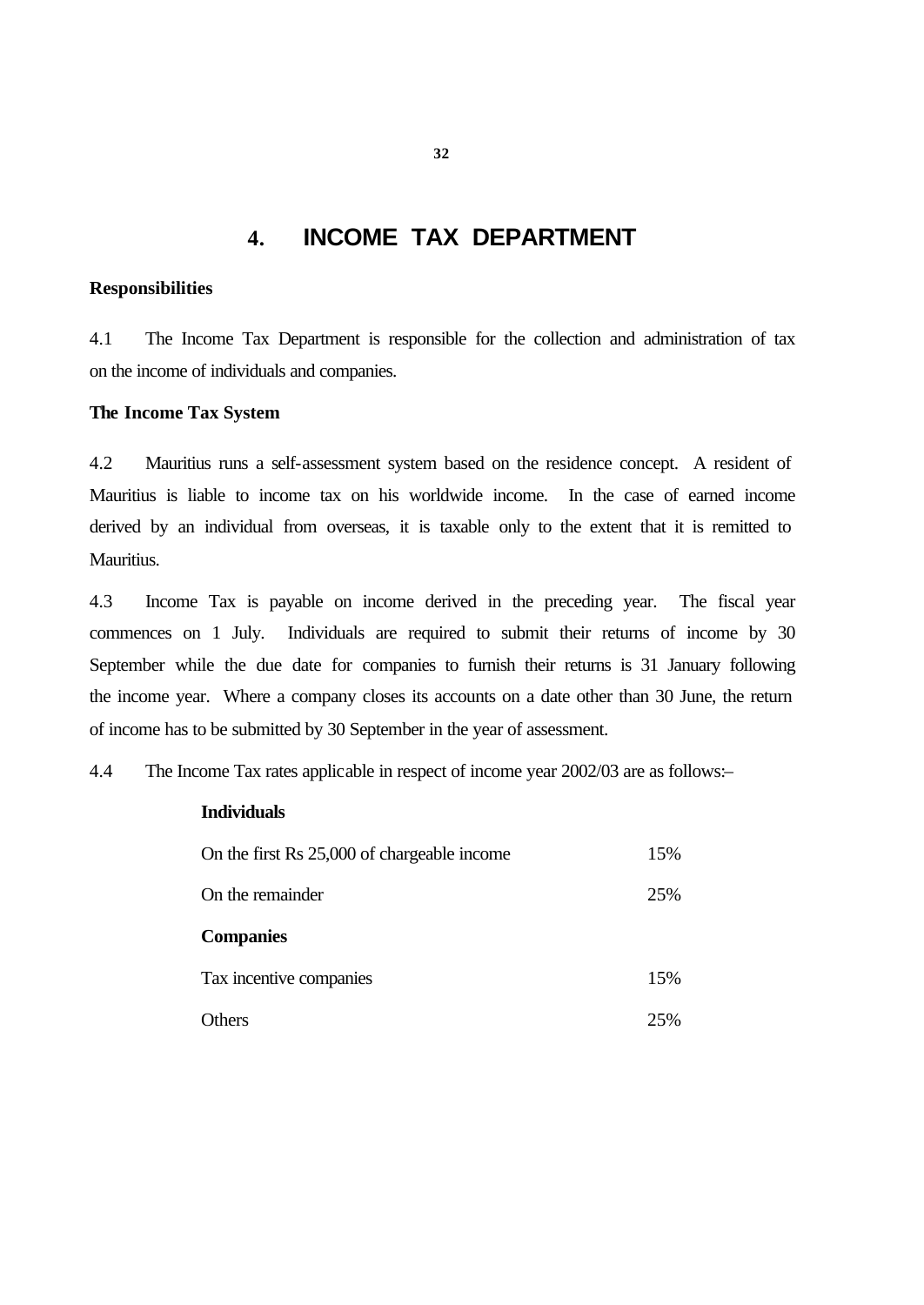# 4. INCOME TAX DEPARTMENT

**Responsibilities**

4.1 The Income Tax Department is responsible for the collection and administration of tax on the income of individuals and companies.

**The Income Tax System**

4.2 Mauritius runs a self-assessment system based on the residence concept. A resident of Mauritius is liable to income tax on his worldwide income. In the case of earned income derived by an individual from overseas, it is taxable only to the extent that it is remitted to Mauritius.

4.3 Income Tax is payable on income derived in the preceding year. The fiscal year commences on 1 July. Individuals are required to submit their returns of income by 30 September while the due date for companies to furnish their returns is 31 January following the income year. Where a company closes its accounts on a date other than 30 June, the return of income has to be submitted by 30 September in the year of assessment.

4.4 The Income Tax rates applicable in respect of income year 2002/03 are as follows:–

| | |
|---|---|
| **Individuals** | |
| On the first Rs 25,000 of chargeable income | 15% |
| On the remainder | 25% |
| **Companies** | |
| Tax incentive companies | 15% |
| Others | 25% |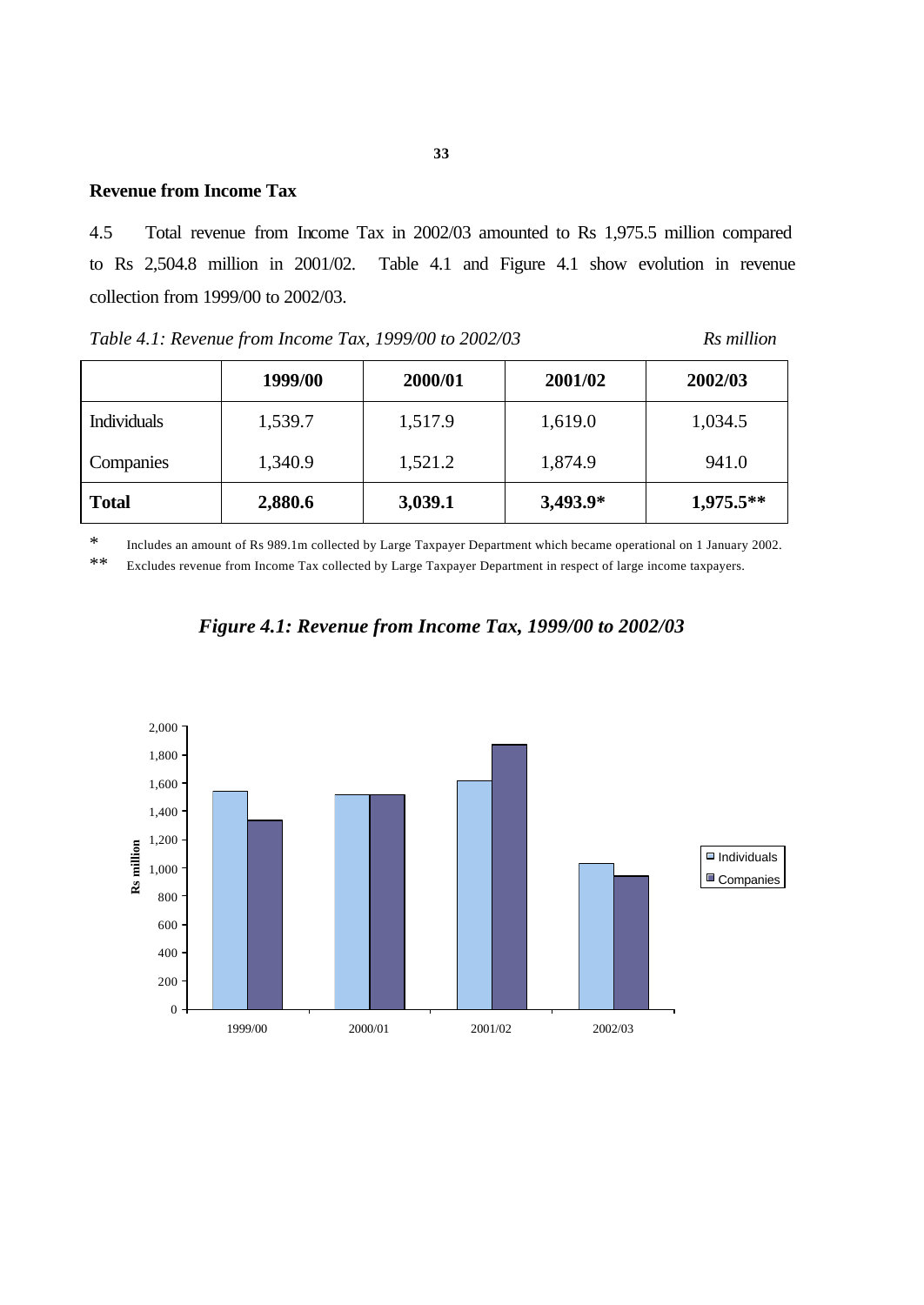## Revenue from Income Tax

4.5 Total revenue from Income Tax in 2002/03 amounted to Rs 1,975.5 million compared to Rs 2,504.8 million in 2001/02. Table 4.1 and Figure 4.1 show evolution in revenue collection from 1999/00 to 2002/03.

*Table 4.1: Revenue from Income Tax, 1999/00 to 2002/03* *Rs million*

| | 1999/00 | 2000/01 | 2001/02 | 2002/03 |
|---|---|---|---|---|
| Individuals | 1,539.7 | 1,517.9 | 1,619.0 | 1,034.5 |
| Companies | 1,340.9 | 1,521.2 | 1,874.9 | 941.0 |
| **Total** | **2,880.6** | **3,039.1** | **3,493.9*** | **1,975.5**** |

\* Includes an amount of Rs 989.1m collected by Large Taxpayer Department which became operational on 1 January 2002.

\*\* Excludes revenue from Income Tax collected by Large Taxpayer Department in respect of large income taxpayers.

***Figure 4.1: Revenue from Income Tax, 1999/00 to 2002/03***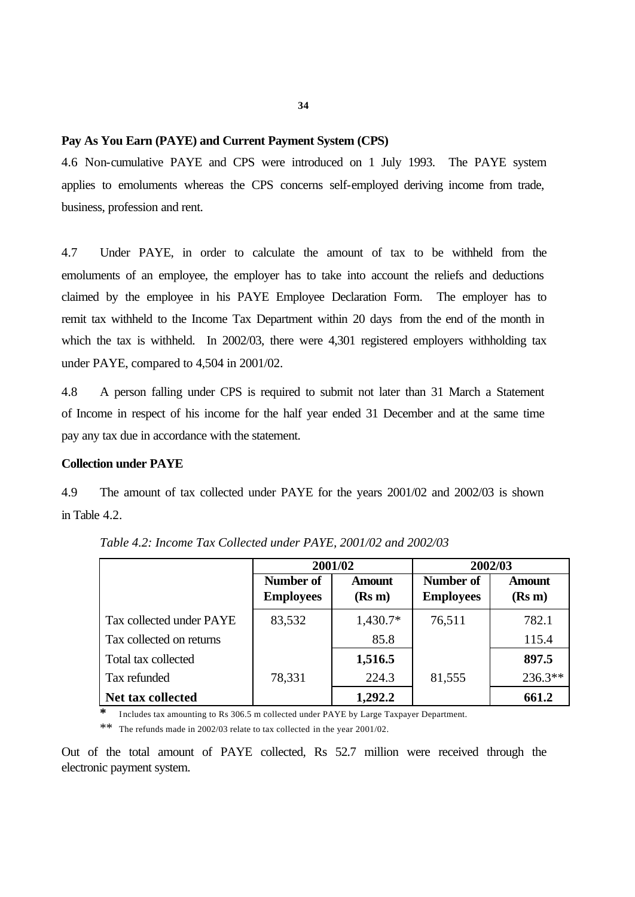**Pay As You Earn (PAYE) and Current Payment System (CPS)**

4.6 Non-cumulative PAYE and CPS were introduced on 1 July 1993. The PAYE system applies to emoluments whereas the CPS concerns self-employed deriving income from trade, business, profession and rent.

4.7 Under PAYE, in order to calculate the amount of tax to be withheld from the emoluments of an employee, the employer has to take into account the reliefs and deductions claimed by the employee in his PAYE Employee Declaration Form. The employer has to remit tax withheld to the Income Tax Department within 20 days from the end of the month in which the tax is withheld. In 2002/03, there were 4,301 registered employers withholding tax under PAYE, compared to 4,504 in 2001/02.

4.8 A person falling under CPS is required to submit not later than 31 March a Statement of Income in respect of his income for the half year ended 31 December and at the same time pay any tax due in accordance with the statement.

**Collection under PAYE**

4.9 The amount of tax collected under PAYE for the years 2001/02 and 2002/03 is shown in Table 4.2.

*Table 4.2: Income Tax Collected under PAYE, 2001/02 and 2002/03*

| | 2001/02 | | 2002/03 | |
|---|---|---|---|---|
| | **Number of Employees** | **Amount (Rs m)** | **Number of Employees** | **Amount (Rs m)** |
| Tax collected under PAYE | 83,532 | 1,430.7* | 76,511 | 782.1 |
| Tax collected on returns | | 85.8 | | 115.4 |
| Total tax collected | | **1,516.5** | | **897.5** |
| Tax refunded | 78,331 | 224.3 | 81,555 | 236.3** |
| **Net tax collected** | | **1,292.2** | | **661.2** |

\* Includes tax amounting to Rs 306.5 m collected under PAYE by Large Taxpayer Department.

** The refunds made in 2002/03 relate to tax collected in the year 2001/02.

Out of the total amount of PAYE collected, Rs 52.7 million were received through the electronic payment system.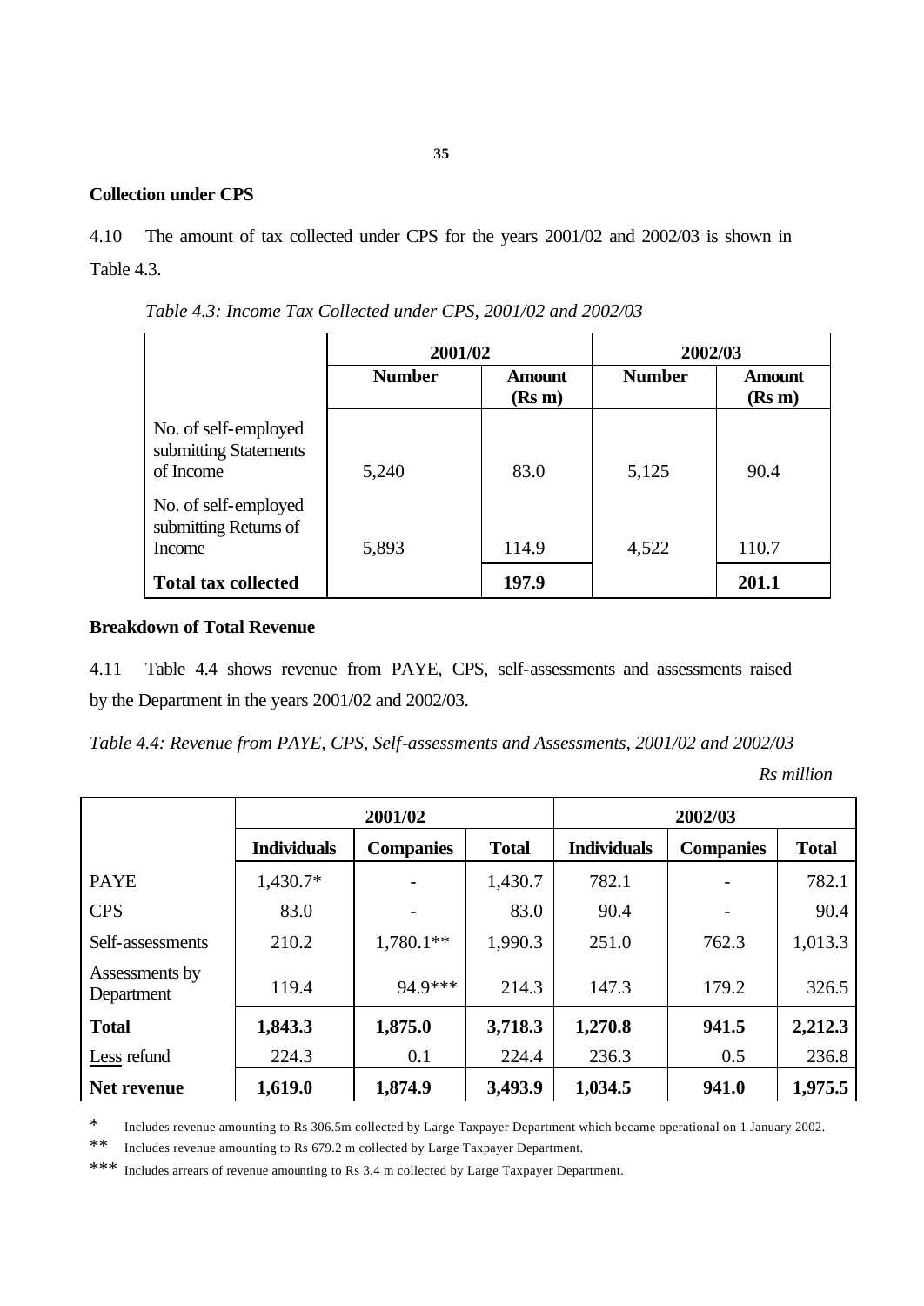### Collection under CPS

4.10 The amount of tax collected under CPS for the years 2001/02 and 2002/03 is shown in Table 4.3.

*Table 4.3: Income Tax Collected under CPS, 2001/02 and 2002/03*

| | 2001/02 | | 2002/03 | |
|---|---|---|---|---|
| | **Number** | **Amount (Rs m)** | **Number** | **Amount (Rs m)** |
| No. of self-employed submitting Statements of Income | 5,240 | 83.0 | 5,125 | 90.4 |
| No. of self-employed submitting Returns of Income | 5,893 | 114.9 | 4,522 | 110.7 |
| **Total tax collected** | | **197.9** | | **201.1** |

### Breakdown of Total Revenue

4.11 Table 4.4 shows revenue from PAYE, CPS, self-assessments and assessments raised by the Department in the years 2001/02 and 2002/03.

*Table 4.4: Revenue from PAYE, CPS, Self-assessments and Assessments, 2001/02 and 2002/03*

*Rs million*

| | 2001/02 | | | 2002/03 | | |
|---|---|---|---|---|---|---|
| | **Individuals** | **Companies** | **Total** | **Individuals** | **Companies** | **Total** |
| PAYE | 1,430.7* | - | 1,430.7 | 782.1 | - | 782.1 |
| CPS | 83.0 | - | 83.0 | 90.4 | - | 90.4 |
| Self-assessments | 210.2 | 1,780.1** | 1,990.3 | 251.0 | 762.3 | 1,013.3 |
| Assessments by Department | 119.4 | 94.9*** | 214.3 | 147.3 | 179.2 | 326.5 |
| **Total** | **1,843.3** | **1,875.0** | **3,718.3** | **1,270.8** | **941.5** | **2,212.3** |
| Less refund | 224.3 | 0.1 | 224.4 | 236.3 | 0.5 | 236.8 |
| **Net revenue** | **1,619.0** | **1,874.9** | **3,493.9** | **1,034.5** | **941.0** | **1,975.5** |

\* Includes revenue amounting to Rs 306.5m collected by Large Taxpayer Department which became operational on 1 January 2002.

\** Includes revenue amounting to Rs 679.2 m collected by Large Taxpayer Department.

\*** Includes arrears of revenue amounting to Rs 3.4 m collected by Large Taxpayer Department.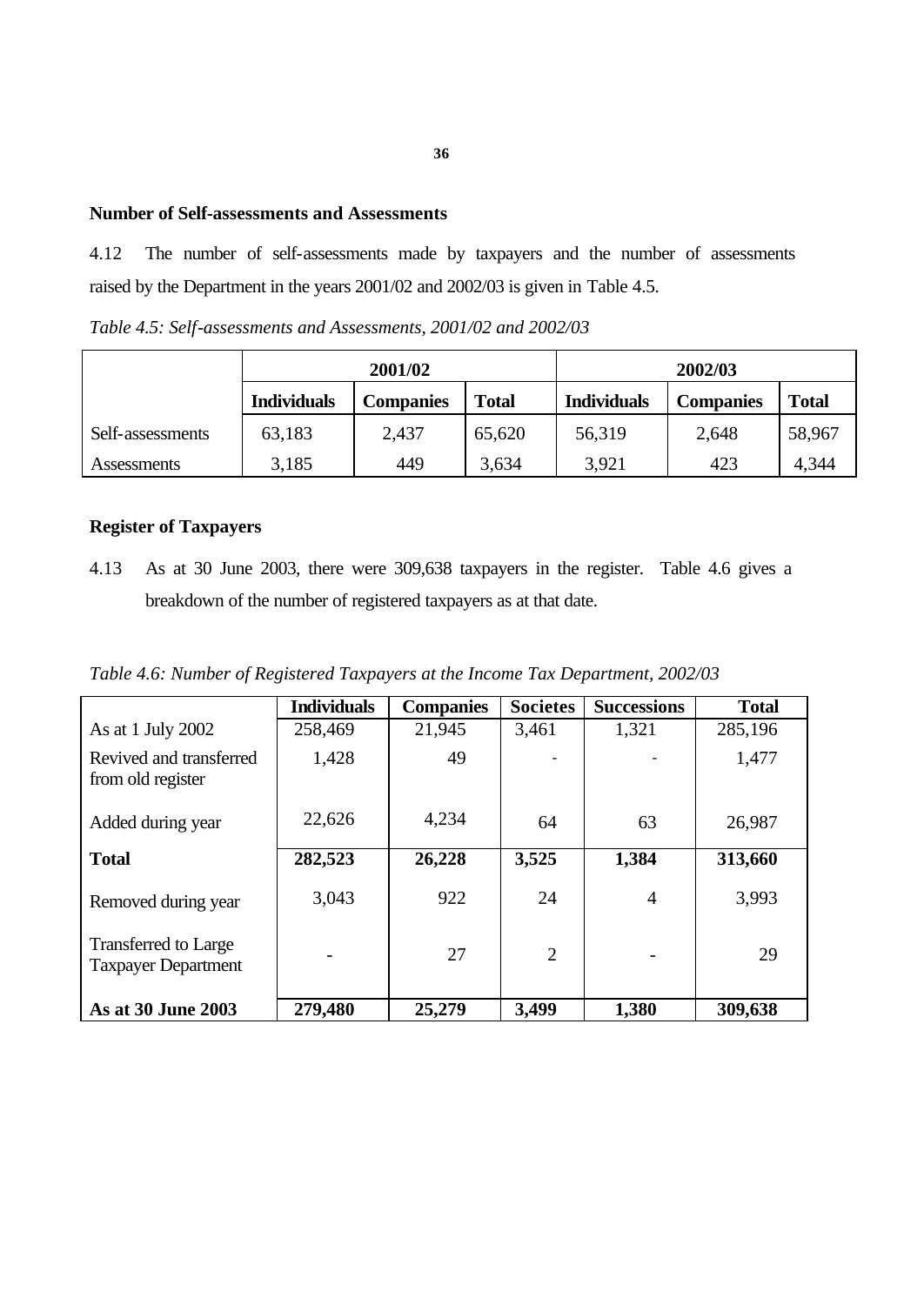### Number of Self-assessments and Assessments

4.12 The number of self-assessments made by taxpayers and the number of assessments raised by the Department in the years 2001/02 and 2002/03 is given in Table 4.5.

*Table 4.5: Self-assessments and Assessments, 2001/02 and 2002/03*

| | 2001/02 | | | 2002/03 | | |
|---|---|---|---|---|---|---|
| | **Individuals** | **Companies** | **Total** | **Individuals** | **Companies** | **Total** |
| Self-assessments | 63,183 | 2,437 | 65,620 | 56,319 | 2,648 | 58,967 |
| Assessments | 3,185 | 449 | 3,634 | 3,921 | 423 | 4,344 |

### Register of Taxpayers

4.13 As at 30 June 2003, there were 309,638 taxpayers in the register. Table 4.6 gives a breakdown of the number of registered taxpayers as at that date.

*Table 4.6: Number of Registered Taxpayers at the Income Tax Department, 2002/03*

| | **Individuals** | **Companies** | **Societes** | **Successions** | **Total** |
|---|---|---|---|---|---|
| As at 1 July 2002 | 258,469 | 21,945 | 3,461 | 1,321 | 285,196 |
| Revived and transferred from old register | 1,428 | 49 | - | - | 1,477 |
| Added during year | 22,626 | 4,234 | 64 | 63 | 26,987 |
| **Total** | **282,523** | **26,228** | **3,525** | **1,384** | **313,660** |
| Removed during year | 3,043 | 922 | 24 | 4 | 3,993 |
| Transferred to Large Taxpayer Department | - | 27 | 2 | - | 29 |
| **As at 30 June 2003** | **279,480** | **25,279** | **3,499** | **1,380** | **309,638** |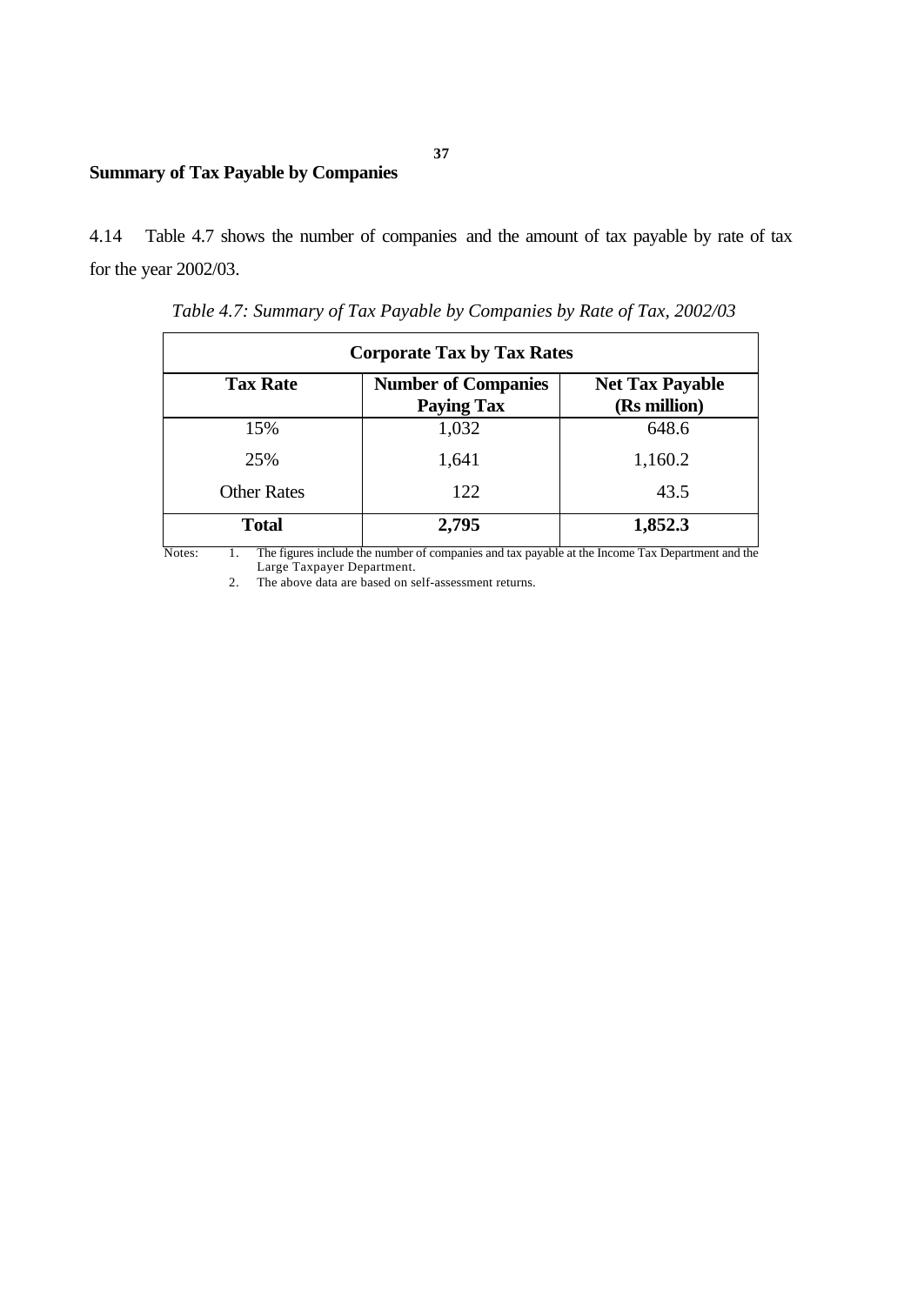## Summary of Tax Payable by Companies

4.14 Table 4.7 shows the number of companies and the amount of tax payable by rate of tax for the year 2002/03.

*Table 4.7: Summary of Tax Payable by Companies by Rate of Tax, 2002/03*

| Corporate Tax by Tax Rates | | |
|---|---|---|
| **Tax Rate** | **Number of Companies Paying Tax** | **Net Tax Payable (Rs million)** |
| 15% | 1,032 | 648.6 |
| 25% | 1,641 | 1,160.2 |
| Other Rates | 122 | 43.5 |
| **Total** | **2,795** | **1,852.3** |

Notes:
1. The figures include the number of companies and tax payable at the Income Tax Department and the Large Taxpayer Department.
2. The above data are based on self-assessment returns.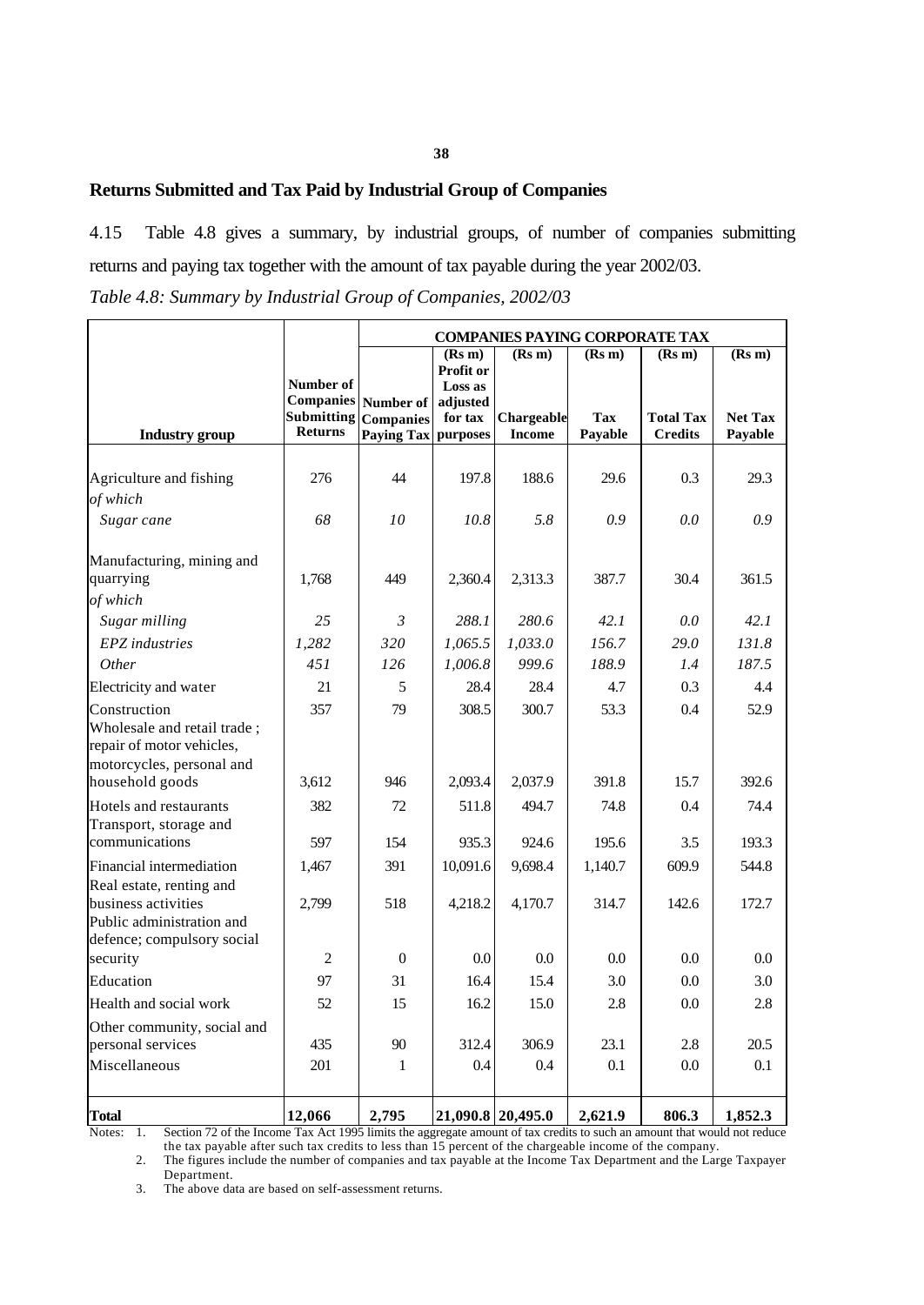## Returns Submitted and Tax Paid by Industrial Group of Companies

4.15 Table 4.8 gives a summary, by industrial groups, of number of companies submitting returns and paying tax together with the amount of tax payable during the year 2002/03.

*Table 4.8: Summary by Industrial Group of Companies, 2002/03*

| Industry group | Number of Companies Submitting Returns | COMPANIES PAYING CORPORATE TAX | | | | | |
|---|---|---|---|---|---|---|---|
| | | Number of Companies Paying Tax | (Rs m) Profit or Loss as adjusted for tax purposes | (Rs m) Chargeable Income | (Rs m) Tax Payable | (Rs m) Total Tax Credits | (Rs m) Net Tax Payable |
| Agriculture and fishing | 276 | 44 | 197.8 | 188.6 | 29.6 | 0.3 | 29.3 |
| *of which* | | | | | | | |
| *Sugar cane* | *68* | *10* | *10.8* | *5.8* | *0.9* | *0.0* | *0.9* |
| Manufacturing, mining and quarrying | 1,768 | 449 | 2,360.4 | 2,313.3 | 387.7 | 30.4 | 361.5 |
| *of which* | | | | | | | |
| *Sugar milling* | *25* | *3* | *288.1* | *280.6* | *42.1* | *0.0* | *42.1* |
| *EPZ industries* | *1,282* | *320* | *1,065.5* | *1,033.0* | *156.7* | *29.0* | *131.8* |
| *Other* | *451* | *126* | *1,006.8* | *999.6* | *188.9* | *1.4* | *187.5* |
| Electricity and water | 21 | 5 | 28.4 | 28.4 | 4.7 | 0.3 | 4.4 |
| Construction | 357 | 79 | 308.5 | 300.7 | 53.3 | 0.4 | 52.9 |
| Wholesale and retail trade ; repair of motor vehicles, motorcycles, personal and household goods | 3,612 | 946 | 2,093.4 | 2,037.9 | 391.8 | 15.7 | 392.6 |
| Hotels and restaurants | 382 | 72 | 511.8 | 494.7 | 74.8 | 0.4 | 74.4 |
| Transport, storage and communications | 597 | 154 | 935.3 | 924.6 | 195.6 | 3.5 | 193.3 |
| Financial intermediation | 1,467 | 391 | 10,091.6 | 9,698.4 | 1,140.7 | 609.9 | 544.8 |
| Real estate, renting and business activities | 2,799 | 518 | 4,218.2 | 4,170.7 | 314.7 | 142.6 | 172.7 |
| Public administration and defence; compulsory social security | 2 | 0 | 0.0 | 0.0 | 0.0 | 0.0 | 0.0 |
| Education | 97 | 31 | 16.4 | 15.4 | 3.0 | 0.0 | 3.0 |
| Health and social work | 52 | 15 | 16.2 | 15.0 | 2.8 | 0.0 | 2.8 |
| Other community, social and personal services | 435 | 90 | 312.4 | 306.9 | 23.1 | 2.8 | 20.5 |
| Miscellaneous | 201 | 1 | 0.4 | 0.4 | 0.1 | 0.0 | 0.1 |
| **Total** | **12,066** | **2,795** | **21,090.8** | **20,495.0** | **2,621.9** | **806.3** | **1,852.3** |

Notes:
1. Section 72 of the Income Tax Act 1995 limits the aggregate amount of tax credits to such an amount that would not reduce the tax payable after such tax credits to less than 15 percent of the chargeable income of the company.
2. The figures include the number of companies and tax payable at the Income Tax Department and the Large Taxpayer Department.
3. The above data are based on self-assessment returns.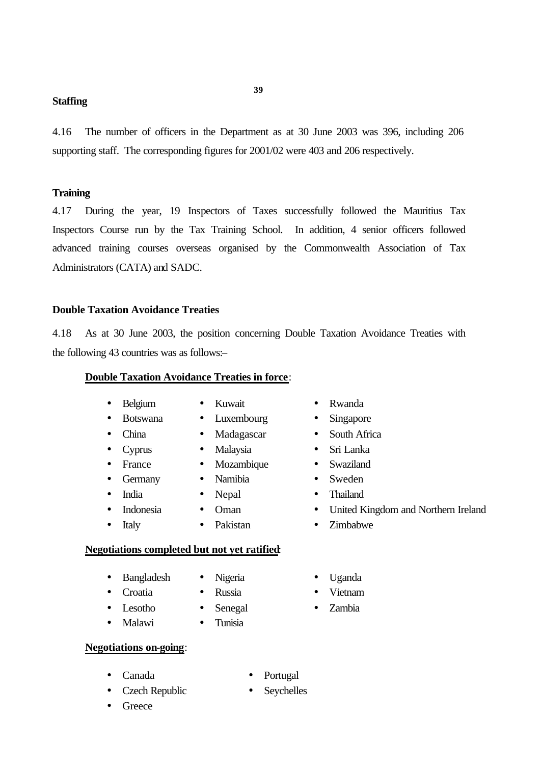**Staffing**

4.16 The number of officers in the Department as at 30 June 2003 was 396, including 206 supporting staff. The corresponding figures for 2001/02 were 403 and 206 respectively.

**Training**

4.17 During the year, 19 Inspectors of Taxes successfully followed the Mauritius Tax Inspectors Course run by the Tax Training School. In addition, 4 senior officers followed advanced training courses overseas organised by the Commonwealth Association of Tax Administrators (CATA) and SADC.

**Double Taxation Avoidance Treaties**

4.18 As at 30 June 2003, the position concerning Double Taxation Avoidance Treaties with the following 43 countries was as follows:–

**<u>Double Taxation Avoidance Treaties in force</u>**:

- Belgium
- Botswana
- China
- Cyprus
- France
- Germany
- India
- Indonesia
- Italy
- Kuwait
- Luxembourg
- Madagascar
- Malaysia
- Mozambique
- Namibia
- Nepal
- Oman
- Pakistan
- Rwanda
- Singapore
- South Africa
- Sri Lanka
- Swaziland
- Sweden
- Thailand
- United Kingdom and Northern Ireland
- Zimbabwe

**<u>Negotiations completed but not yet ratified</u>**:

- Bangladesh
- Croatia
- Lesotho
- Malawi
- Nigeria
- Russia
- Senegal
- Tunisia
- Uganda
- Vietnam
- Zambia

**<u>Negotiations on-going</u>**:

- Canada
- Czech Republic
- Greece
- Portugal
- Seychelles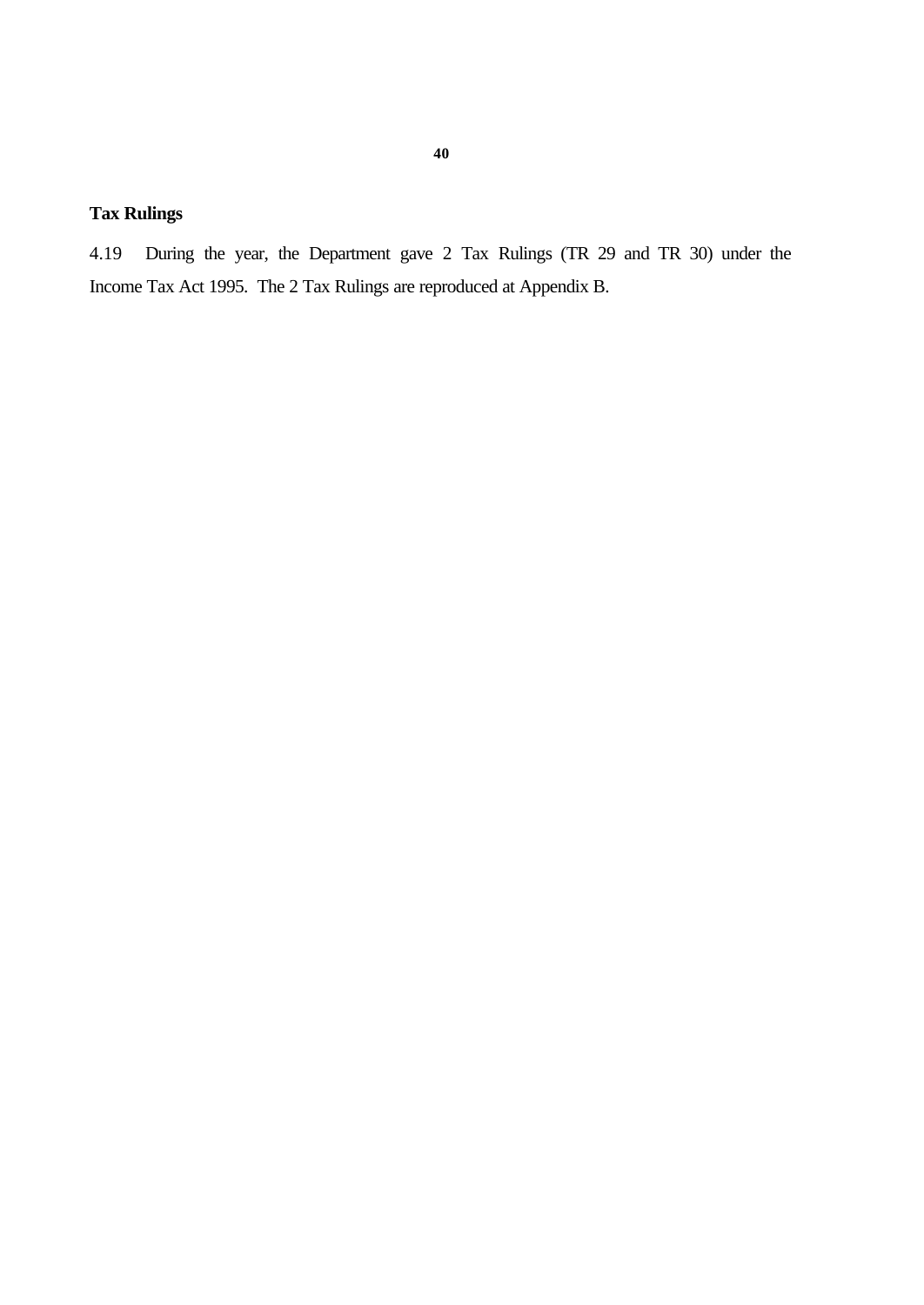**Tax Rulings**

4.19 During the year, the Department gave 2 Tax Rulings (TR 29 and TR 30) under the Income Tax Act 1995. The 2 Tax Rulings are reproduced at Appendix B.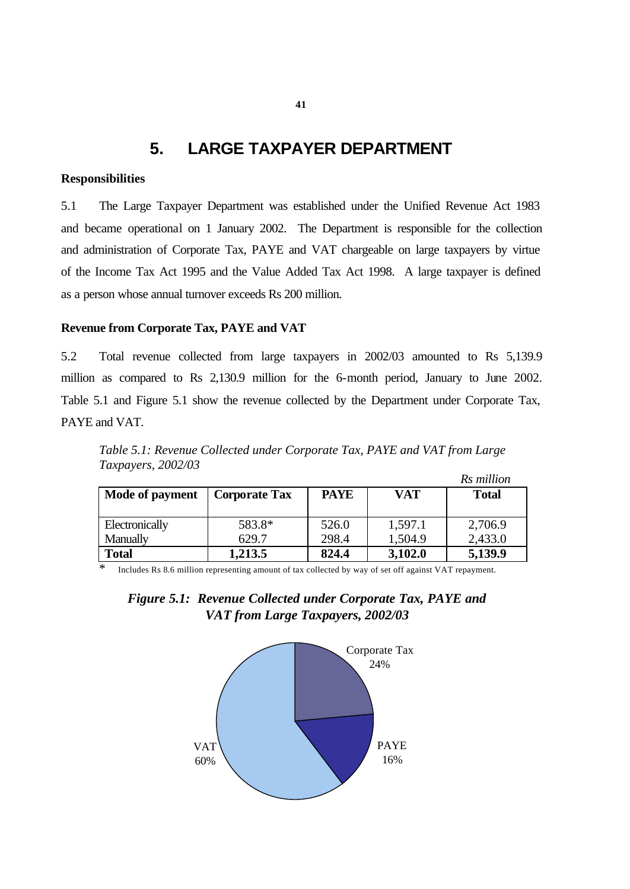# 5. LARGE TAXPAYER DEPARTMENT

**Responsibilities**

5.1 The Large Taxpayer Department was established under the Unified Revenue Act 1983 and became operational on 1 January 2002. The Department is responsible for the collection and administration of Corporate Tax, PAYE and VAT chargeable on large taxpayers by virtue of the Income Tax Act 1995 and the Value Added Tax Act 1998. A large taxpayer is defined as a person whose annual turnover exceeds Rs 200 million.

**Revenue from Corporate Tax, PAYE and VAT**

5.2 Total revenue collected from large taxpayers in 2002/03 amounted to Rs 5,139.9 million as compared to Rs 2,130.9 million for the 6-month period, January to June 2002. Table 5.1 and Figure 5.1 show the revenue collected by the Department under Corporate Tax, PAYE and VAT.

*Table 5.1: Revenue Collected under Corporate Tax, PAYE and VAT from Large Taxpayers, 2002/03*

*Rs million*

| Mode of payment | Corporate Tax | PAYE | VAT | Total |
|---|---|---|---|---|
| Electronically | 583.8* | 526.0 | 1,597.1 | 2,706.9 |
| Manually | 629.7 | 298.4 | 1,504.9 | 2,433.0 |
| **Total** | **1,213.5** | **824.4** | **3,102.0** | **5,139.9** |

\* Includes Rs 8.6 million representing amount of tax collected by way of set off against VAT repayment.

***Figure 5.1: Revenue Collected under Corporate Tax, PAYE and VAT from Large Taxpayers, 2002/03***

Corporate Tax 24%

PAYE 16%

VAT 60%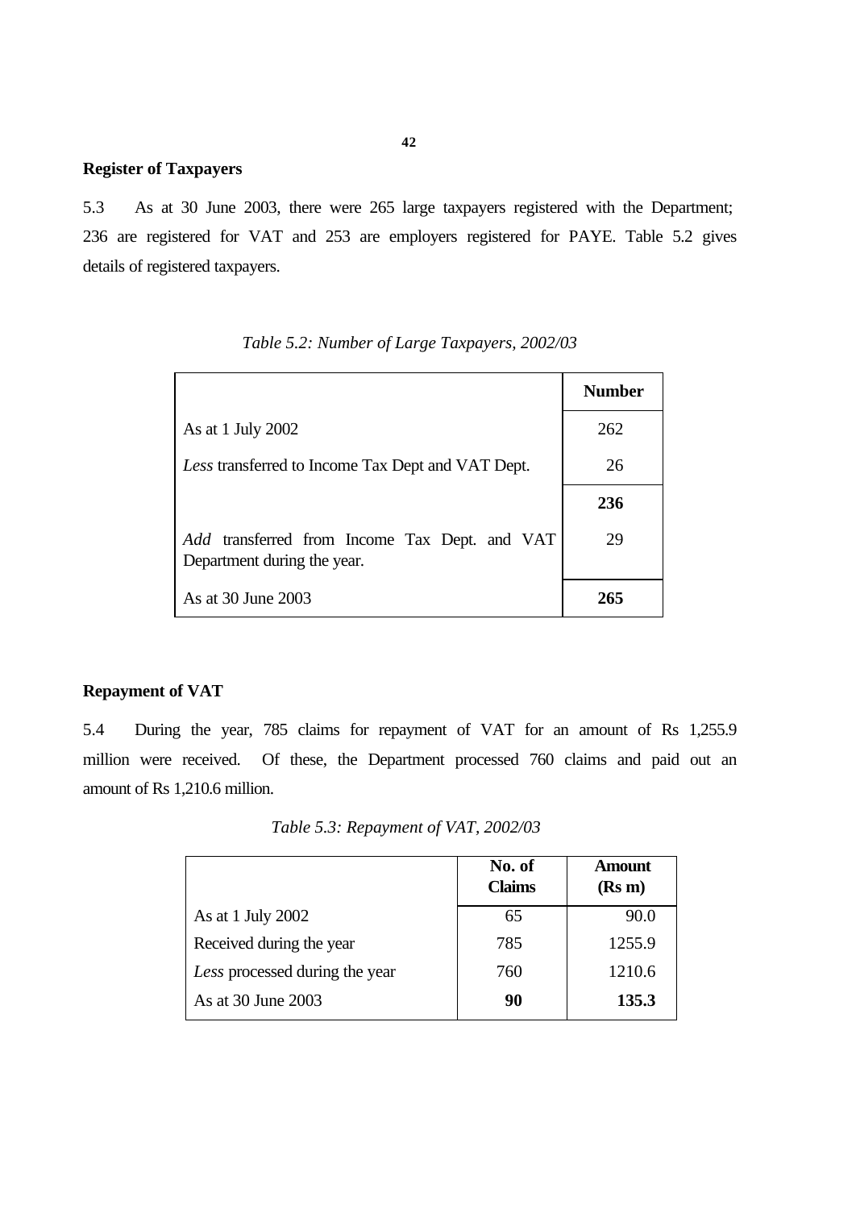## Register of Taxpayers

5.3 As at 30 June 2003, there were 265 large taxpayers registered with the Department; 236 are registered for VAT and 253 are employers registered for PAYE. Table 5.2 gives details of registered taxpayers.

*Table 5.2: Number of Large Taxpayers, 2002/03*

| | **Number** |
|---|---|
| As at 1 July 2002 | 262 |
| *Less* transferred to Income Tax Dept and VAT Dept. | 26 |
| | **236** |
| *Add* transferred from Income Tax Dept. and VAT Department during the year. | 29 |
| As at 30 June 2003 | **265** |

## Repayment of VAT

5.4 During the year, 785 claims for repayment of VAT for an amount of Rs 1,255.9 million were received. Of these, the Department processed 760 claims and paid out an amount of Rs 1,210.6 million.

*Table 5.3: Repayment of VAT, 2002/03*

| | **No. of Claims** | **Amount (Rs m)** |
|---|---|---|
| As at 1 July 2002 | 65 | 90.0 |
| Received during the year | 785 | 1255.9 |
| *Less* processed during the year | 760 | 1210.6 |
| As at 30 June 2003 | **90** | **135.3** |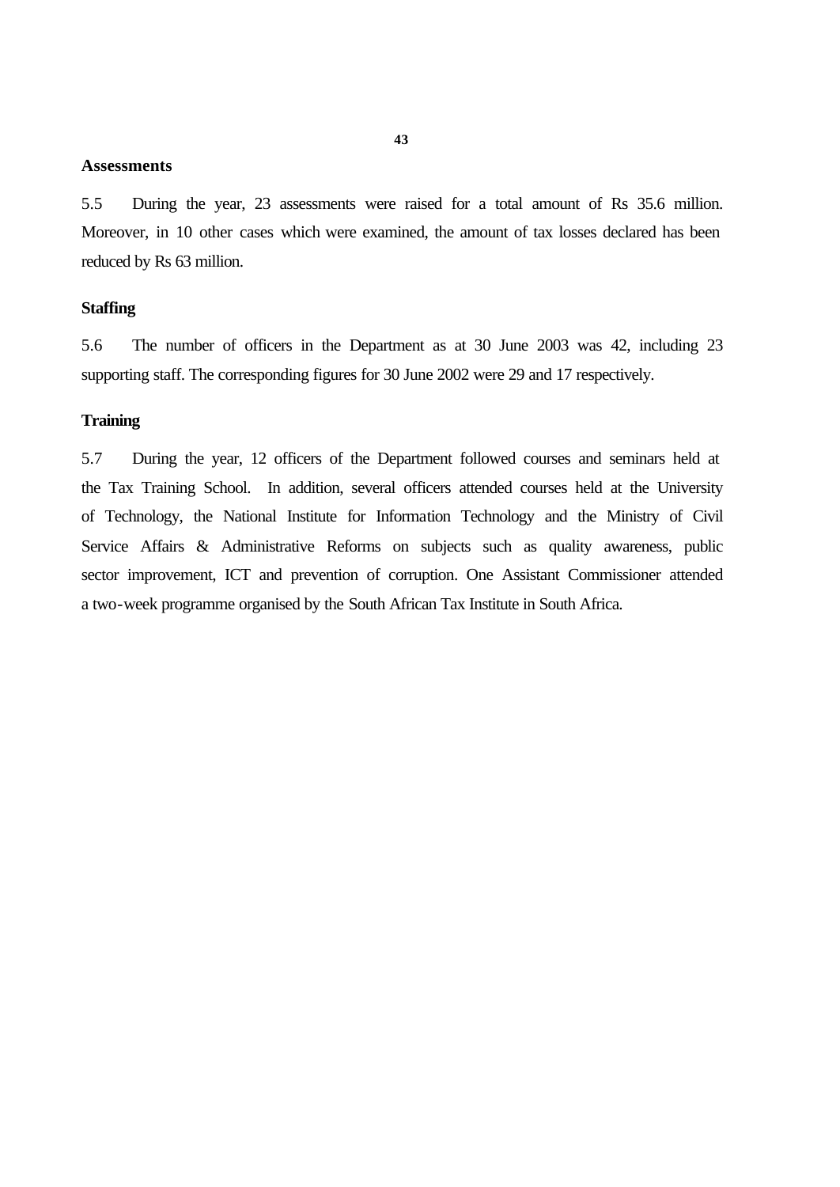### Assessments

5.5 During the year, 23 assessments were raised for a total amount of Rs 35.6 million. Moreover, in 10 other cases which were examined, the amount of tax losses declared has been reduced by Rs 63 million.

### Staffing

5.6 The number of officers in the Department as at 30 June 2003 was 42, including 23 supporting staff. The corresponding figures for 30 June 2002 were 29 and 17 respectively.

### Training

5.7 During the year, 12 officers of the Department followed courses and seminars held at the Tax Training School. In addition, several officers attended courses held at the University of Technology, the National Institute for Information Technology and the Ministry of Civil Service Affairs & Administrative Reforms on subjects such as quality awareness, public sector improvement, ICT and prevention of corruption. One Assistant Commissioner attended a two-week programme organised by the South African Tax Institute in South Africa.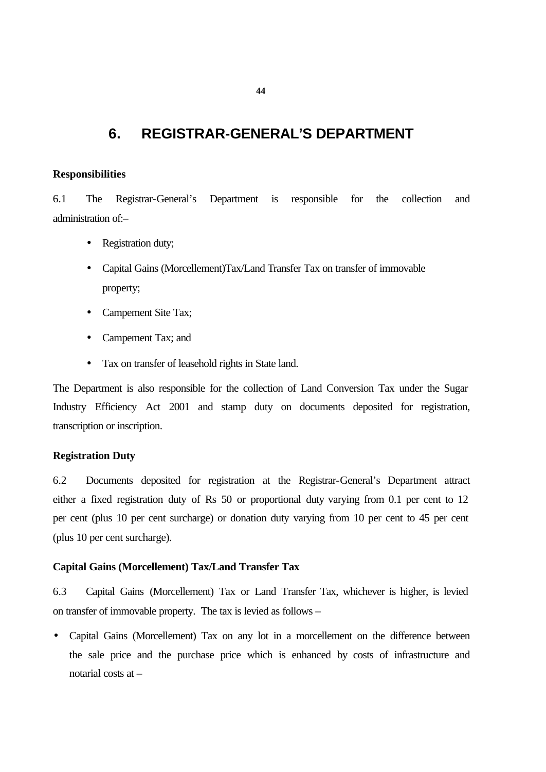# 6. REGISTRAR-GENERAL'S DEPARTMENT

**Responsibilities**

6.1 The Registrar-General's Department is responsible for the collection and administration of:–

- Registration duty;
- Capital Gains (Morcellement)Tax/Land Transfer Tax on transfer of immovable property;
- Campement Site Tax;
- Campement Tax; and
- Tax on transfer of leasehold rights in State land.

The Department is also responsible for the collection of Land Conversion Tax under the Sugar Industry Efficiency Act 2001 and stamp duty on documents deposited for registration, transcription or inscription.

**Registration Duty**

6.2 Documents deposited for registration at the Registrar-General's Department attract either a fixed registration duty of Rs 50 or proportional duty varying from 0.1 per cent to 12 per cent (plus 10 per cent surcharge) or donation duty varying from 10 per cent to 45 per cent (plus 10 per cent surcharge).

**Capital Gains (Morcellement) Tax/Land Transfer Tax**

6.3 Capital Gains (Morcellement) Tax or Land Transfer Tax, whichever is higher, is levied on transfer of immovable property. The tax is levied as follows –

- Capital Gains (Morcellement) Tax on any lot in a morcellement on the difference between the sale price and the purchase price which is enhanced by costs of infrastructure and notarial costs at –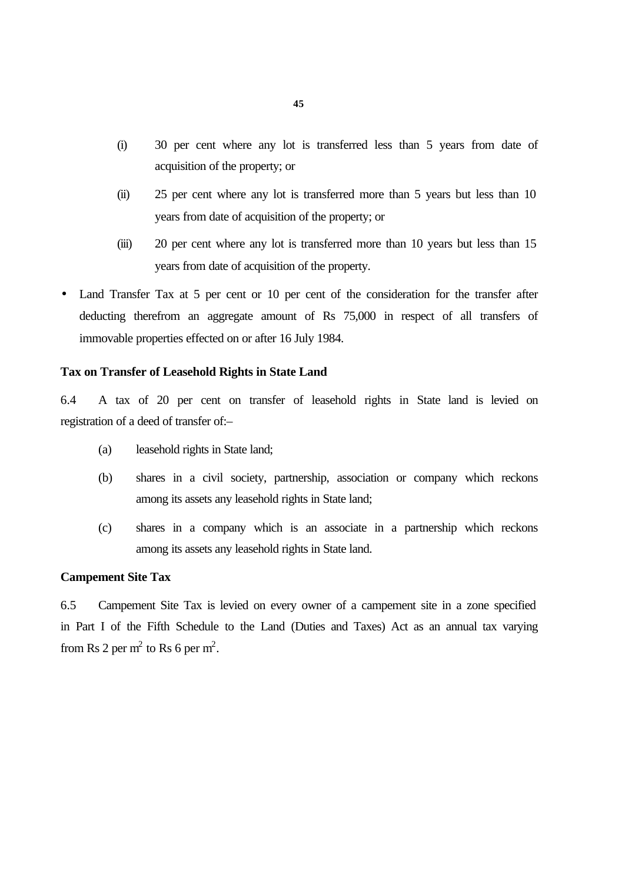(i) 30 per cent where any lot is transferred less than 5 years from date of acquisition of the property; or

(ii) 25 per cent where any lot is transferred more than 5 years but less than 10 years from date of acquisition of the property; or

(iii) 20 per cent where any lot is transferred more than 10 years but less than 15 years from date of acquisition of the property.

- Land Transfer Tax at 5 per cent or 10 per cent of the consideration for the transfer after deducting therefrom an aggregate amount of Rs 75,000 in respect of all transfers of immovable properties effected on or after 16 July 1984.

**Tax on Transfer of Leasehold Rights in State Land**

6.4 A tax of 20 per cent on transfer of leasehold rights in State land is levied on registration of a deed of transfer of:–

(a) leasehold rights in State land;

(b) shares in a civil society, partnership, association or company which reckons among its assets any leasehold rights in State land;

(c) shares in a company which is an associate in a partnership which reckons among its assets any leasehold rights in State land.

**Campement Site Tax**

6.5 Campement Site Tax is levied on every owner of a campement site in a zone specified in Part I of the Fifth Schedule to the Land (Duties and Taxes) Act as an annual tax varying from Rs 2 per $m^2$ to Rs 6 per $m^2$.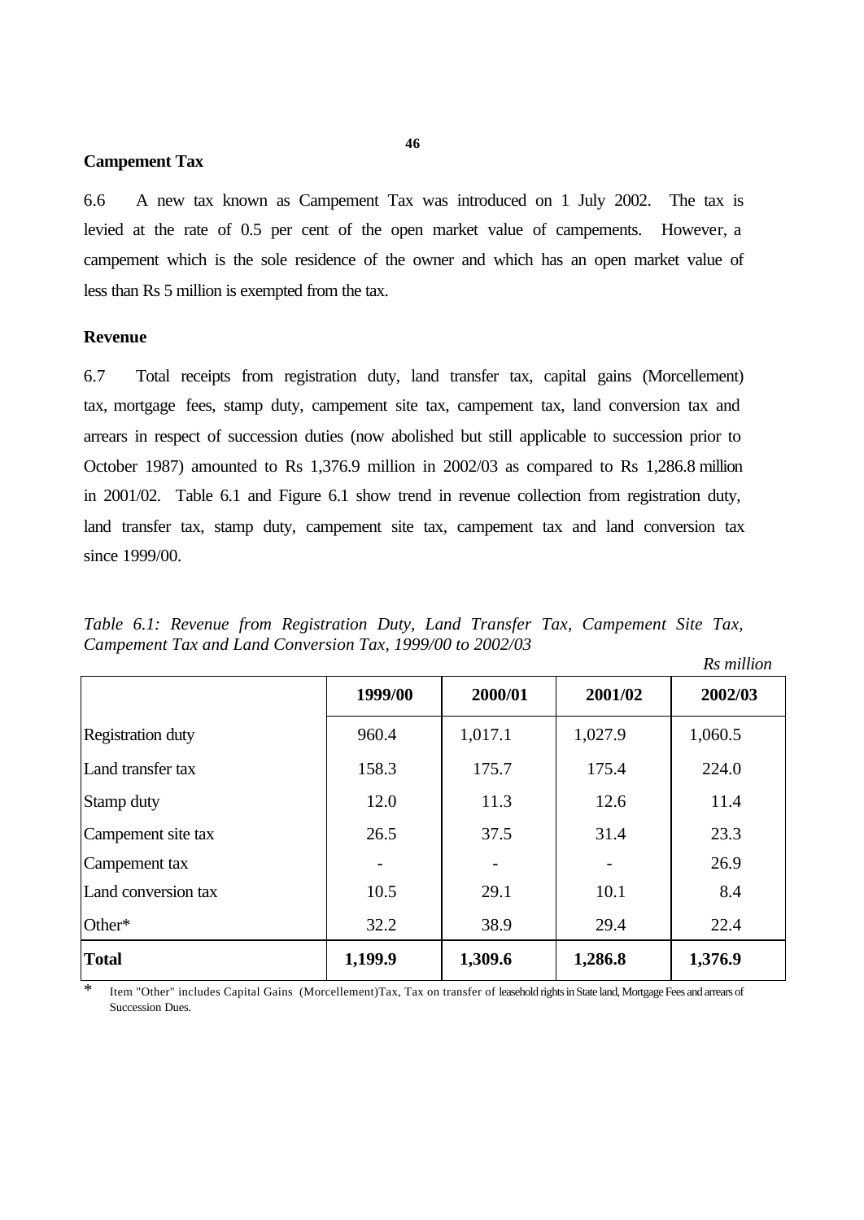## Campement Tax

6.6 A new tax known as Campement Tax was introduced on 1 July 2002. The tax is levied at the rate of 0.5 per cent of the open market value of campements. However, a campement which is the sole residence of the owner and which has an open market value of less than Rs 5 million is exempted from the tax.

## Revenue

6.7 Total receipts from registration duty, land transfer tax, capital gains (Morcellement) tax, mortgage fees, stamp duty, campement site tax, campement tax, land conversion tax and arrears in respect of succession duties (now abolished but still applicable to succession prior to October 1987) amounted to Rs 1,376.9 million in 2002/03 as compared to Rs 1,286.8 million in 2001/02. Table 6.1 and Figure 6.1 show trend in revenue collection from registration duty, land transfer tax, stamp duty, campement site tax, campement tax and land conversion tax since 1999/00.

*Table 6.1: Revenue from Registration Duty, Land Transfer Tax, Campement Site Tax, Campement Tax and Land Conversion Tax, 1999/00 to 2002/03*

*Rs million*

| | 1999/00 | 2000/01 | 2001/02 | 2002/03 |
|---|---|---|---|---|
| Registration duty | 960.4 | 1,017.1 | 1,027.9 | 1,060.5 |
| Land transfer tax | 158.3 | 175.7 | 175.4 | 224.0 |
| Stamp duty | 12.0 | 11.3 | 12.6 | 11.4 |
| Campement site tax | 26.5 | 37.5 | 31.4 | 23.3 |
| Campement tax | - | - | - | 26.9 |
| Land conversion tax | 10.5 | 29.1 | 10.1 | 8.4 |
| Other* | 32.2 | 38.9 | 29.4 | 22.4 |
| **Total** | **1,199.9** | **1,309.6** | **1,286.8** | **1,376.9** |

\* Item "Other" includes Capital Gains (Morcellement)Tax, Tax on transfer of leasehold rights in State land, Mortgage Fees and arrears of Succession Dues.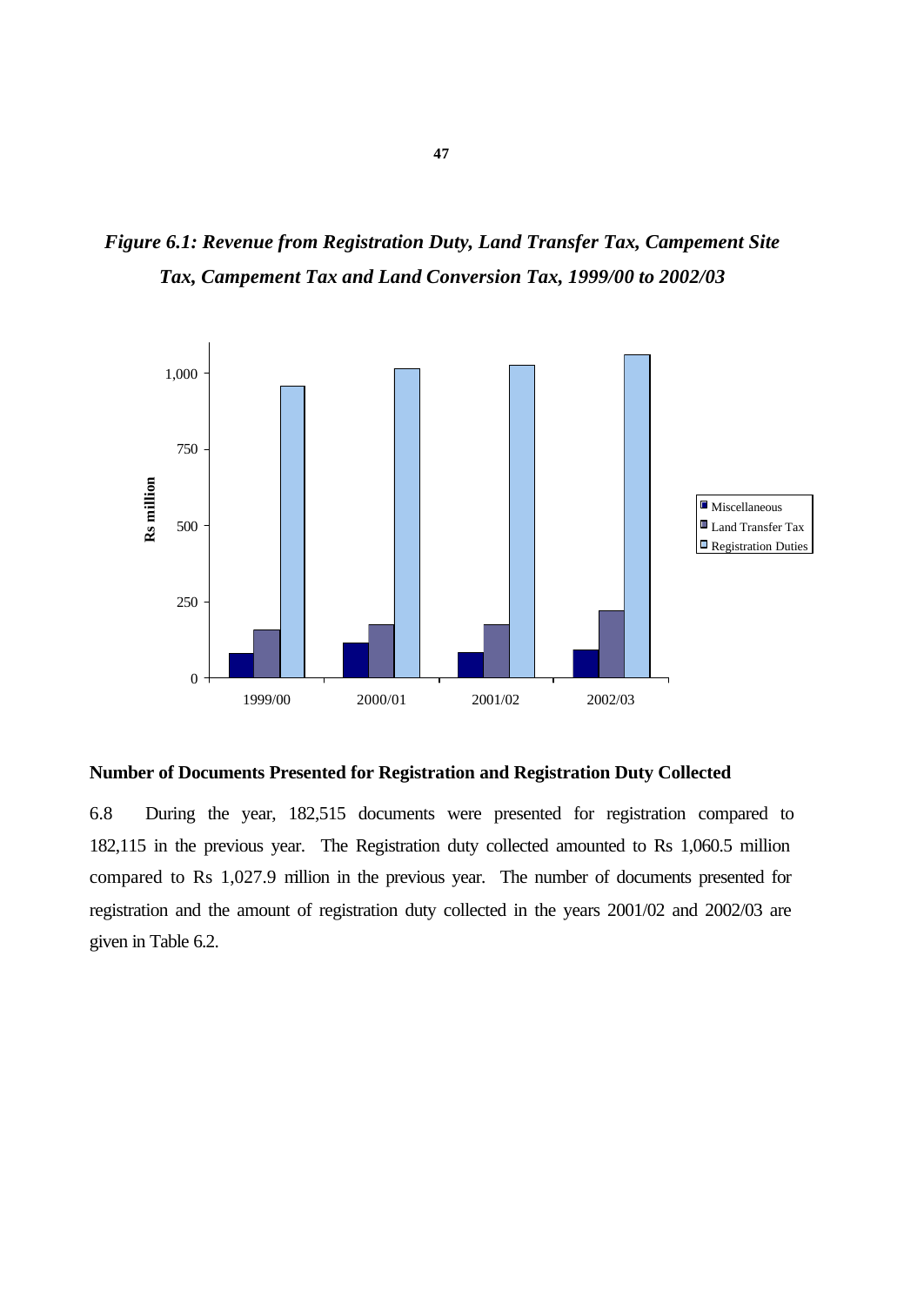*Figure 6.1: Revenue from Registration Duty, Land Transfer Tax, Campement Site Tax, Campement Tax and Land Conversion Tax, 1999/00 to 2002/03*

### Number of Documents Presented for Registration and Registration Duty Collected

6.8 During the year, 182,515 documents were presented for registration compared to 182,115 in the previous year. The Registration duty collected amounted to Rs 1,060.5 million compared to Rs 1,027.9 million in the previous year. The number of documents presented for registration and the amount of registration duty collected in the years 2001/02 and 2002/03 are given in Table 6.2.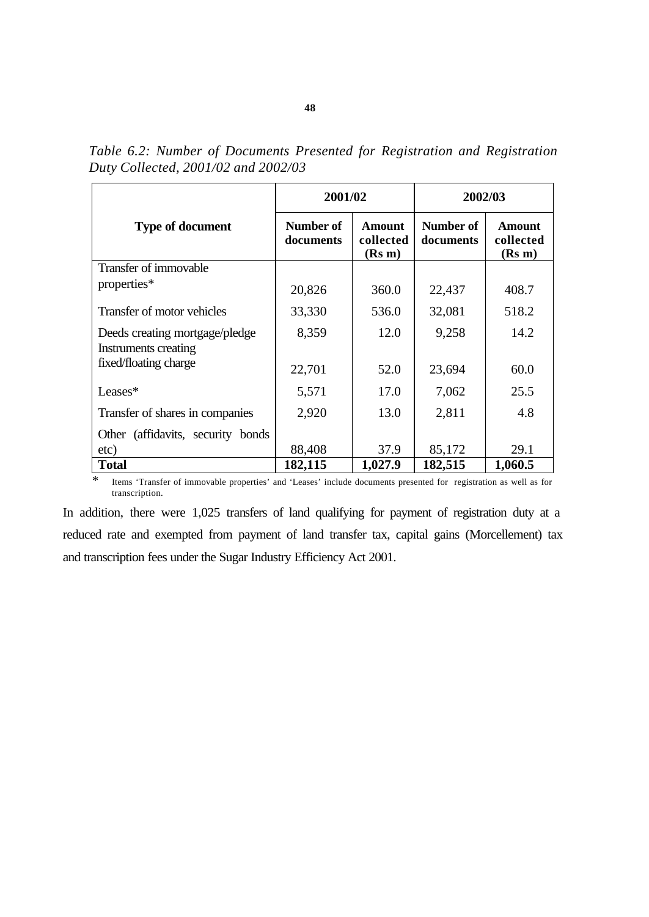*Table 6.2: Number of Documents Presented for Registration and Registration Duty Collected, 2001/02 and 2002/03*

| Type of document | 2001/02 | | 2002/03 | |
|---|---|---|---|---|
| | Number of documents | Amount collected (Rs m) | Number of documents | Amount collected (Rs m) |
| Transfer of immovable properties* | 20,826 | 360.0 | 22,437 | 408.7 |
| Transfer of motor vehicles | 33,330 | 536.0 | 32,081 | 518.2 |
| Deeds creating mortgage/pledge | 8,359 | 12.0 | 9,258 | 14.2 |
| Instruments creating fixed/floating charge | 22,701 | 52.0 | 23,694 | 60.0 |
| Leases* | 5,571 | 17.0 | 7,062 | 25.5 |
| Transfer of shares in companies | 2,920 | 13.0 | 2,811 | 4.8 |
| Other (affidavits, security bonds etc) | 88,408 | 37.9 | 85,172 | 29.1 |
| **Total** | **182,115** | **1,027.9** | **182,515** | **1,060.5** |

* Items 'Transfer of immovable properties' and 'Leases' include documents presented for registration as well as for transcription.

In addition, there were 1,025 transfers of land qualifying for payment of registration duty at a reduced rate and exempted from payment of land transfer tax, capital gains (Morcellement) tax and transcription fees under the Sugar Industry Efficiency Act 2001.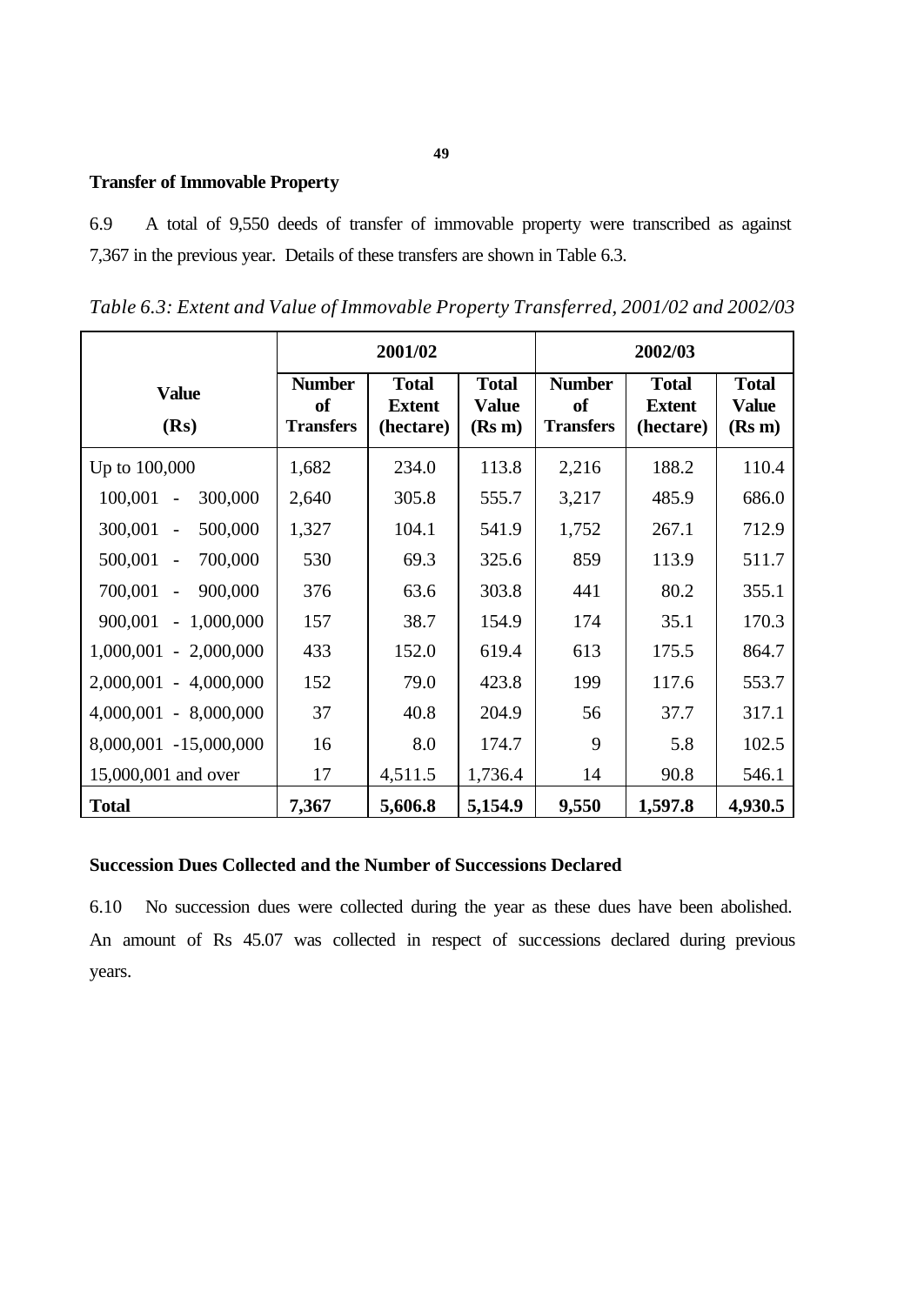## Transfer of Immovable Property

6.9 A total of 9,550 deeds of transfer of immovable property were transcribed as against 7,367 in the previous year. Details of these transfers are shown in Table 6.3.

*Table 6.3: Extent and Value of Immovable Property Transferred, 2001/02 and 2002/03*

| Value (Rs) | 2001/02 | | | 2002/03 | | |
|---|---|---|---|---|---|---|
| | **Number of Transfers** | **Total Extent (hectare)** | **Total Value (Rs m)** | **Number of Transfers** | **Total Extent (hectare)** | **Total Value (Rs m)** |
| Up to 100,000 | 1,682 | 234.0 | 113.8 | 2,216 | 188.2 | 110.4 |
| 100,001 - 300,000 | 2,640 | 305.8 | 555.7 | 3,217 | 485.9 | 686.0 |
| 300,001 - 500,000 | 1,327 | 104.1 | 541.9 | 1,752 | 267.1 | 712.9 |
| 500,001 - 700,000 | 530 | 69.3 | 325.6 | 859 | 113.9 | 511.7 |
| 700,001 - 900,000 | 376 | 63.6 | 303.8 | 441 | 80.2 | 355.1 |
| 900,001 - 1,000,000 | 157 | 38.7 | 154.9 | 174 | 35.1 | 170.3 |
| 1,000,001 - 2,000,000 | 433 | 152.0 | 619.4 | 613 | 175.5 | 864.7 |
| 2,000,001 - 4,000,000 | 152 | 79.0 | 423.8 | 199 | 117.6 | 553.7 |
| 4,000,001 - 8,000,000 | 37 | 40.8 | 204.9 | 56 | 37.7 | 317.1 |
| 8,000,001 -15,000,000 | 16 | 8.0 | 174.7 | 9 | 5.8 | 102.5 |
| 15,000,001 and over | 17 | 4,511.5 | 1,736.4 | 14 | 90.8 | 546.1 |
| **Total** | **7,367** | **5,606.8** | **5,154.9** | **9,550** | **1,597.8** | **4,930.5** |

## Succession Dues Collected and the Number of Successions Declared

6.10 No succession dues were collected during the year as these dues have been abolished. An amount of Rs 45.07 was collected in respect of successions declared during previous years.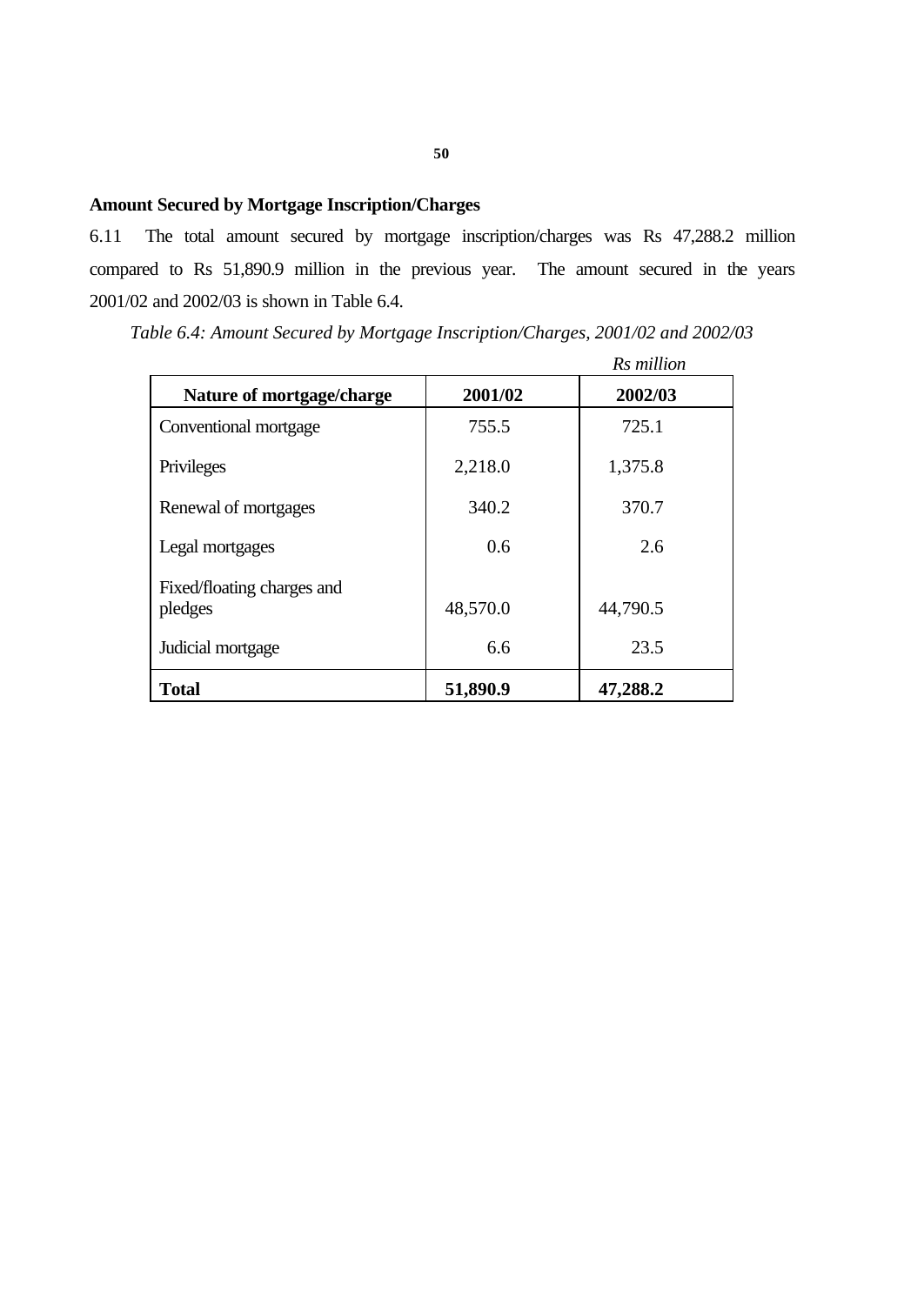## Amount Secured by Mortgage Inscription/Charges

6.11 The total amount secured by mortgage inscription/charges was Rs 47,288.2 million compared to Rs 51,890.9 million in the previous year. The amount secured in the years 2001/02 and 2002/03 is shown in Table 6.4.

*Table 6.4: Amount Secured by Mortgage Inscription/Charges, 2001/02 and 2002/03*

*Rs million*

| Nature of mortgage/charge | 2001/02 | 2002/03 |
|---|---|---|
| Conventional mortgage | 755.5 | 725.1 |
| Privileges | 2,218.0 | 1,375.8 |
| Renewal of mortgages | 340.2 | 370.7 |
| Legal mortgages | 0.6 | 2.6 |
| Fixed/floating charges and pledges | 48,570.0 | 44,790.5 |
| Judicial mortgage | 6.6 | 23.5 |
| **Total** | **51,890.9** | **47,288.2** |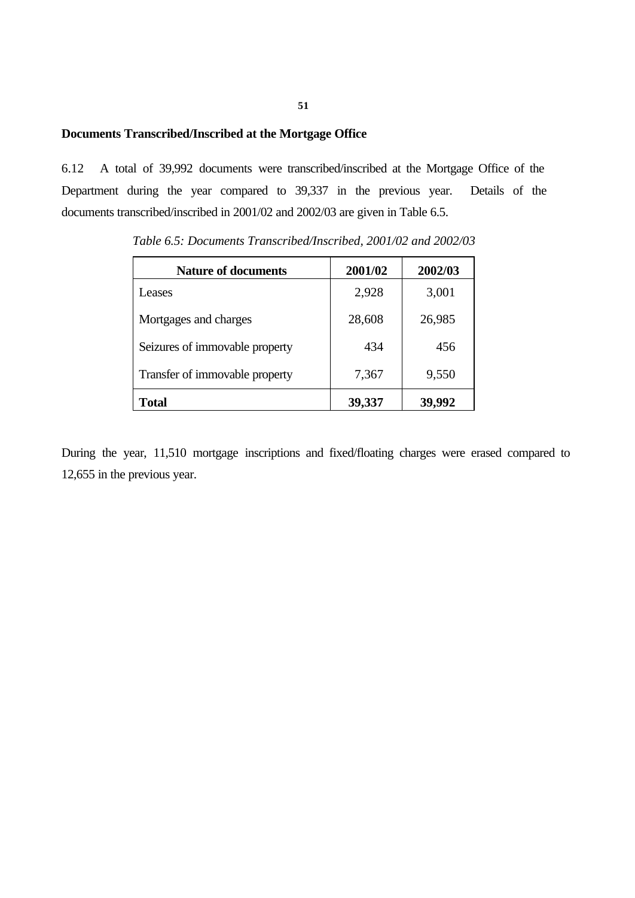## Documents Transcribed/Inscribed at the Mortgage Office

6.12 A total of 39,992 documents were transcribed/inscribed at the Mortgage Office of the Department during the year compared to 39,337 in the previous year. Details of the documents transcribed/inscribed in 2001/02 and 2002/03 are given in Table 6.5.

*Table 6.5: Documents Transcribed/Inscribed, 2001/02 and 2002/03*

| Nature of documents | 2001/02 | 2002/03 |
|---|---|---|
| Leases | 2,928 | 3,001 |
| Mortgages and charges | 28,608 | 26,985 |
| Seizures of immovable property | 434 | 456 |
| Transfer of immovable property | 7,367 | 9,550 |
| **Total** | **39,337** | **39,992** |

During the year, 11,510 mortgage inscriptions and fixed/floating charges were erased compared to 12,655 in the previous year.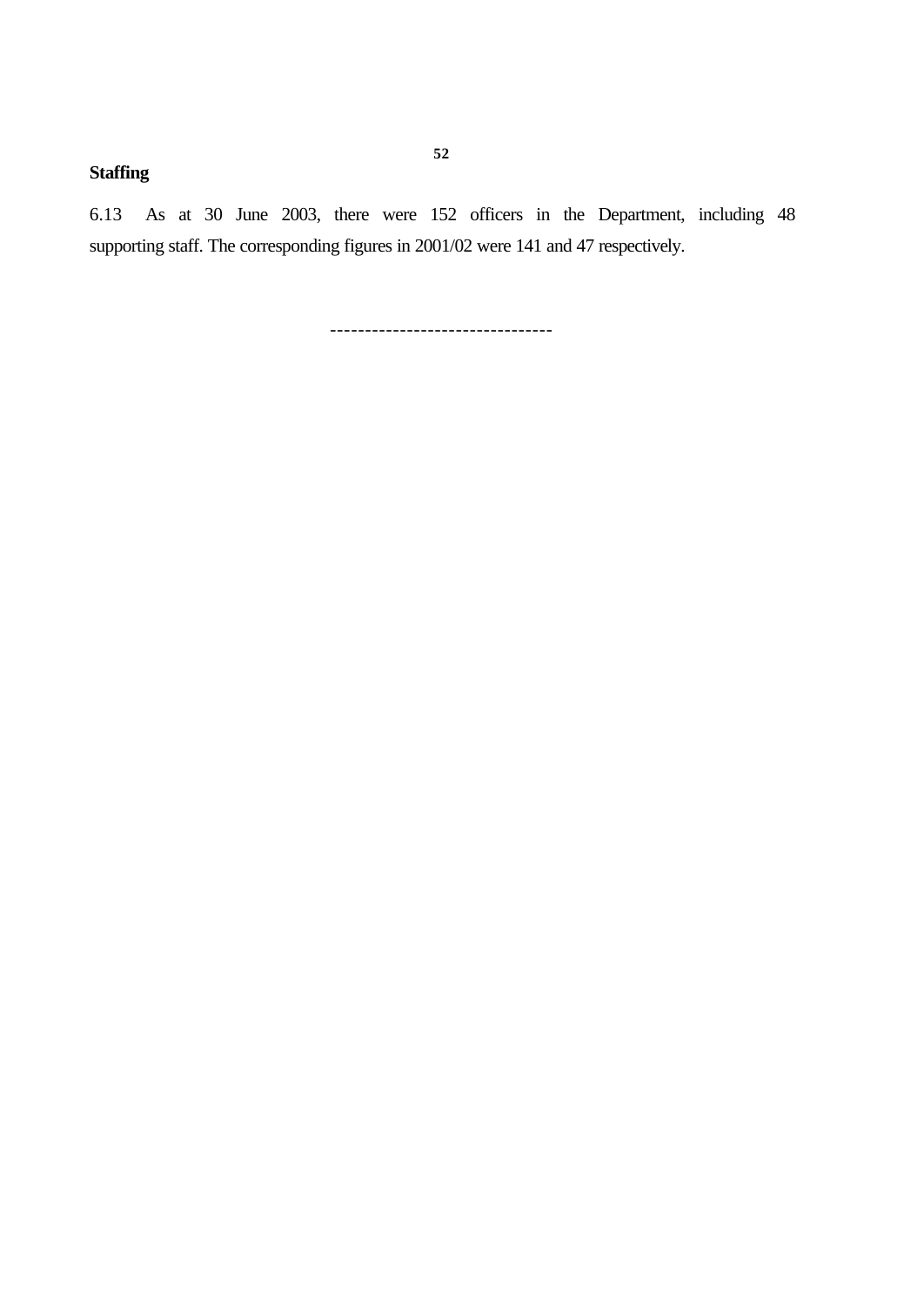**Staffing**

6.13 As at 30 June 2003, there were 152 officers in the Department, including 48 supporting staff. The corresponding figures in 2001/02 were 141 and 47 respectively.

--------------------------------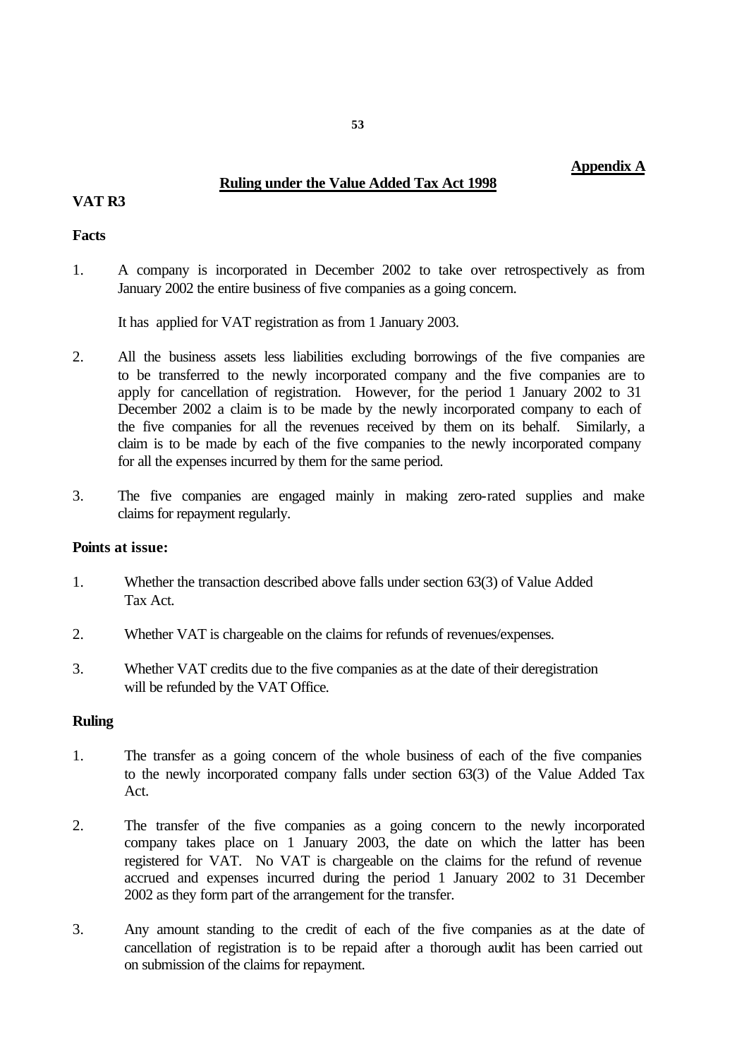**Appendix A**

## Ruling under the Value Added Tax Act 1998

### VAT R3

### Facts

1. A company is incorporated in December 2002 to take over retrospectively as from January 2002 the entire business of five companies as a going concern.

   It has applied for VAT registration as from 1 January 2003.

2. All the business assets less liabilities excluding borrowings of the five companies are to be transferred to the newly incorporated company and the five companies are to apply for cancellation of registration. However, for the period 1 January 2002 to 31 December 2002 a claim is to be made by the newly incorporated company to each of the five companies for all the revenues received by them on its behalf. Similarly, a claim is to be made by each of the five companies to the newly incorporated company for all the expenses incurred by them for the same period.

3. The five companies are engaged mainly in making zero-rated supplies and make claims for repayment regularly.

### Points at issue:

1. Whether the transaction described above falls under section 63(3) of Value Added Tax Act.

2. Whether VAT is chargeable on the claims for refunds of revenues/expenses.

3. Whether VAT credits due to the five companies as at the date of their deregistration will be refunded by the VAT Office.

### Ruling

1. The transfer as a going concern of the whole business of each of the five companies to the newly incorporated company falls under section 63(3) of the Value Added Tax Act.

2. The transfer of the five companies as a going concern to the newly incorporated company takes place on 1 January 2003, the date on which the latter has been registered for VAT. No VAT is chargeable on the claims for the refund of revenue accrued and expenses incurred during the period 1 January 2002 to 31 December 2002 as they form part of the arrangement for the transfer.

3. Any amount standing to the credit of each of the five companies as at the date of cancellation of registration is to be repaid after a thorough audit has been carried out on submission of the claims for repayment.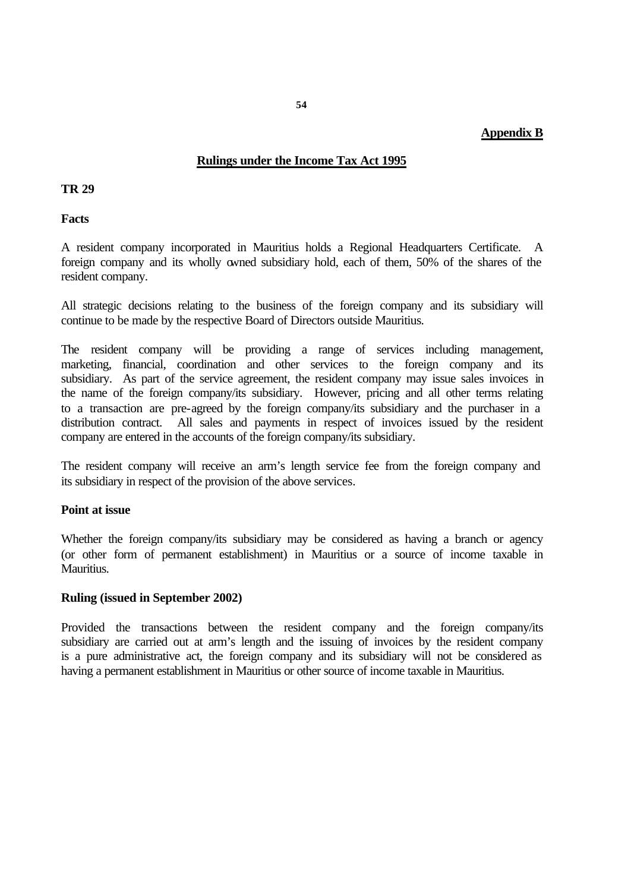**Appendix B**

## Rulings under the Income Tax Act 1995

### TR 29

**Facts**

A resident company incorporated in Mauritius holds a Regional Headquarters Certificate. A foreign company and its wholly owned subsidiary hold, each of them, 50% of the shares of the resident company.

All strategic decisions relating to the business of the foreign company and its subsidiary will continue to be made by the respective Board of Directors outside Mauritius.

The resident company will be providing a range of services including management, marketing, financial, coordination and other services to the foreign company and its subsidiary. As part of the service agreement, the resident company may issue sales invoices in the name of the foreign company/its subsidiary. However, pricing and all other terms relating to a transaction are pre-agreed by the foreign company/its subsidiary and the purchaser in a distribution contract. All sales and payments in respect of invoices issued by the resident company are entered in the accounts of the foreign company/its subsidiary.

The resident company will receive an arm's length service fee from the foreign company and its subsidiary in respect of the provision of the above services.

**Point at issue**

Whether the foreign company/its subsidiary may be considered as having a branch or agency (or other form of permanent establishment) in Mauritius or a source of income taxable in Mauritius.

**Ruling (issued in September 2002)**

Provided the transactions between the resident company and the foreign company/its subsidiary are carried out at arm's length and the issuing of invoices by the resident company is a pure administrative act, the foreign company and its subsidiary will not be considered as having a permanent establishment in Mauritius or other source of income taxable in Mauritius.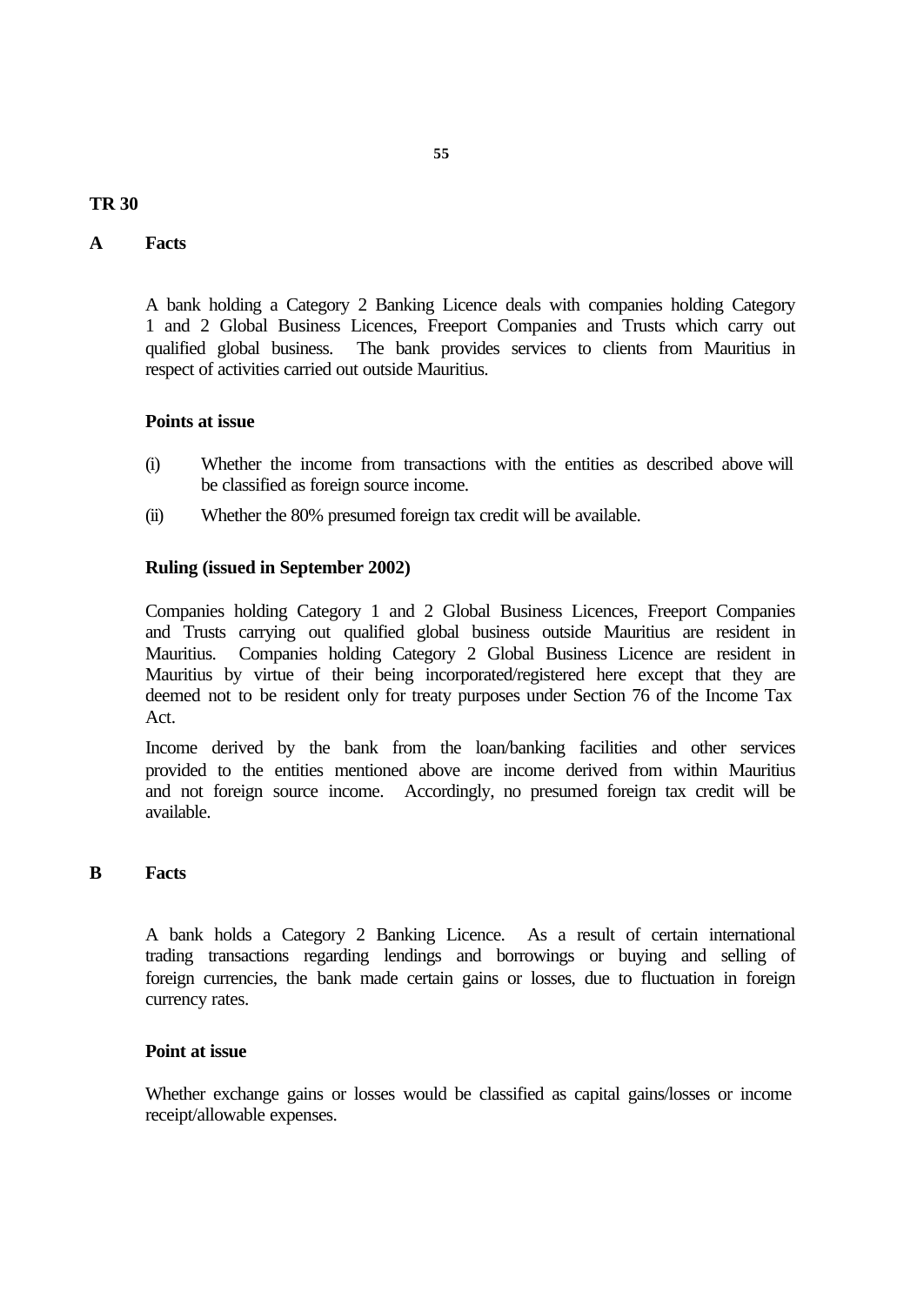## TR 30

### A Facts

A bank holding a Category 2 Banking Licence deals with companies holding Category 1 and 2 Global Business Licences, Freeport Companies and Trusts which carry out qualified global business. The bank provides services to clients from Mauritius in respect of activities carried out outside Mauritius.

**Points at issue**

(i) Whether the income from transactions with the entities as described above will be classified as foreign source income.

(ii) Whether the 80% presumed foreign tax credit will be available.

**Ruling (issued in September 2002)**

Companies holding Category 1 and 2 Global Business Licences, Freeport Companies and Trusts carrying out qualified global business outside Mauritius are resident in Mauritius. Companies holding Category 2 Global Business Licence are resident in Mauritius by virtue of their being incorporated/registered here except that they are deemed not to be resident only for treaty purposes under Section 76 of the Income Tax Act.

Income derived by the bank from the loan/banking facilities and other services provided to the entities mentioned above are income derived from within Mauritius and not foreign source income. Accordingly, no presumed foreign tax credit will be available.

### B Facts

A bank holds a Category 2 Banking Licence. As a result of certain international trading transactions regarding lendings and borrowings or buying and selling of foreign currencies, the bank made certain gains or losses, due to fluctuation in foreign currency rates.

**Point at issue**

Whether exchange gains or losses would be classified as capital gains/losses or income receipt/allowable expenses.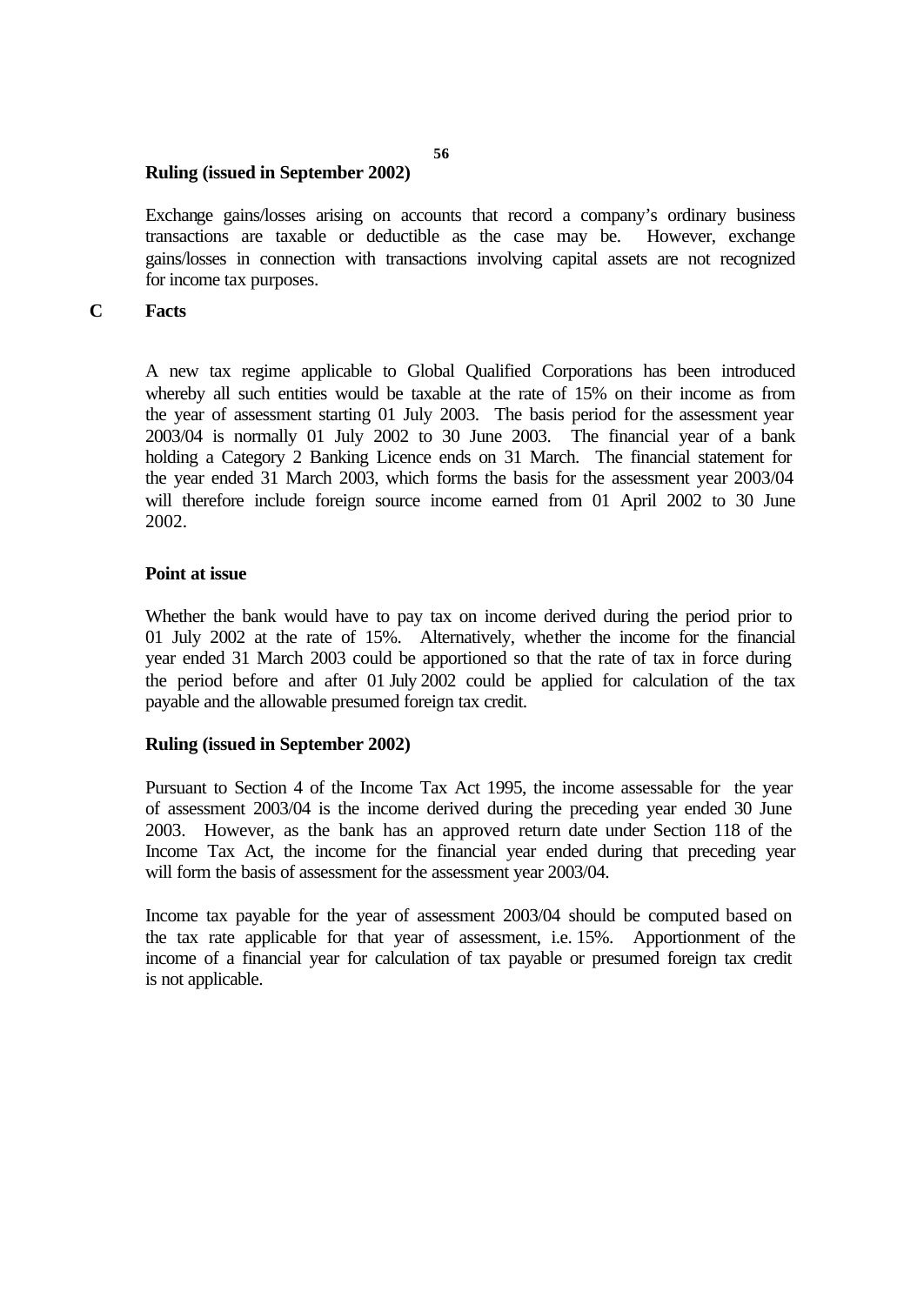**Ruling (issued in September 2002)**

Exchange gains/losses arising on accounts that record a company's ordinary business transactions are taxable or deductible as the case may be. However, exchange gains/losses in connection with transactions involving capital assets are not recognized for income tax purposes.

**C Facts**

A new tax regime applicable to Global Qualified Corporations has been introduced whereby all such entities would be taxable at the rate of 15% on their income as from the year of assessment starting 01 July 2003. The basis period for the assessment year 2003/04 is normally 01 July 2002 to 30 June 2003. The financial year of a bank holding a Category 2 Banking Licence ends on 31 March. The financial statement for the year ended 31 March 2003, which forms the basis for the assessment year 2003/04 will therefore include foreign source income earned from 01 April 2002 to 30 June 2002.

**Point at issue**

Whether the bank would have to pay tax on income derived during the period prior to 01 July 2002 at the rate of 15%. Alternatively, whether the income for the financial year ended 31 March 2003 could be apportioned so that the rate of tax in force during the period before and after 01 July 2002 could be applied for calculation of the tax payable and the allowable presumed foreign tax credit.

**Ruling (issued in September 2002)**

Pursuant to Section 4 of the Income Tax Act 1995, the income assessable for the year of assessment 2003/04 is the income derived during the preceding year ended 30 June 2003. However, as the bank has an approved return date under Section 118 of the Income Tax Act, the income for the financial year ended during that preceding year will form the basis of assessment for the assessment year 2003/04.

Income tax payable for the year of assessment 2003/04 should be computed based on the tax rate applicable for that year of assessment, i.e. 15%. Apportionment of the income of a financial year for calculation of tax payable or presumed foreign tax credit is not applicable.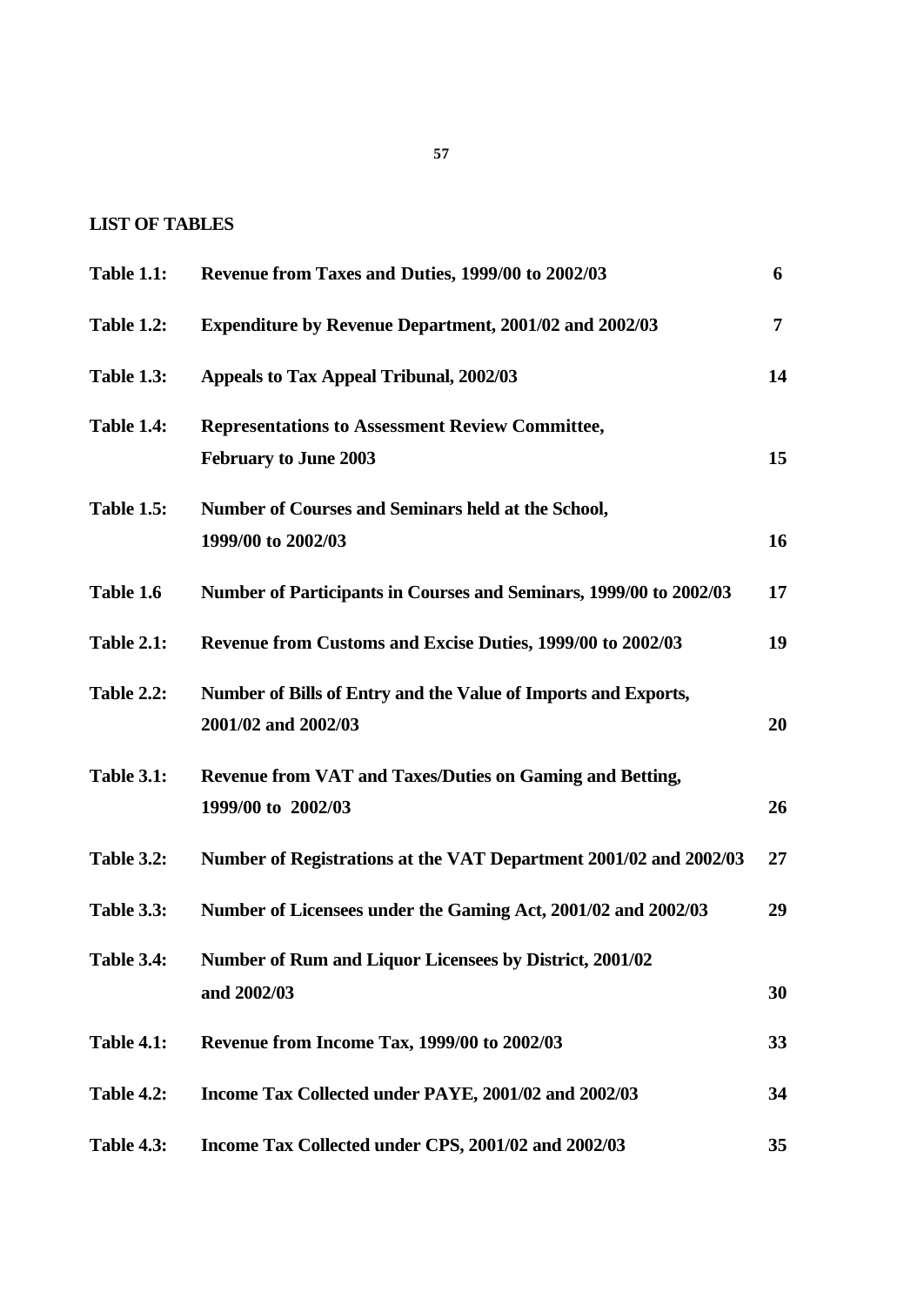## LIST OF TABLES

| | | |
|---|---|---|
| **Table 1.1:** | **Revenue from Taxes and Duties, 1999/00 to 2002/03** | **6** |
| **Table 1.2:** | **Expenditure by Revenue Department, 2001/02 and 2002/03** | **7** |
| **Table 1.3:** | **Appeals to Tax Appeal Tribunal, 2002/03** | **14** |
| **Table 1.4:** | **Representations to Assessment Review Committee, February to June 2003** | **15** |
| **Table 1.5:** | **Number of Courses and Seminars held at the School, 1999/00 to 2002/03** | **16** |
| **Table 1.6** | **Number of Participants in Courses and Seminars, 1999/00 to 2002/03** | **17** |
| **Table 2.1:** | **Revenue from Customs and Excise Duties, 1999/00 to 2002/03** | **19** |
| **Table 2.2:** | **Number of Bills of Entry and the Value of Imports and Exports, 2001/02 and 2002/03** | **20** |
| **Table 3.1:** | **Revenue from VAT and Taxes/Duties on Gaming and Betting, 1999/00 to 2002/03** | **26** |
| **Table 3.2:** | **Number of Registrations at the VAT Department 2001/02 and 2002/03** | **27** |
| **Table 3.3:** | **Number of Licensees under the Gaming Act, 2001/02 and 2002/03** | **29** |
| **Table 3.4:** | **Number of Rum and Liquor Licensees by District, 2001/02 and 2002/03** | **30** |
| **Table 4.1:** | **Revenue from Income Tax, 1999/00 to 2002/03** | **33** |
| **Table 4.2:** | **Income Tax Collected under PAYE, 2001/02 and 2002/03** | **34** |
| **Table 4.3:** | **Income Tax Collected under CPS, 2001/02 and 2002/03** | **35** |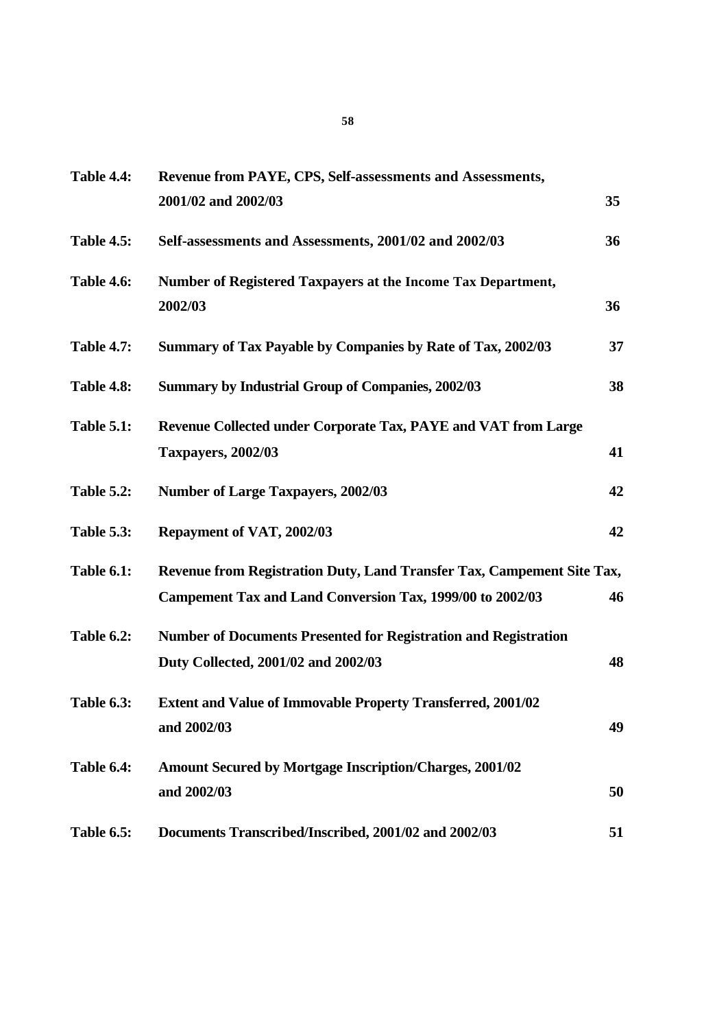| | | |
|---|---|---|
| **Table 4.4:** | **Revenue from PAYE, CPS, Self-assessments and Assessments, 2001/02 and 2002/03** | **35** |
| **Table 4.5:** | **Self-assessments and Assessments, 2001/02 and 2002/03** | **36** |
| **Table 4.6:** | **Number of Registered Taxpayers at the Income Tax Department, 2002/03** | **36** |
| **Table 4.7:** | **Summary of Tax Payable by Companies by Rate of Tax, 2002/03** | **37** |
| **Table 4.8:** | **Summary by Industrial Group of Companies, 2002/03** | **38** |
| **Table 5.1:** | **Revenue Collected under Corporate Tax, PAYE and VAT from Large Taxpayers, 2002/03** | **41** |
| **Table 5.2:** | **Number of Large Taxpayers, 2002/03** | **42** |
| **Table 5.3:** | **Repayment of VAT, 2002/03** | **42** |
| **Table 6.1:** | **Revenue from Registration Duty, Land Transfer Tax, Campement Site Tax, Campement Tax and Land Conversion Tax, 1999/00 to 2002/03** | **46** |
| **Table 6.2:** | **Number of Documents Presented for Registration and Registration Duty Collected, 2001/02 and 2002/03** | **48** |
| **Table 6.3:** | **Extent and Value of Immovable Property Transferred, 2001/02 and 2002/03** | **49** |
| **Table 6.4:** | **Amount Secured by Mortgage Inscription/Charges, 2001/02 and 2002/03** | **50** |
| **Table 6.5:** | **Documents Transcribed/Inscribed, 2001/02 and 2002/03** | **51** |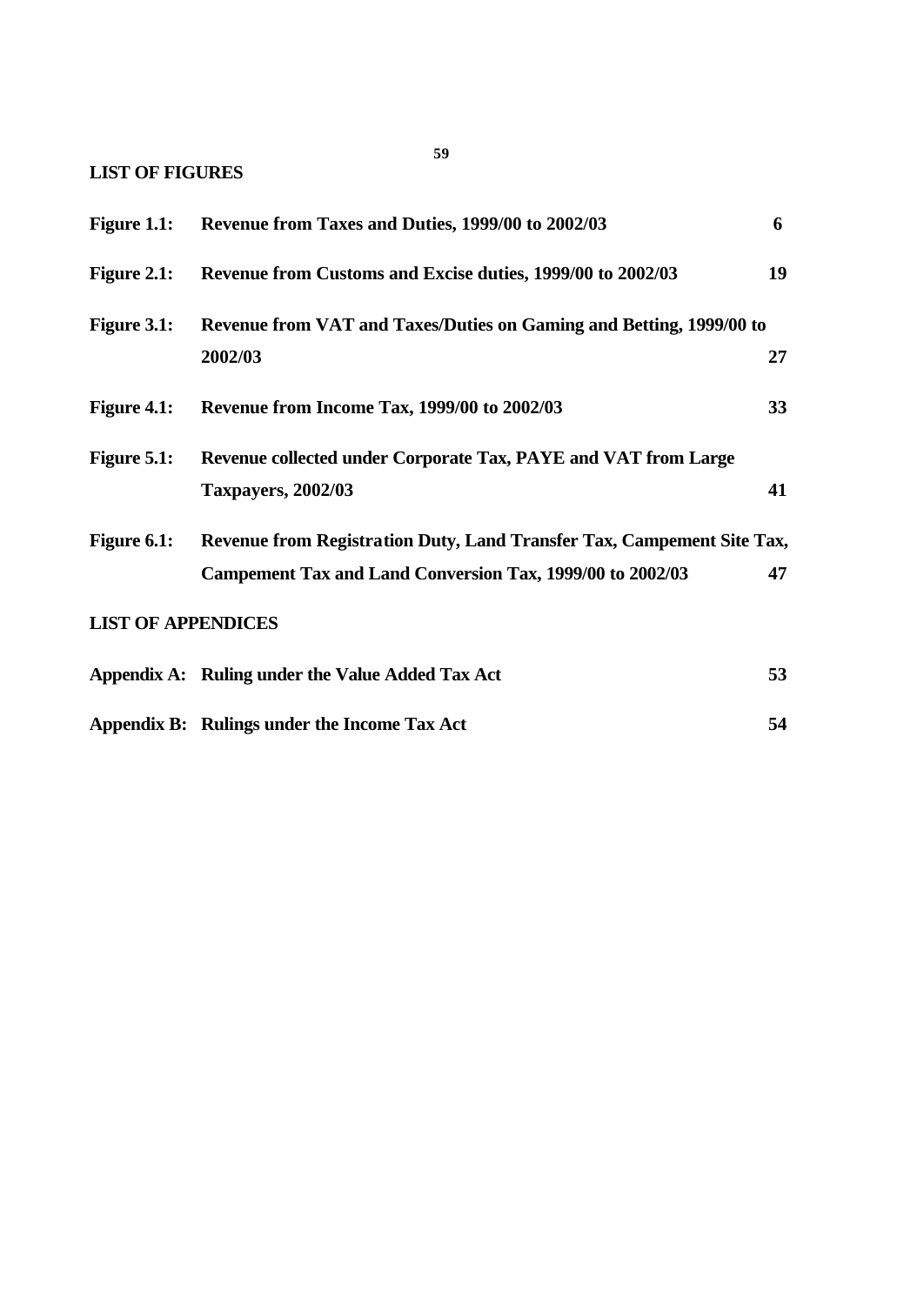## LIST OF FIGURES

| | | |
|---|---|---|
| **Figure 1.1:** | **Revenue from Taxes and Duties, 1999/00 to 2002/03** | **6** |
| **Figure 2.1:** | **Revenue from Customs and Excise duties, 1999/00 to 2002/03** | **19** |
| **Figure 3.1:** | **Revenue from VAT and Taxes/Duties on Gaming and Betting, 1999/00 to 2002/03** | **27** |
| **Figure 4.1:** | **Revenue from Income Tax, 1999/00 to 2002/03** | **33** |
| **Figure 5.1:** | **Revenue collected under Corporate Tax, PAYE and VAT from Large Taxpayers, 2002/03** | **41** |
| **Figure 6.1:** | **Revenue from Registration Duty, Land Transfer Tax, Campement Site Tax, Campement Tax and Land Conversion Tax, 1999/00 to 2002/03** | **47** |

## LIST OF APPENDICES

| | | |
|---|---|---|
| **Appendix A:** | **Ruling under the Value Added Tax Act** | **53** |
| **Appendix B:** | **Rulings under the Income Tax Act** | **54** |